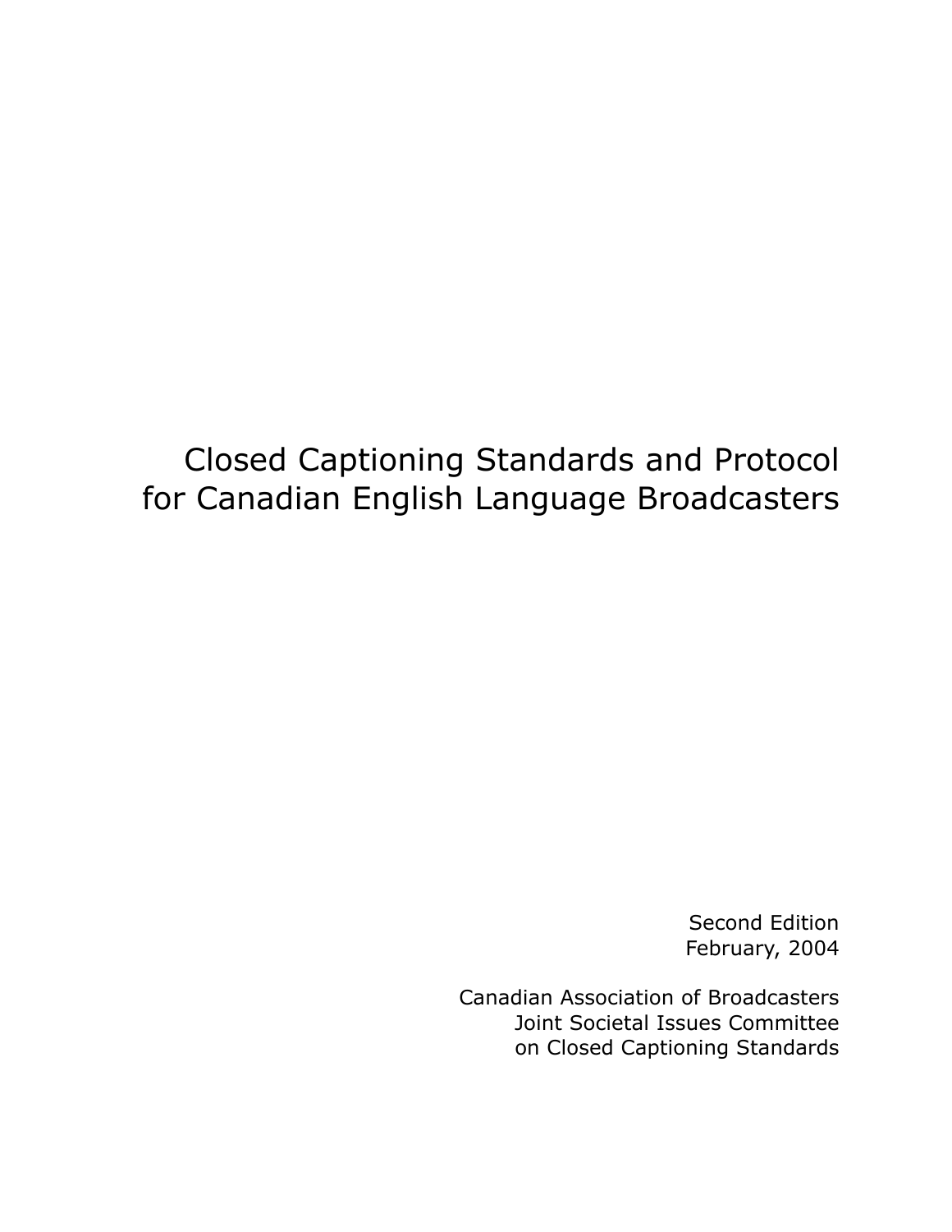# Closed Captioning Standards and Protocol for Canadian English Language Broadcasters

Second Edition
February, 2004

Canadian Association of Broadcasters
Joint Societal Issues Committee
on Closed Captioning Standards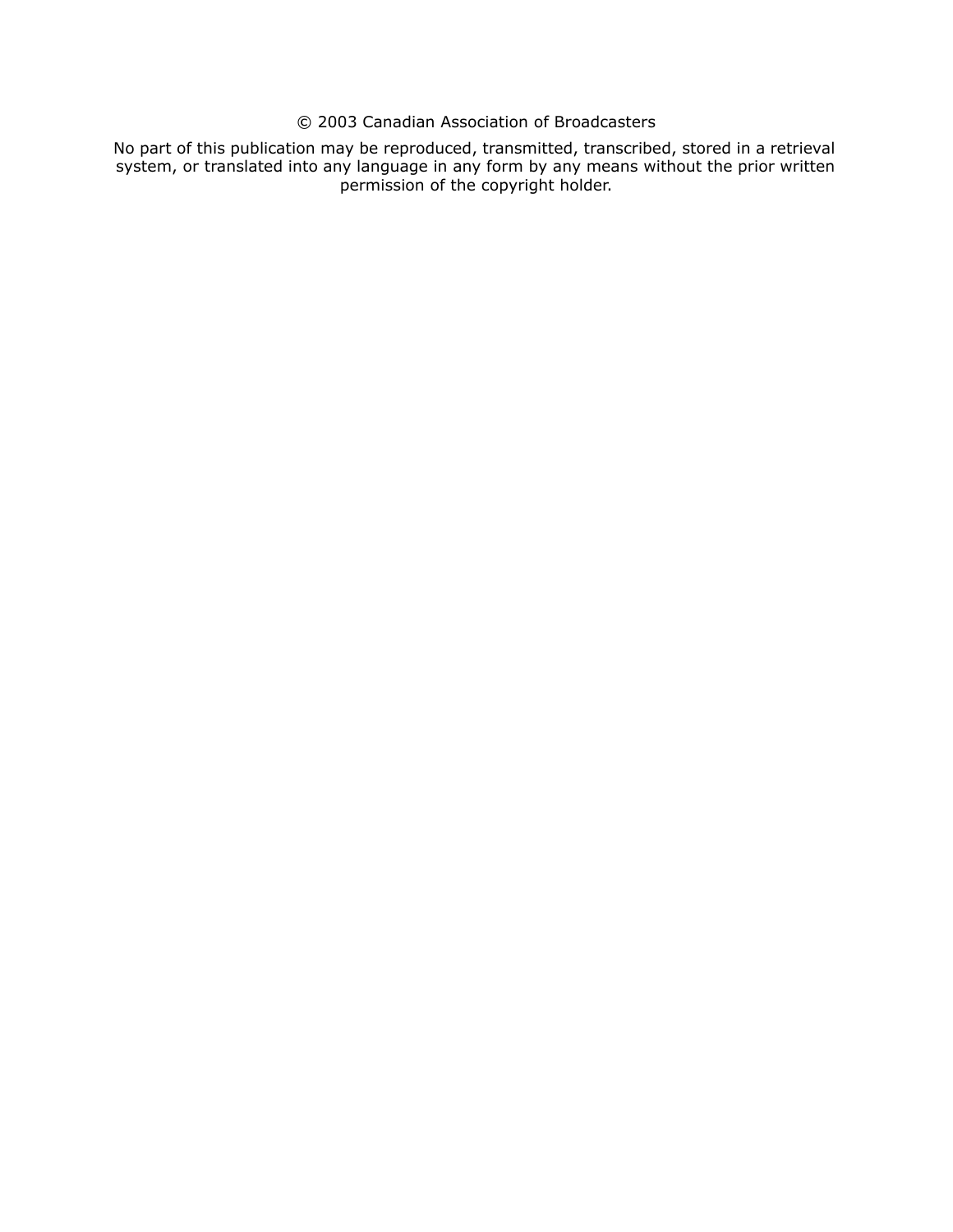© 2003 Canadian Association of Broadcasters

No part of this publication may be reproduced, transmitted, transcribed, stored in a retrieval system, or translated into any language in any form by any means without the prior written permission of the copyright holder.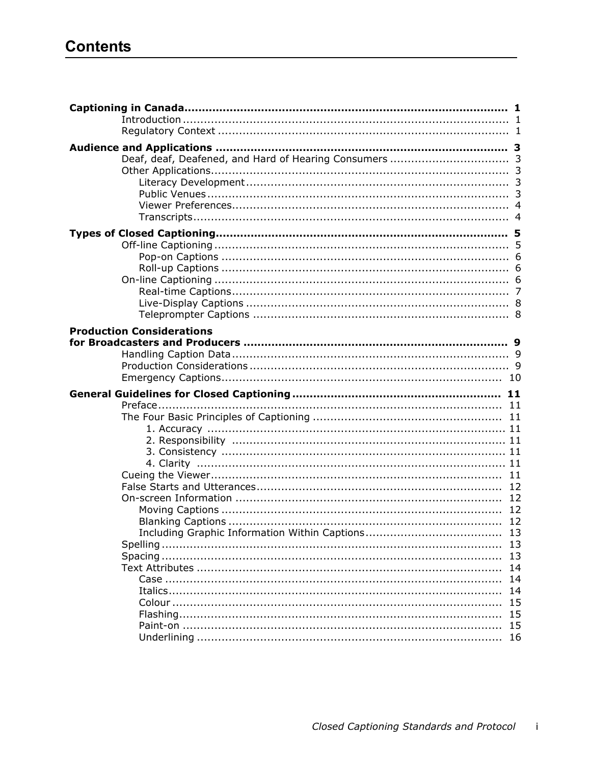# Contents

**Captioning in Canada** ........ **1**
- Introduction ........ 1
- Regulatory Context ........ 1

**Audience and Applications** ........ **3**
- Deaf, deaf, Deafened, and Hard of Hearing Consumers ........ 3
- Other Applications ........ 3
  - Literacy Development ........ 3
  - Public Venues ........ 3
  - Viewer Preferences ........ 4
  - Transcripts ........ 4

**Types of Closed Captioning** ........ **5**
- Off-line Captioning ........ 5
  - Pop-on Captions ........ 6
  - Roll-up Captions ........ 6
- On-line Captioning ........ 6
  - Real-time Captions ........ 7
  - Live-Display Captions ........ 8
  - Teleprompter Captions ........ 8

**Production Considerations for Broadcasters and Producers** ........ **9**
- Handling Caption Data ........ 9
- Production Considerations ........ 9
- Emergency Captions ........ 10

**General Guidelines for Closed Captioning** ........ **11**
- Preface ........ 11
- The Four Basic Principles of Captioning ........ 11
  1. Accuracy ........ 11
  2. Responsibility ........ 11
  3. Consistency ........ 11
  4. Clarity ........ 11
- Cueing the Viewer ........ 11
- False Starts and Utterances ........ 12
- On-screen Information ........ 12
  - Moving Captions ........ 12
  - Blanking Captions ........ 12
  - Including Graphic Information Within Captions ........ 13
- Spelling ........ 13
- Spacing ........ 13
- Text Attributes ........ 14
  - Case ........ 14
  - Italics ........ 14
  - Colour ........ 15
  - Flashing ........ 15
  - Paint-on ........ 15
  - Underlining ........ 16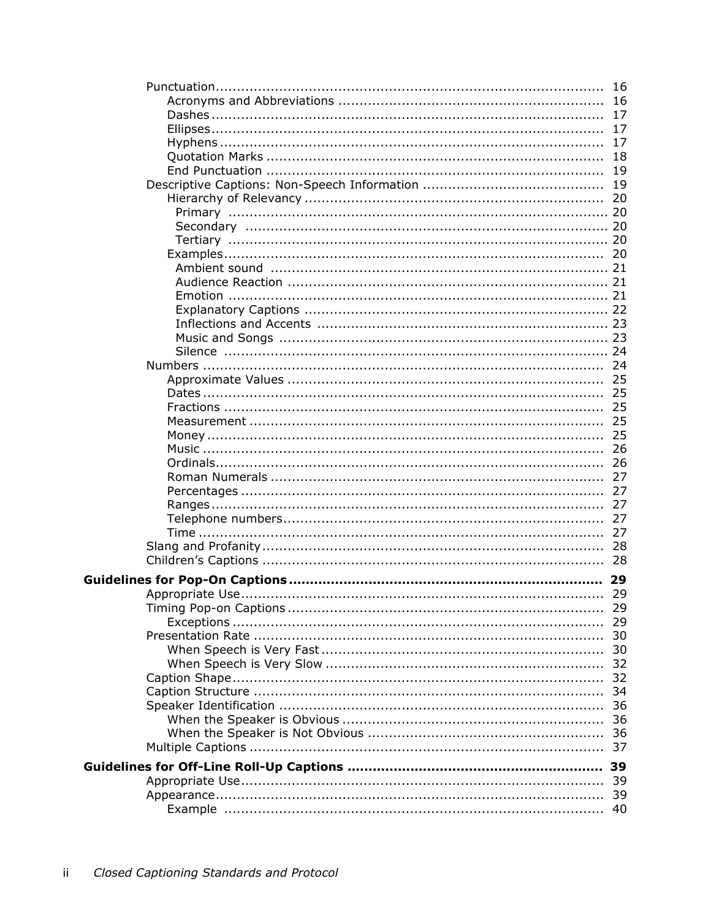- Punctuation ........ 16
  - Acronyms and Abbreviations ........ 16
  - Dashes ........ 17
  - Ellipses ........ 17
  - Hyphens ........ 17
  - Quotation Marks ........ 18
  - End Punctuation ........ 19
- Descriptive Captions: Non-Speech Information ........ 19
  - Hierarchy of Relevancy ........ 20
    - Primary ........ 20
    - Secondary ........ 20
    - Tertiary ........ 20
  - Examples ........ 20
    - Ambient sound ........ 21
    - Audience Reaction ........ 21
    - Emotion ........ 21
    - Explanatory Captions ........ 22
    - Inflections and Accents ........ 23
    - Music and Songs ........ 23
    - Silence ........ 24
- Numbers ........ 24
  - Approximate Values ........ 25
  - Dates ........ 25
  - Fractions ........ 25
  - Measurement ........ 25
  - Money ........ 25
  - Music ........ 26
  - Ordinals ........ 26
  - Roman Numerals ........ 27
  - Percentages ........ 27
  - Ranges ........ 27
  - Telephone numbers ........ 27
  - Time ........ 27
- Slang and Profanity ........ 28
- Children's Captions ........ 28

**Guidelines for Pop-On Captions ........ 29**

- Appropriate Use ........ 29
- Timing Pop-on Captions ........ 29
  - Exceptions ........ 29
- Presentation Rate ........ 30
  - When Speech is Very Fast ........ 30
  - When Speech is Very Slow ........ 32
- Caption Shape ........ 32
- Caption Structure ........ 34
- Speaker Identification ........ 36
  - When the Speaker is Obvious ........ 36
  - When the Speaker is Not Obvious ........ 36
- Multiple Captions ........ 37

**Guidelines for Off-Line Roll-Up Captions ........ 39**

- Appropriate Use ........ 39
- Appearance ........ 39
  - Example ........ 40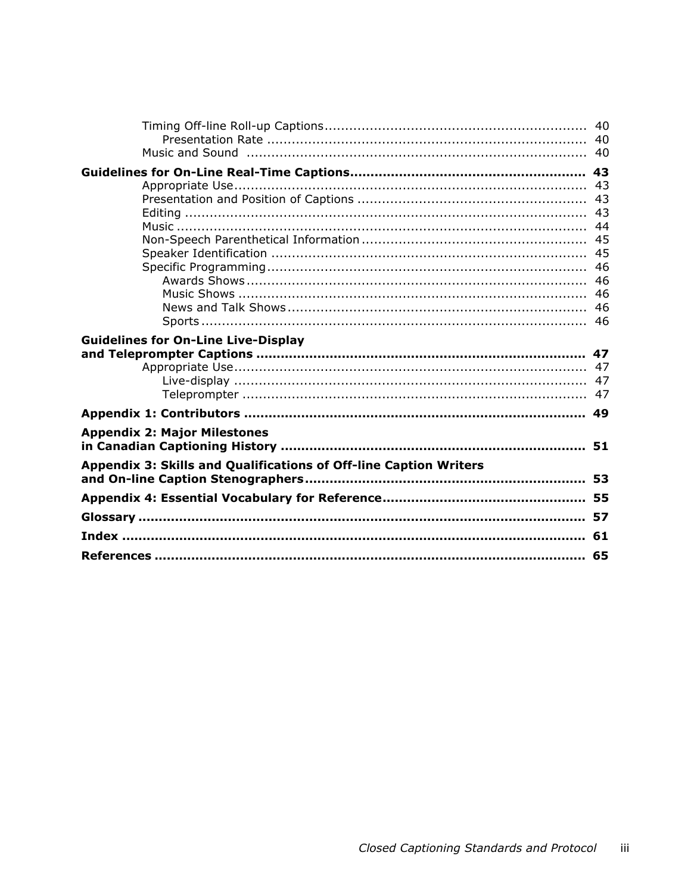Timing Off-line Roll-up Captions ..... 40
    Presentation Rate ..... 40
Music and Sound ..... 40

**Guidelines for On-Line Real-Time Captions ..... 43**
Appropriate Use ..... 43
Presentation and Position of Captions ..... 43
Editing ..... 43
Music ..... 44
Non-Speech Parenthetical Information ..... 45
Speaker Identification ..... 45
Specific Programming ..... 46
    Awards Shows ..... 46
    Music Shows ..... 46
    News and Talk Shows ..... 46
    Sports ..... 46

**Guidelines for On-Line Live-Display and Teleprompter Captions ..... 47**
Appropriate Use ..... 47
    Live-display ..... 47
    Teleprompter ..... 47

**Appendix 1: Contributors ..... 49**

**Appendix 2: Major Milestones in Canadian Captioning History ..... 51**

**Appendix 3: Skills and Qualifications of Off-line Caption Writers and On-line Caption Stenographers ..... 53**

**Appendix 4: Essential Vocabulary for Reference ..... 55**

**Glossary ..... 57**

**Index ..... 61**

**References ..... 65**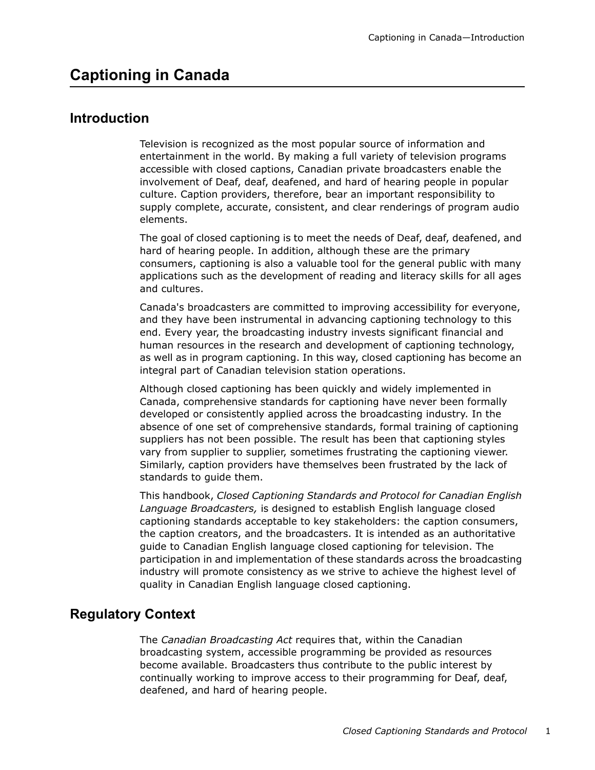# Captioning in Canada

## Introduction

Television is recognized as the most popular source of information and entertainment in the world. By making a full variety of television programs accessible with closed captions, Canadian private broadcasters enable the involvement of Deaf, deaf, deafened, and hard of hearing people in popular culture. Caption providers, therefore, bear an important responsibility to supply complete, accurate, consistent, and clear renderings of program audio elements.

The goal of closed captioning is to meet the needs of Deaf, deaf, deafened, and hard of hearing people. In addition, although these are the primary consumers, captioning is also a valuable tool for the general public with many applications such as the development of reading and literacy skills for all ages and cultures.

Canada's broadcasters are committed to improving accessibility for everyone, and they have been instrumental in advancing captioning technology to this end. Every year, the broadcasting industry invests significant financial and human resources in the research and development of captioning technology, as well as in program captioning. In this way, closed captioning has become an integral part of Canadian television station operations.

Although closed captioning has been quickly and widely implemented in Canada, comprehensive standards for captioning have never been formally developed or consistently applied across the broadcasting industry. In the absence of one set of comprehensive standards, formal training of captioning suppliers has not been possible. The result has been that captioning styles vary from supplier to supplier, sometimes frustrating the captioning viewer. Similarly, caption providers have themselves been frustrated by the lack of standards to guide them.

This handbook, *Closed Captioning Standards and Protocol for Canadian English Language Broadcasters,* is designed to establish English language closed captioning standards acceptable to key stakeholders: the caption consumers, the caption creators, and the broadcasters. It is intended as an authoritative guide to Canadian English language closed captioning for television. The participation in and implementation of these standards across the broadcasting industry will promote consistency as we strive to achieve the highest level of quality in Canadian English language closed captioning.

## Regulatory Context

The *Canadian Broadcasting Act* requires that, within the Canadian broadcasting system, accessible programming be provided as resources become available. Broadcasters thus contribute to the public interest by continually working to improve access to their programming for Deaf, deaf, deafened, and hard of hearing people.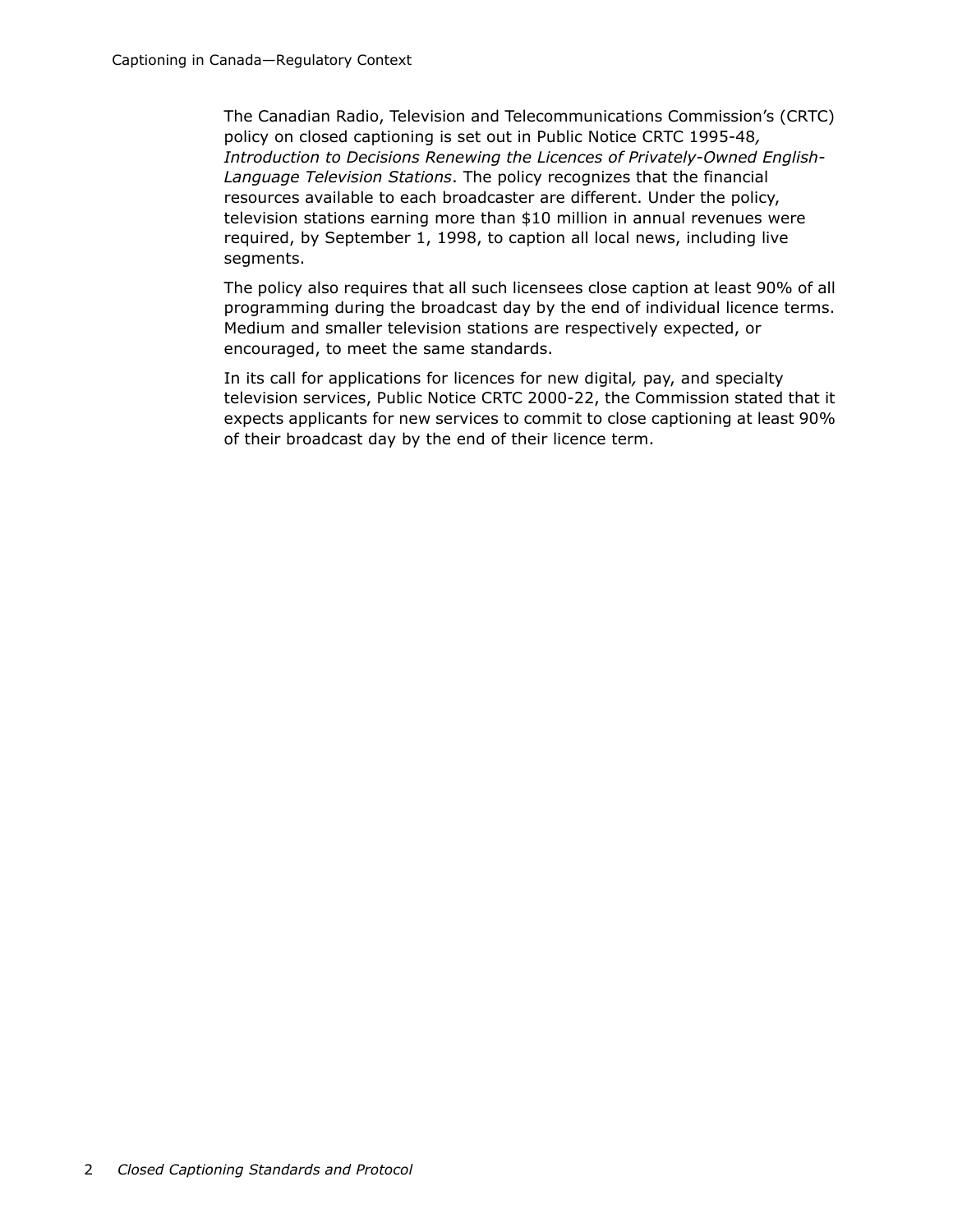The Canadian Radio, Television and Telecommunications Commission's (CRTC) policy on closed captioning is set out in Public Notice CRTC 1995-48*, Introduction to Decisions Renewing the Licences of Privately-Owned English-Language Television Stations*. The policy recognizes that the financial resources available to each broadcaster are different. Under the policy, television stations earning more than $10 million in annual revenues were required, by September 1, 1998, to caption all local news, including live segments.

The policy also requires that all such licensees close caption at least 90% of all programming during the broadcast day by the end of individual licence terms. Medium and smaller television stations are respectively expected, or encouraged, to meet the same standards.

In its call for applications for licences for new digital*,* pay, and specialty television services, Public Notice CRTC 2000-22, the Commission stated that it expects applicants for new services to commit to close captioning at least 90% of their broadcast day by the end of their licence term.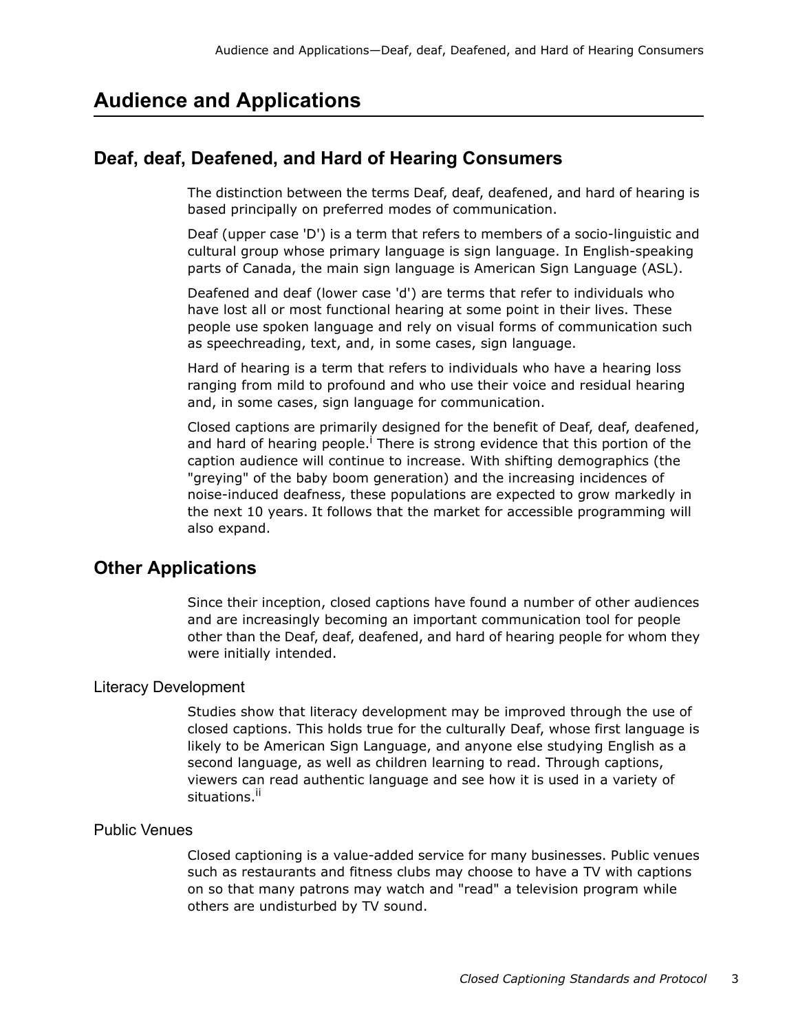# Audience and Applications

## Deaf, deaf, Deafened, and Hard of Hearing Consumers

The distinction between the terms Deaf, deaf, deafened, and hard of hearing is based principally on preferred modes of communication.

Deaf (upper case 'D') is a term that refers to members of a socio-linguistic and cultural group whose primary language is sign language. In English-speaking parts of Canada, the main sign language is American Sign Language (ASL).

Deafened and deaf (lower case 'd') are terms that refer to individuals who have lost all or most functional hearing at some point in their lives. These people use spoken language and rely on visual forms of communication such as speechreading, text, and, in some cases, sign language.

Hard of hearing is a term that refers to individuals who have a hearing loss ranging from mild to profound and who use their voice and residual hearing and, in some cases, sign language for communication.

Closed captions are primarily designed for the benefit of Deaf, deaf, deafened, and hard of hearing people.[i] There is strong evidence that this portion of the caption audience will continue to increase. With shifting demographics (the "greying" of the baby boom generation) and the increasing incidences of noise-induced deafness, these populations are expected to grow markedly in the next 10 years. It follows that the market for accessible programming will also expand.

## Other Applications

Since their inception, closed captions have found a number of other audiences and are increasingly becoming an important communication tool for people other than the Deaf, deaf, deafened, and hard of hearing people for whom they were initially intended.

### Literacy Development

Studies show that literacy development may be improved through the use of closed captions. This holds true for the culturally Deaf, whose first language is likely to be American Sign Language, and anyone else studying English as a second language, as well as children learning to read. Through captions, viewers can read authentic language and see how it is used in a variety of situations.[ii]

### Public Venues

Closed captioning is a value-added service for many businesses. Public venues such as restaurants and fitness clubs may choose to have a TV with captions on so that many patrons may watch and "read" a television program while others are undisturbed by TV sound.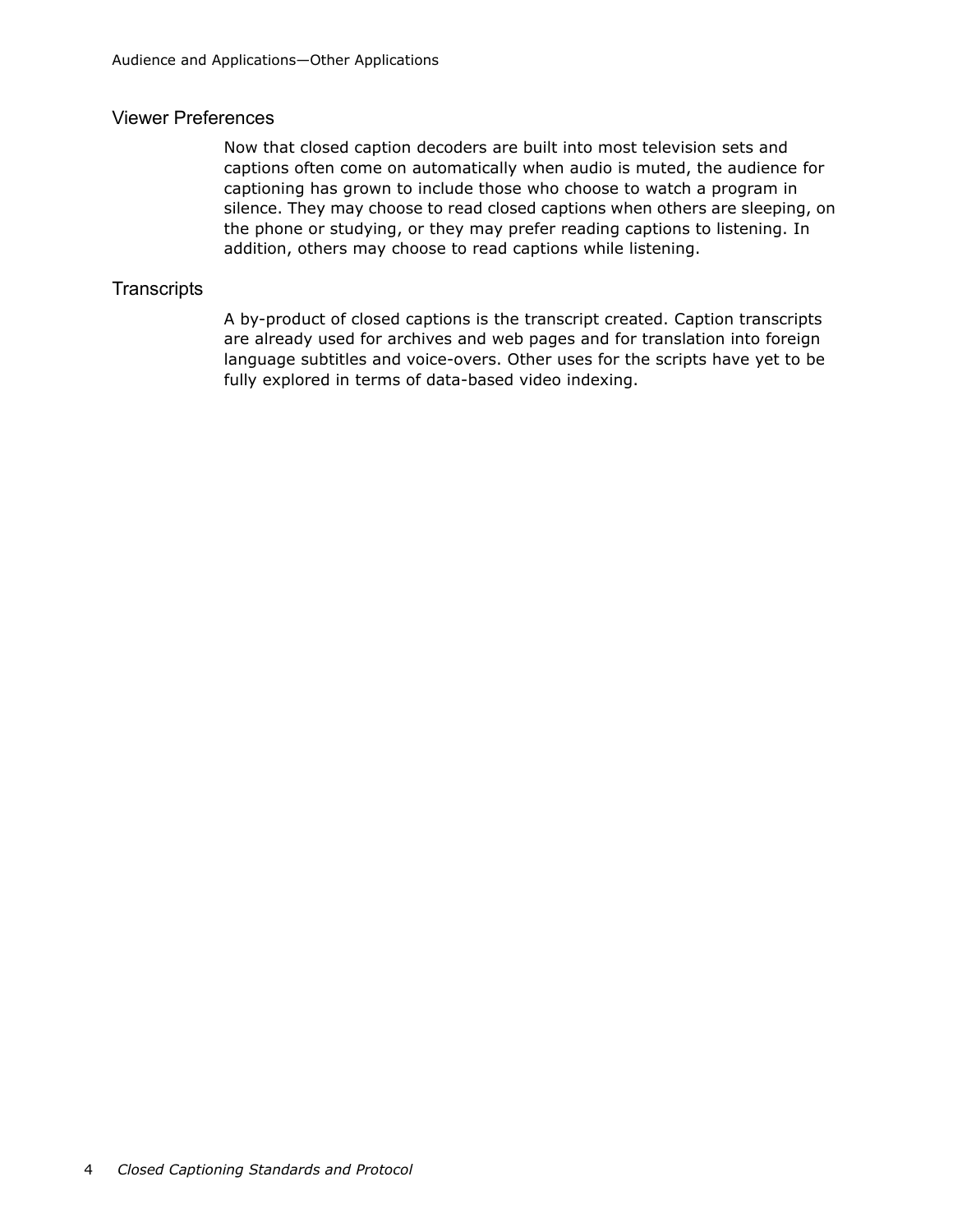## Viewer Preferences

Now that closed caption decoders are built into most television sets and captions often come on automatically when audio is muted, the audience for captioning has grown to include those who choose to watch a program in silence. They may choose to read closed captions when others are sleeping, on the phone or studying, or they may prefer reading captions to listening. In addition, others may choose to read captions while listening.

## Transcripts

A by-product of closed captions is the transcript created. Caption transcripts are already used for archives and web pages and for translation into foreign language subtitles and voice-overs. Other uses for the scripts have yet to be fully explored in terms of data-based video indexing.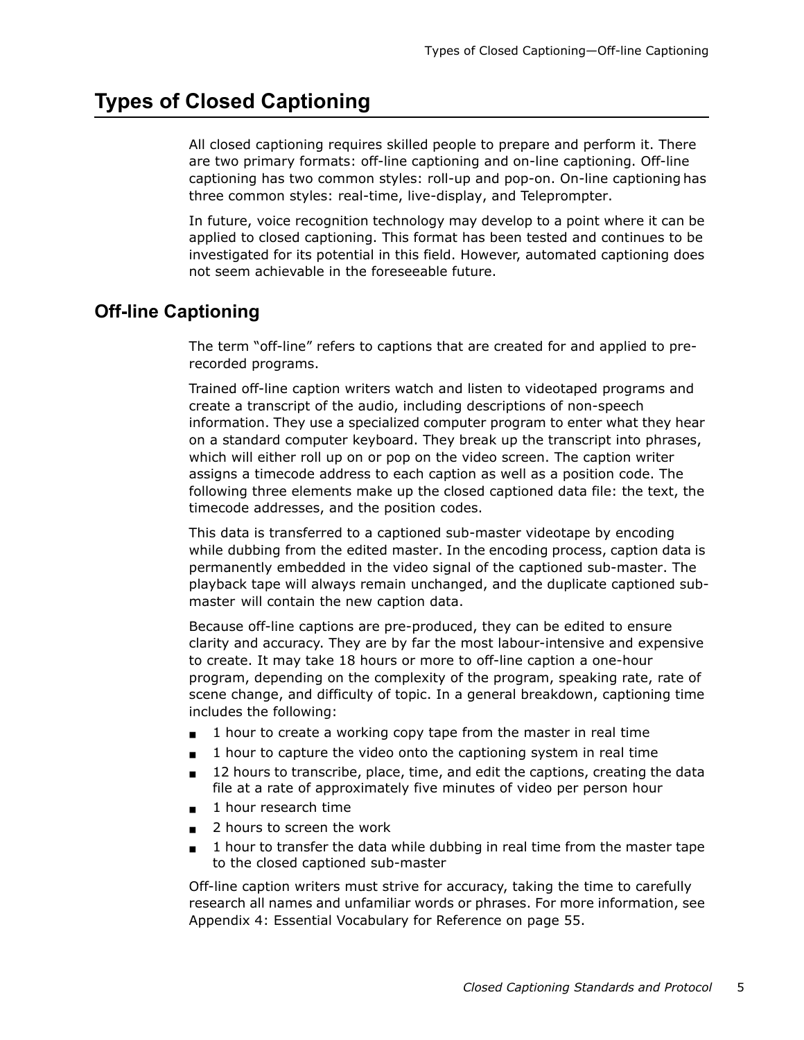# Types of Closed Captioning

All closed captioning requires skilled people to prepare and perform it. There are two primary formats: off-line captioning and on-line captioning. Off-line captioning has two common styles: roll-up and pop-on. On-line captioning has three common styles: real-time, live-display, and Teleprompter.

In future, voice recognition technology may develop to a point where it can be applied to closed captioning. This format has been tested and continues to be investigated for its potential in this field. However, automated captioning does not seem achievable in the foreseeable future.

## Off-line Captioning

The term "off-line" refers to captions that are created for and applied to pre-recorded programs.

Trained off-line caption writers watch and listen to videotaped programs and create a transcript of the audio, including descriptions of non-speech information. They use a specialized computer program to enter what they hear on a standard computer keyboard. They break up the transcript into phrases, which will either roll up on or pop on the video screen. The caption writer assigns a timecode address to each caption as well as a position code. The following three elements make up the closed captioned data file: the text, the timecode addresses, and the position codes.

This data is transferred to a captioned sub-master videotape by encoding while dubbing from the edited master. In the encoding process, caption data is permanently embedded in the video signal of the captioned sub-master. The playback tape will always remain unchanged, and the duplicate captioned sub-master will contain the new caption data.

Because off-line captions are pre-produced, they can be edited to ensure clarity and accuracy. They are by far the most labour-intensive and expensive to create. It may take 18 hours or more to off-line caption a one-hour program, depending on the complexity of the program, speaking rate, rate of scene change, and difficulty of topic. In a general breakdown, captioning time includes the following:

- 1 hour to create a working copy tape from the master in real time
- 1 hour to capture the video onto the captioning system in real time
- 12 hours to transcribe, place, time, and edit the captions, creating the data file at a rate of approximately five minutes of video per person hour
- 1 hour research time
- 2 hours to screen the work
- 1 hour to transfer the data while dubbing in real time from the master tape to the closed captioned sub-master

Off-line caption writers must strive for accuracy, taking the time to carefully research all names and unfamiliar words or phrases. For more information, see Appendix 4: Essential Vocabulary for Reference on page 55.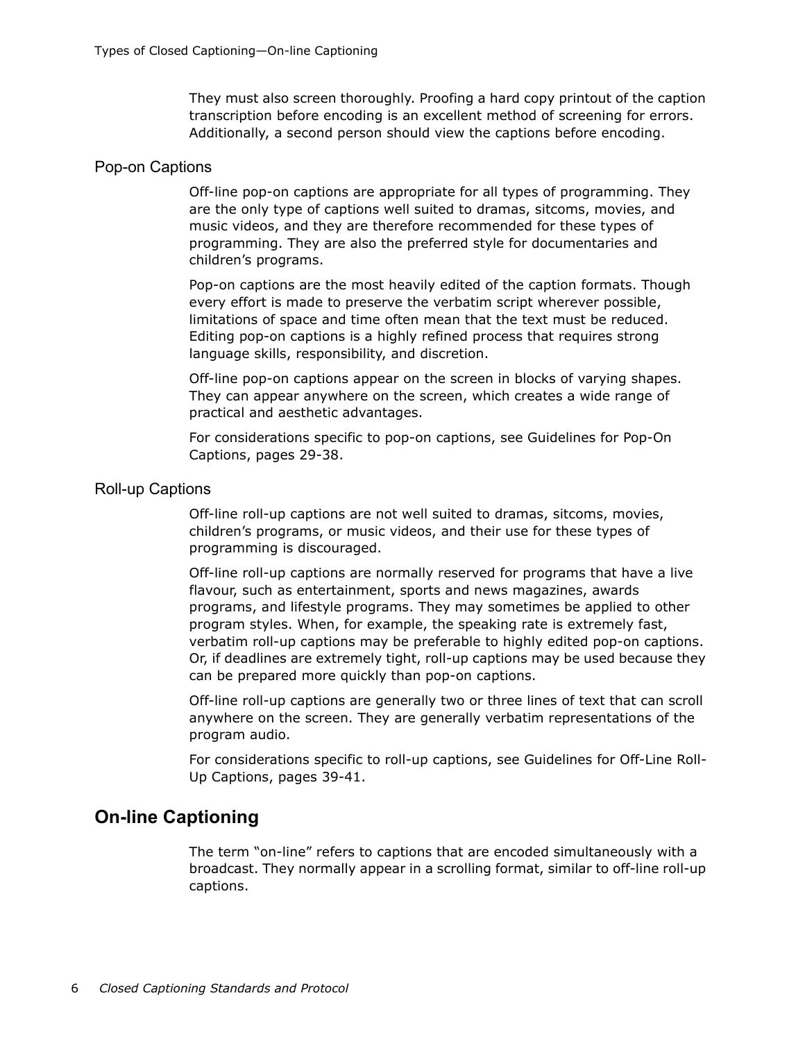They must also screen thoroughly. Proofing a hard copy printout of the caption transcription before encoding is an excellent method of screening for errors. Additionally, a second person should view the captions before encoding.

### Pop-on Captions

Off-line pop-on captions are appropriate for all types of programming. They are the only type of captions well suited to dramas, sitcoms, movies, and music videos, and they are therefore recommended for these types of programming. They are also the preferred style for documentaries and children's programs.

Pop-on captions are the most heavily edited of the caption formats. Though every effort is made to preserve the verbatim script wherever possible, limitations of space and time often mean that the text must be reduced. Editing pop-on captions is a highly refined process that requires strong language skills, responsibility, and discretion.

Off-line pop-on captions appear on the screen in blocks of varying shapes. They can appear anywhere on the screen, which creates a wide range of practical and aesthetic advantages.

For considerations specific to pop-on captions, see Guidelines for Pop-On Captions, pages 29-38.

### Roll-up Captions

Off-line roll-up captions are not well suited to dramas, sitcoms, movies, children's programs, or music videos, and their use for these types of programming is discouraged.

Off-line roll-up captions are normally reserved for programs that have a live flavour, such as entertainment, sports and news magazines, awards programs, and lifestyle programs. They may sometimes be applied to other program styles. When, for example, the speaking rate is extremely fast, verbatim roll-up captions may be preferable to highly edited pop-on captions. Or, if deadlines are extremely tight, roll-up captions may be used because they can be prepared more quickly than pop-on captions.

Off-line roll-up captions are generally two or three lines of text that can scroll anywhere on the screen. They are generally verbatim representations of the program audio.

For considerations specific to roll-up captions, see Guidelines for Off-Line Roll-Up Captions, pages 39-41.

## On-line Captioning

The term "on-line" refers to captions that are encoded simultaneously with a broadcast. They normally appear in a scrolling format, similar to off-line roll-up captions.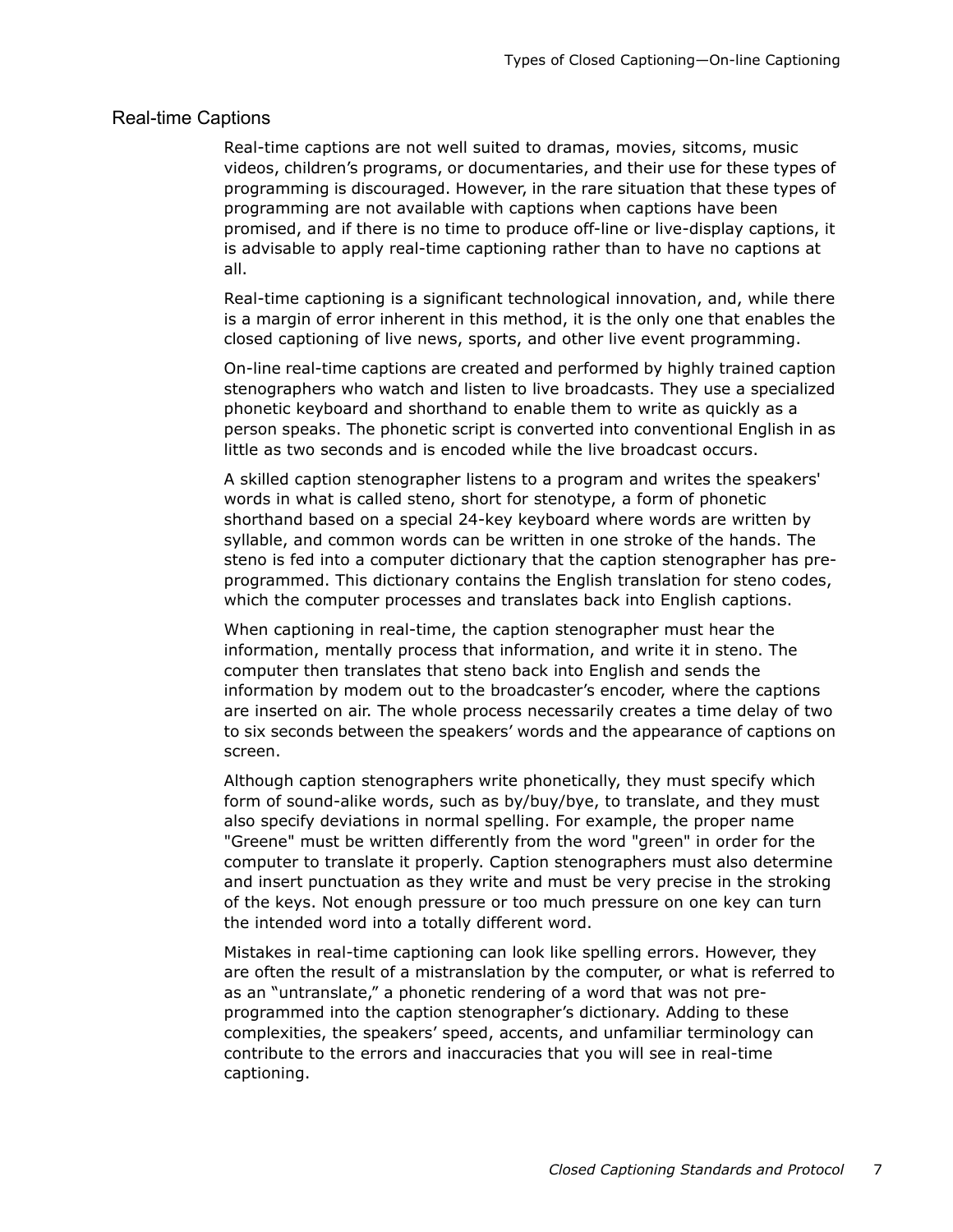## Real-time Captions

Real-time captions are not well suited to dramas, movies, sitcoms, music videos, children's programs, or documentaries, and their use for these types of programming is discouraged. However, in the rare situation that these types of programming are not available with captions when captions have been promised, and if there is no time to produce off-line or live-display captions, it is advisable to apply real-time captioning rather than to have no captions at all.

Real-time captioning is a significant technological innovation, and, while there is a margin of error inherent in this method, it is the only one that enables the closed captioning of live news, sports, and other live event programming.

On-line real-time captions are created and performed by highly trained caption stenographers who watch and listen to live broadcasts. They use a specialized phonetic keyboard and shorthand to enable them to write as quickly as a person speaks. The phonetic script is converted into conventional English in as little as two seconds and is encoded while the live broadcast occurs.

A skilled caption stenographer listens to a program and writes the speakers' words in what is called steno, short for stenotype, a form of phonetic shorthand based on a special 24-key keyboard where words are written by syllable, and common words can be written in one stroke of the hands. The steno is fed into a computer dictionary that the caption stenographer has pre-programmed. This dictionary contains the English translation for steno codes, which the computer processes and translates back into English captions.

When captioning in real-time, the caption stenographer must hear the information, mentally process that information, and write it in steno. The computer then translates that steno back into English and sends the information by modem out to the broadcaster's encoder, where the captions are inserted on air. The whole process necessarily creates a time delay of two to six seconds between the speakers' words and the appearance of captions on screen.

Although caption stenographers write phonetically, they must specify which form of sound-alike words, such as by/buy/bye, to translate, and they must also specify deviations in normal spelling. For example, the proper name "Greene" must be written differently from the word "green" in order for the computer to translate it properly. Caption stenographers must also determine and insert punctuation as they write and must be very precise in the stroking of the keys. Not enough pressure or too much pressure on one key can turn the intended word into a totally different word.

Mistakes in real-time captioning can look like spelling errors. However, they are often the result of a mistranslation by the computer, or what is referred to as an "untranslate," a phonetic rendering of a word that was not pre-programmed into the caption stenographer's dictionary. Adding to these complexities, the speakers' speed, accents, and unfamiliar terminology can contribute to the errors and inaccuracies that you will see in real-time captioning.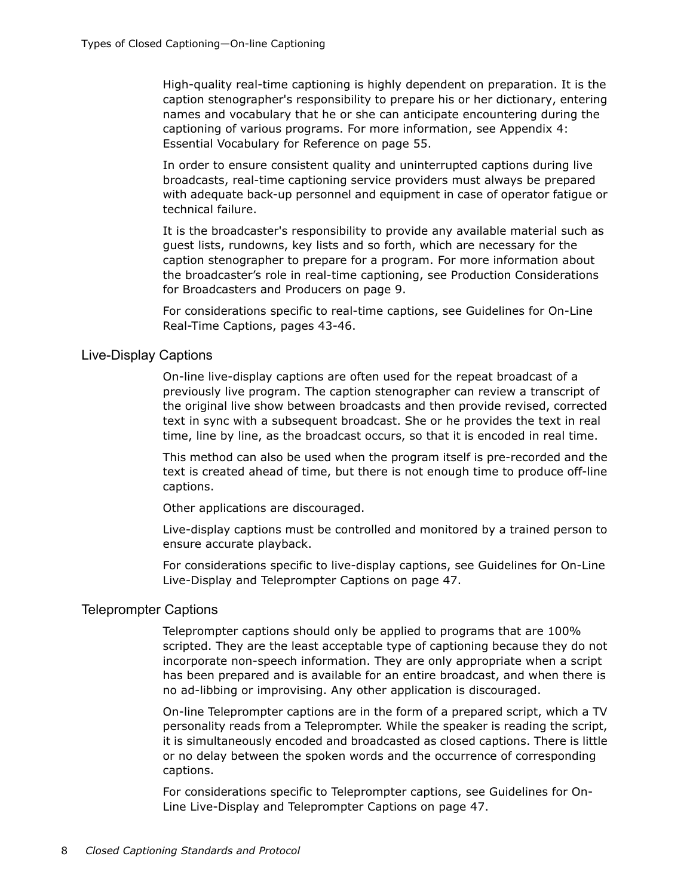High-quality real-time captioning is highly dependent on preparation. It is the caption stenographer's responsibility to prepare his or her dictionary, entering names and vocabulary that he or she can anticipate encountering during the captioning of various programs. For more information, see Appendix 4: Essential Vocabulary for Reference on page 55.

In order to ensure consistent quality and uninterrupted captions during live broadcasts, real-time captioning service providers must always be prepared with adequate back-up personnel and equipment in case of operator fatigue or technical failure.

It is the broadcaster's responsibility to provide any available material such as guest lists, rundowns, key lists and so forth, which are necessary for the caption stenographer to prepare for a program. For more information about the broadcaster's role in real-time captioning, see Production Considerations for Broadcasters and Producers on page 9.

For considerations specific to real-time captions, see Guidelines for On-Line Real-Time Captions, pages 43-46.

## Live-Display Captions

On-line live-display captions are often used for the repeat broadcast of a previously live program. The caption stenographer can review a transcript of the original live show between broadcasts and then provide revised, corrected text in sync with a subsequent broadcast. She or he provides the text in real time, line by line, as the broadcast occurs, so that it is encoded in real time.

This method can also be used when the program itself is pre-recorded and the text is created ahead of time, but there is not enough time to produce off-line captions.

Other applications are discouraged.

Live-display captions must be controlled and monitored by a trained person to ensure accurate playback.

For considerations specific to live-display captions, see Guidelines for On-Line Live-Display and Teleprompter Captions on page 47.

## Teleprompter Captions

Teleprompter captions should only be applied to programs that are 100% scripted. They are the least acceptable type of captioning because they do not incorporate non-speech information. They are only appropriate when a script has been prepared and is available for an entire broadcast, and when there is no ad-libbing or improvising. Any other application is discouraged.

On-line Teleprompter captions are in the form of a prepared script, which a TV personality reads from a Teleprompter. While the speaker is reading the script, it is simultaneously encoded and broadcasted as closed captions. There is little or no delay between the spoken words and the occurrence of corresponding captions.

For considerations specific to Teleprompter captions, see Guidelines for On-Line Live-Display and Teleprompter Captions on page 47.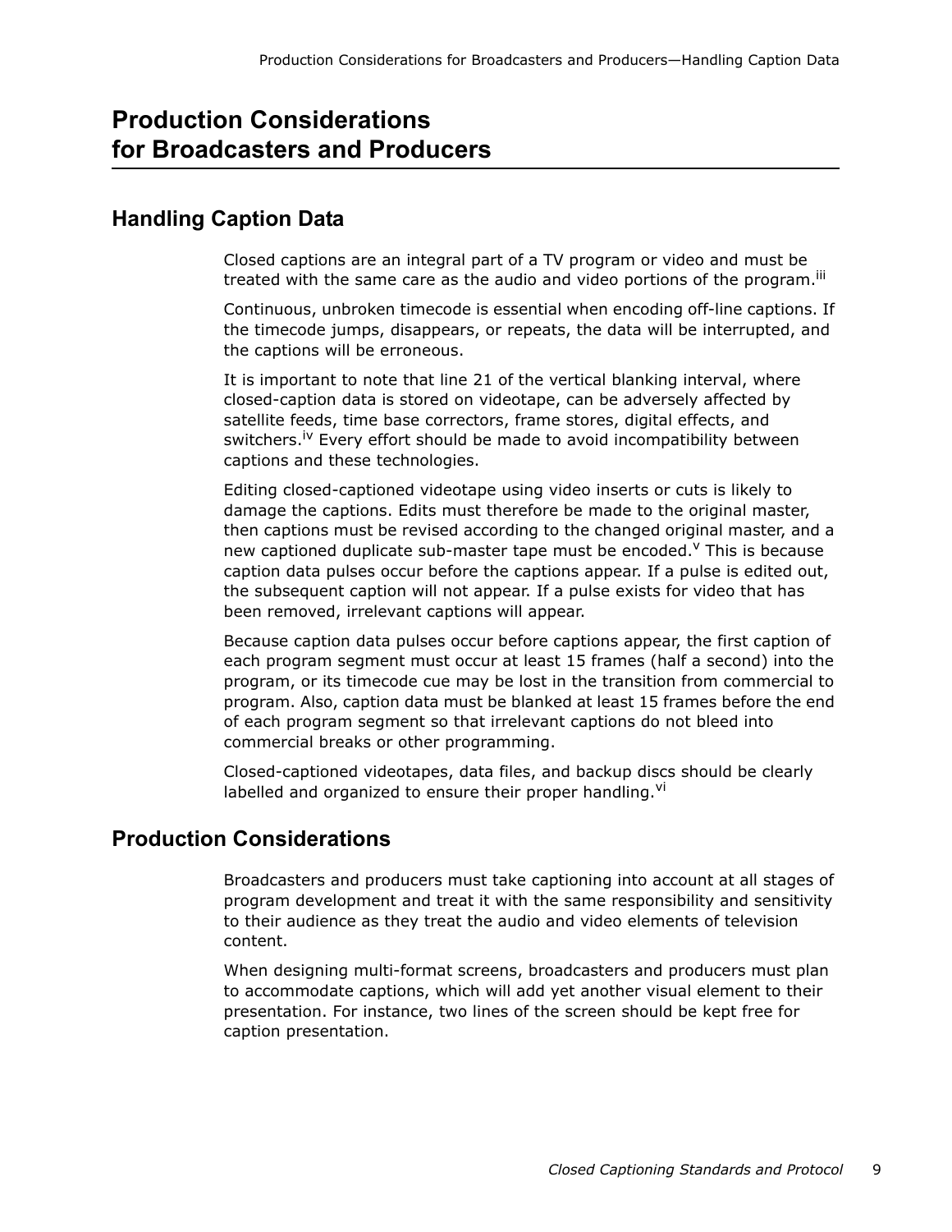# Production Considerations for Broadcasters and Producers

## Handling Caption Data

Closed captions are an integral part of a TV program or video and must be treated with the same care as the audio and video portions of the program.[iii]

Continuous, unbroken timecode is essential when encoding off-line captions. If the timecode jumps, disappears, or repeats, the data will be interrupted, and the captions will be erroneous.

It is important to note that line 21 of the vertical blanking interval, where closed-caption data is stored on videotape, can be adversely affected by satellite feeds, time base correctors, frame stores, digital effects, and switchers.[iv] Every effort should be made to avoid incompatibility between captions and these technologies.

Editing closed-captioned videotape using video inserts or cuts is likely to damage the captions. Edits must therefore be made to the original master, then captions must be revised according to the changed original master, and a new captioned duplicate sub-master tape must be encoded.[v] This is because caption data pulses occur before the captions appear. If a pulse is edited out, the subsequent caption will not appear. If a pulse exists for video that has been removed, irrelevant captions will appear.

Because caption data pulses occur before captions appear, the first caption of each program segment must occur at least 15 frames (half a second) into the program, or its timecode cue may be lost in the transition from commercial to program. Also, caption data must be blanked at least 15 frames before the end of each program segment so that irrelevant captions do not bleed into commercial breaks or other programming.

Closed-captioned videotapes, data files, and backup discs should be clearly labelled and organized to ensure their proper handling.[vi]

## Production Considerations

Broadcasters and producers must take captioning into account at all stages of program development and treat it with the same responsibility and sensitivity to their audience as they treat the audio and video elements of television content.

When designing multi-format screens, broadcasters and producers must plan to accommodate captions, which will add yet another visual element to their presentation. For instance, two lines of the screen should be kept free for caption presentation.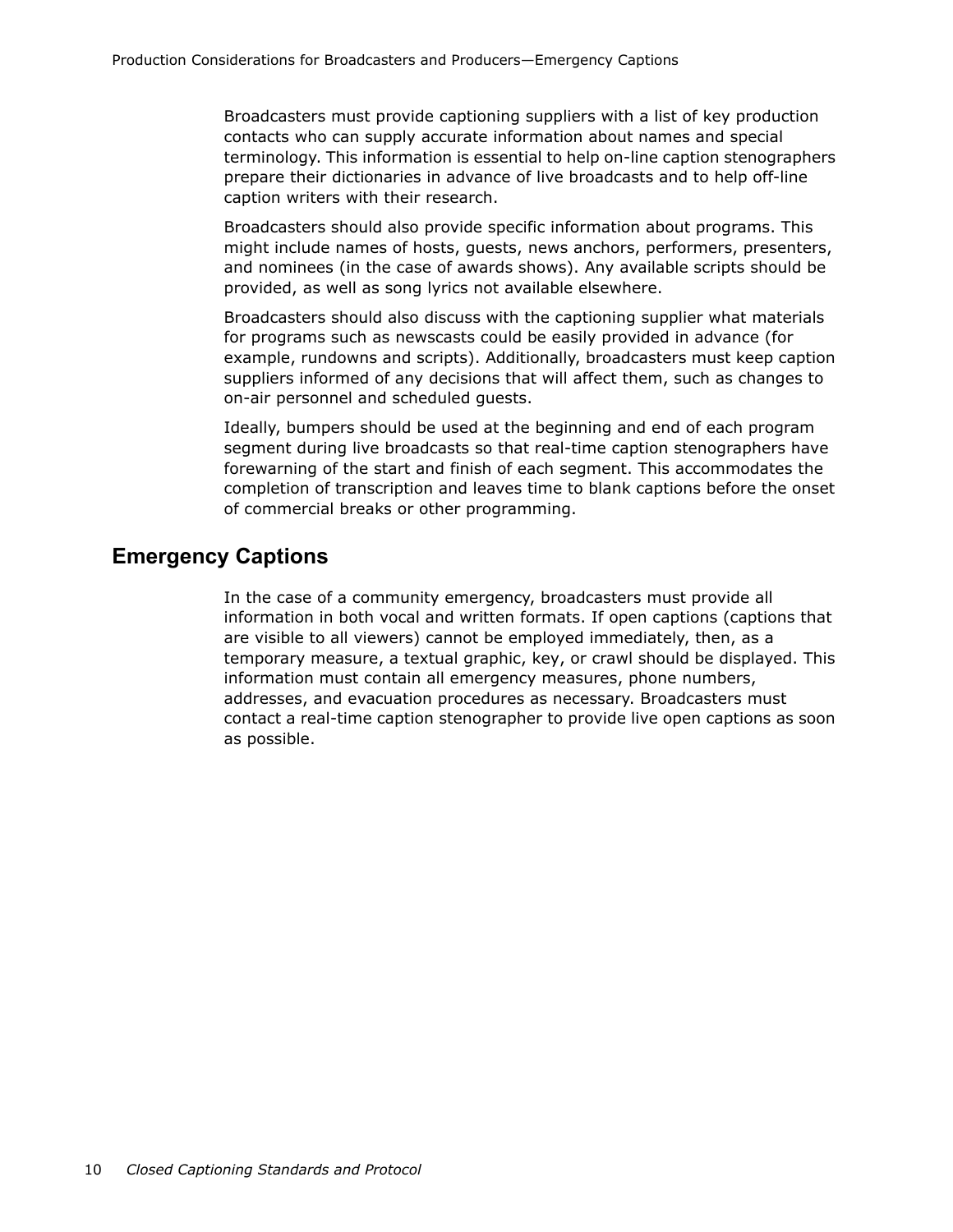Broadcasters must provide captioning suppliers with a list of key production contacts who can supply accurate information about names and special terminology. This information is essential to help on-line caption stenographers prepare their dictionaries in advance of live broadcasts and to help off-line caption writers with their research.

Broadcasters should also provide specific information about programs. This might include names of hosts, guests, news anchors, performers, presenters, and nominees (in the case of awards shows). Any available scripts should be provided, as well as song lyrics not available elsewhere.

Broadcasters should also discuss with the captioning supplier what materials for programs such as newscasts could be easily provided in advance (for example, rundowns and scripts). Additionally, broadcasters must keep caption suppliers informed of any decisions that will affect them, such as changes to on-air personnel and scheduled guests.

Ideally, bumpers should be used at the beginning and end of each program segment during live broadcasts so that real-time caption stenographers have forewarning of the start and finish of each segment. This accommodates the completion of transcription and leaves time to blank captions before the onset of commercial breaks or other programming.

## Emergency Captions

In the case of a community emergency, broadcasters must provide all information in both vocal and written formats. If open captions (captions that are visible to all viewers) cannot be employed immediately, then, as a temporary measure, a textual graphic, key, or crawl should be displayed. This information must contain all emergency measures, phone numbers, addresses, and evacuation procedures as necessary. Broadcasters must contact a real-time caption stenographer to provide live open captions as soon as possible.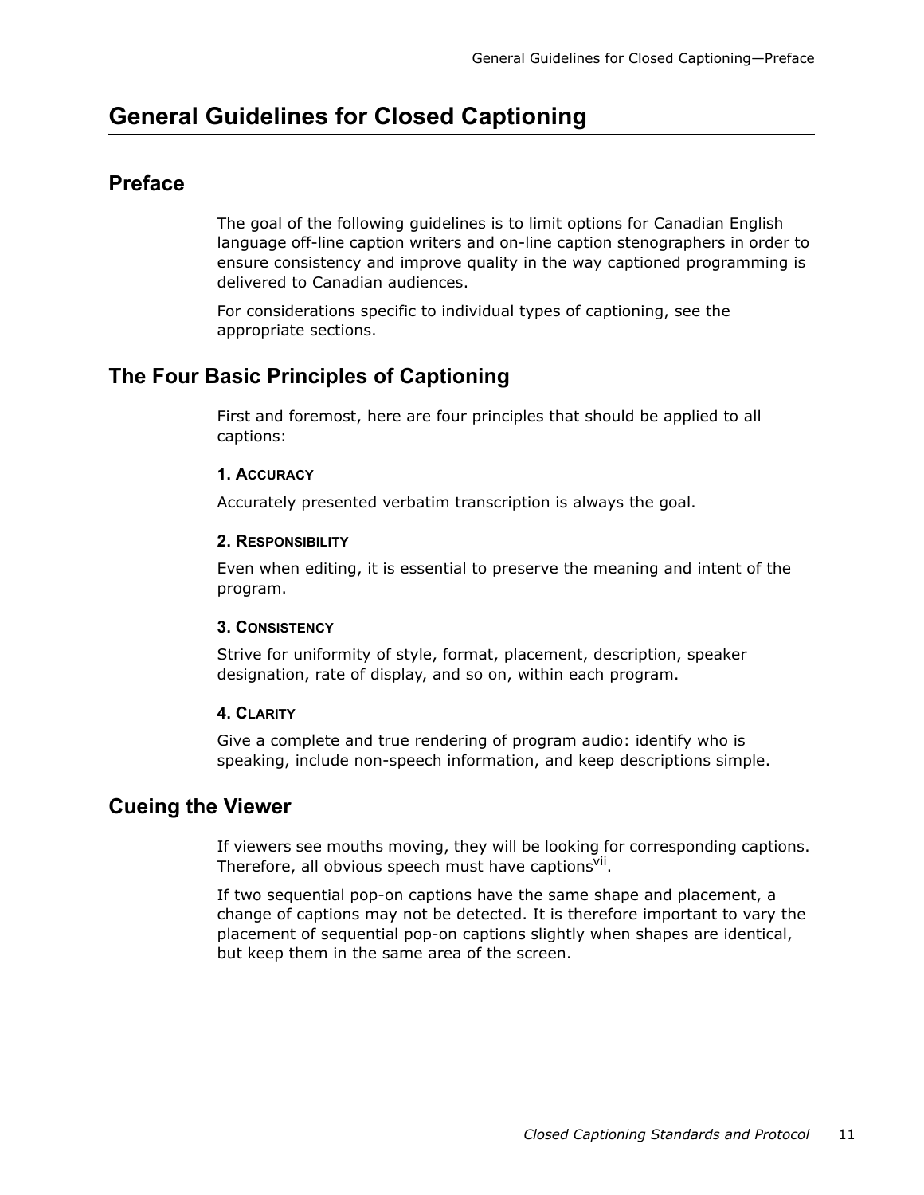# General Guidelines for Closed Captioning

## Preface

The goal of the following guidelines is to limit options for Canadian English language off-line caption writers and on-line caption stenographers in order to ensure consistency and improve quality in the way captioned programming is delivered to Canadian audiences.

For considerations specific to individual types of captioning, see the appropriate sections.

## The Four Basic Principles of Captioning

First and foremost, here are four principles that should be applied to all captions:

#### 1. Accuracy

Accurately presented verbatim transcription is always the goal.

#### 2. Responsibility

Even when editing, it is essential to preserve the meaning and intent of the program.

#### 3. Consistency

Strive for uniformity of style, format, placement, description, speaker designation, rate of display, and so on, within each program.

#### 4. Clarity

Give a complete and true rendering of program audio: identify who is speaking, include non-speech information, and keep descriptions simple.

## Cueing the Viewer

If viewers see mouths moving, they will be looking for corresponding captions. Therefore, all obvious speech must have captions[vii].

If two sequential pop-on captions have the same shape and placement, a change of captions may not be detected. It is therefore important to vary the placement of sequential pop-on captions slightly when shapes are identical, but keep them in the same area of the screen.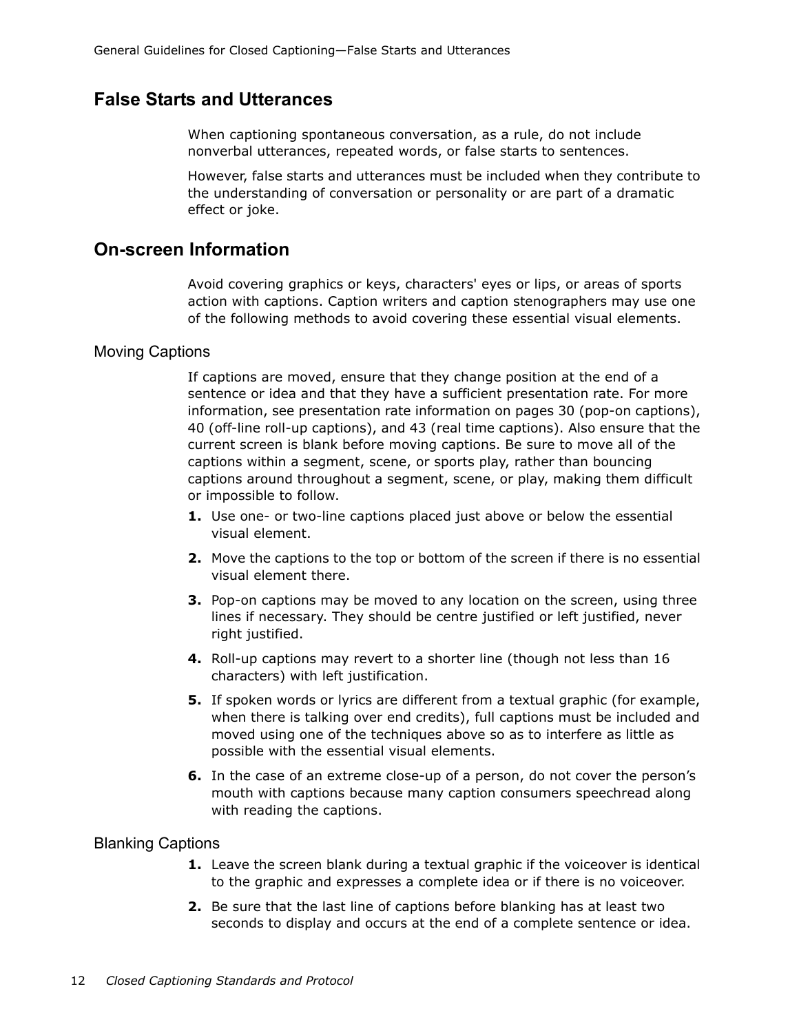## False Starts and Utterances

When captioning spontaneous conversation, as a rule, do not include nonverbal utterances, repeated words, or false starts to sentences.

However, false starts and utterances must be included when they contribute to the understanding of conversation or personality or are part of a dramatic effect or joke.

## On-screen Information

Avoid covering graphics or keys, characters' eyes or lips, or areas of sports action with captions. Caption writers and caption stenographers may use one of the following methods to avoid covering these essential visual elements.

### Moving Captions

If captions are moved, ensure that they change position at the end of a sentence or idea and that they have a sufficient presentation rate. For more information, see presentation rate information on pages 30 (pop-on captions), 40 (off-line roll-up captions), and 43 (real time captions). Also ensure that the current screen is blank before moving captions. Be sure to move all of the captions within a segment, scene, or sports play, rather than bouncing captions around throughout a segment, scene, or play, making them difficult or impossible to follow.

1. Use one- or two-line captions placed just above or below the essential visual element.
2. Move the captions to the top or bottom of the screen if there is no essential visual element there.
3. Pop-on captions may be moved to any location on the screen, using three lines if necessary. They should be centre justified or left justified, never right justified.
4. Roll-up captions may revert to a shorter line (though not less than 16 characters) with left justification.
5. If spoken words or lyrics are different from a textual graphic (for example, when there is talking over end credits), full captions must be included and moved using one of the techniques above so as to interfere as little as possible with the essential visual elements.
6. In the case of an extreme close-up of a person, do not cover the person's mouth with captions because many caption consumers speechread along with reading the captions.

### Blanking Captions

1. Leave the screen blank during a textual graphic if the voiceover is identical to the graphic and expresses a complete idea or if there is no voiceover.
2. Be sure that the last line of captions before blanking has at least two seconds to display and occurs at the end of a complete sentence or idea.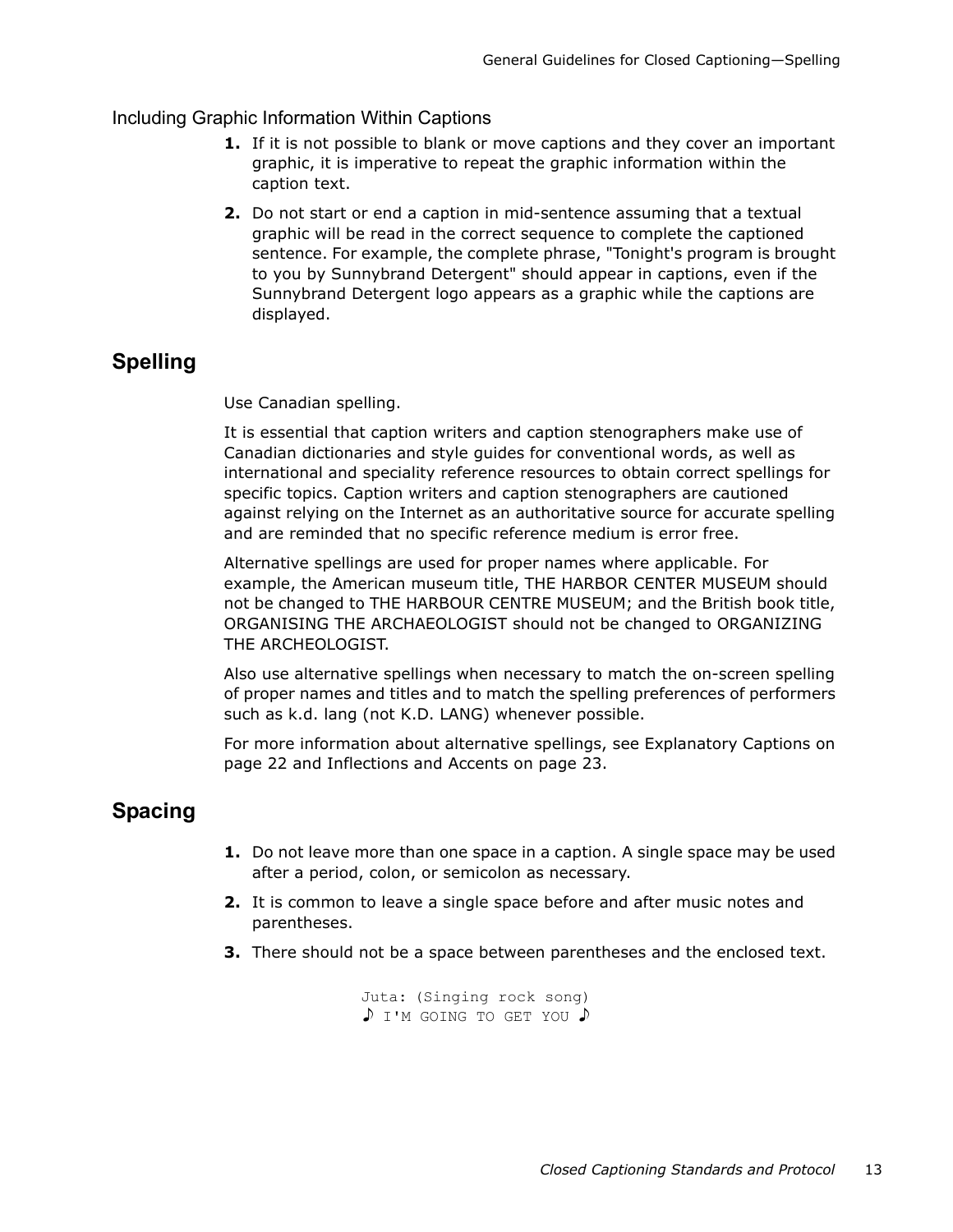### Including Graphic Information Within Captions

1. If it is not possible to blank or move captions and they cover an important graphic, it is imperative to repeat the graphic information within the caption text.
2. Do not start or end a caption in mid-sentence assuming that a textual graphic will be read in the correct sequence to complete the captioned sentence. For example, the complete phrase, "Tonight's program is brought to you by Sunnybrand Detergent" should appear in captions, even if the Sunnybrand Detergent logo appears as a graphic while the captions are displayed.

## Spelling

Use Canadian spelling.

It is essential that caption writers and caption stenographers make use of Canadian dictionaries and style guides for conventional words, as well as international and speciality reference resources to obtain correct spellings for specific topics. Caption writers and caption stenographers are cautioned against relying on the Internet as an authoritative source for accurate spelling and are reminded that no specific reference medium is error free.

Alternative spellings are used for proper names where applicable. For example, the American museum title, THE HARBOR CENTER MUSEUM should not be changed to THE HARBOUR CENTRE MUSEUM; and the British book title, ORGANISING THE ARCHAEOLOGIST should not be changed to ORGANIZING THE ARCHEOLOGIST.

Also use alternative spellings when necessary to match the on-screen spelling of proper names and titles and to match the spelling preferences of performers such as k.d. lang (not K.D. LANG) whenever possible.

For more information about alternative spellings, see Explanatory Captions on page 22 and Inflections and Accents on page 23.

## Spacing

1. Do not leave more than one space in a caption. A single space may be used after a period, colon, or semicolon as necessary.
2. It is common to leave a single space before and after music notes and parentheses.
3. There should not be a space between parentheses and the enclosed text.

```
Juta: (Singing rock song)
♪ I'M GOING TO GET YOU ♪
```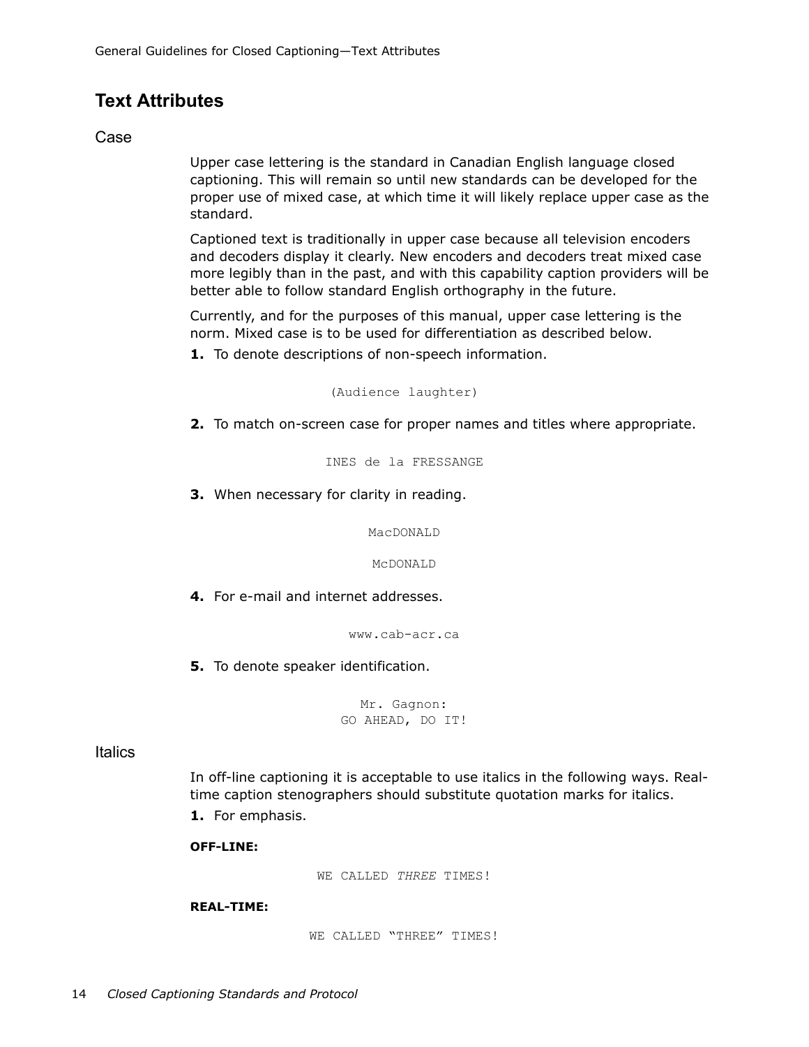## Text Attributes

### Case

Upper case lettering is the standard in Canadian English language closed captioning. This will remain so until new standards can be developed for the proper use of mixed case, at which time it will likely replace upper case as the standard.

Captioned text is traditionally in upper case because all television encoders and decoders display it clearly. New encoders and decoders treat mixed case more legibly than in the past, and with this capability caption providers will be better able to follow standard English orthography in the future.

Currently, and for the purposes of this manual, upper case lettering is the norm. Mixed case is to be used for differentiation as described below.

**1.** To denote descriptions of non-speech information.

```
(Audience laughter)
```

**2.** To match on-screen case for proper names and titles where appropriate.

```
INES de la FRESSANGE
```

**3.** When necessary for clarity in reading.

```
MacDONALD

McDONALD
```

**4.** For e-mail and internet addresses.

```
www.cab-acr.ca
```

**5.** To denote speaker identification.

```
Mr. Gagnon:
GO AHEAD, DO IT!
```

### Italics

In off-line captioning it is acceptable to use italics in the following ways. Real-time caption stenographers should substitute quotation marks for italics.

**1.** For emphasis.

**OFF-LINE:**

WE CALLED *THREE* TIMES!

**REAL-TIME:**

```
WE CALLED “THREE” TIMES!
```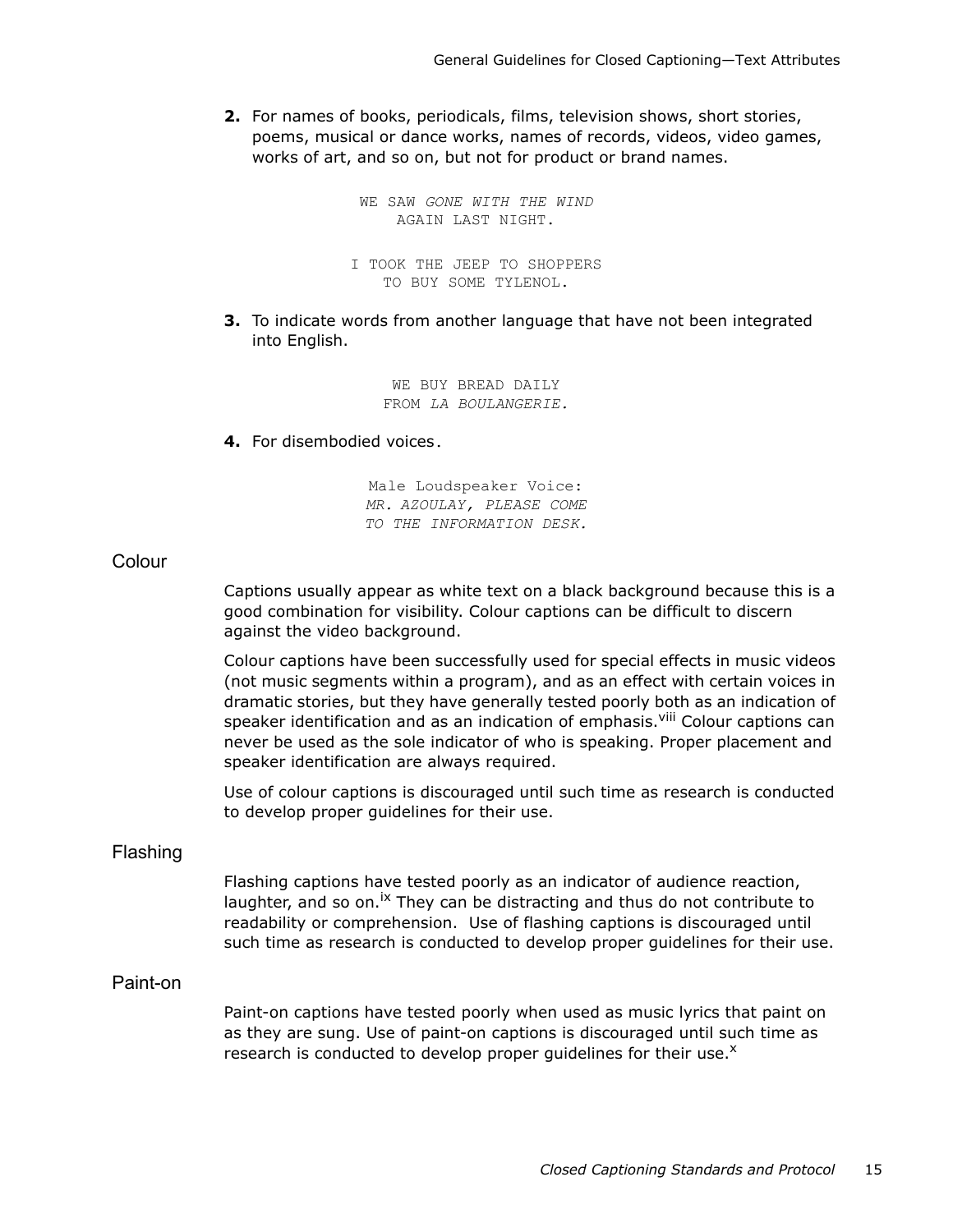2. For names of books, periodicals, films, television shows, short stories, poems, musical or dance works, names of records, videos, video games, works of art, and so on, but not for product or brand names.

```
WE SAW GONE WITH THE WIND
AGAIN LAST NIGHT.

I TOOK THE JEEP TO SHOPPERS
TO BUY SOME TYLENOL.
```

3. To indicate words from another language that have not been integrated into English.

```
WE BUY BREAD DAILY
FROM LA BOULANGERIE.
```

4. For disembodied voices.

```
Male Loudspeaker Voice:
MR. AZOULAY, PLEASE COME
TO THE INFORMATION DESK.
```

## Colour

Captions usually appear as white text on a black background because this is a good combination for visibility. Colour captions can be difficult to discern against the video background.

Colour captions have been successfully used for special effects in music videos (not music segments within a program), and as an effect with certain voices in dramatic stories, but they have generally tested poorly both as an indication of speaker identification and as an indication of emphasis.[viii] Colour captions can never be used as the sole indicator of who is speaking. Proper placement and speaker identification are always required.

Use of colour captions is discouraged until such time as research is conducted to develop proper guidelines for their use.

## Flashing

Flashing captions have tested poorly as an indicator of audience reaction, laughter, and so on.[ix] They can be distracting and thus do not contribute to readability or comprehension. Use of flashing captions is discouraged until such time as research is conducted to develop proper guidelines for their use.

## Paint-on

Paint-on captions have tested poorly when used as music lyrics that paint on as they are sung. Use of paint-on captions is discouraged until such time as research is conducted to develop proper guidelines for their use.[x]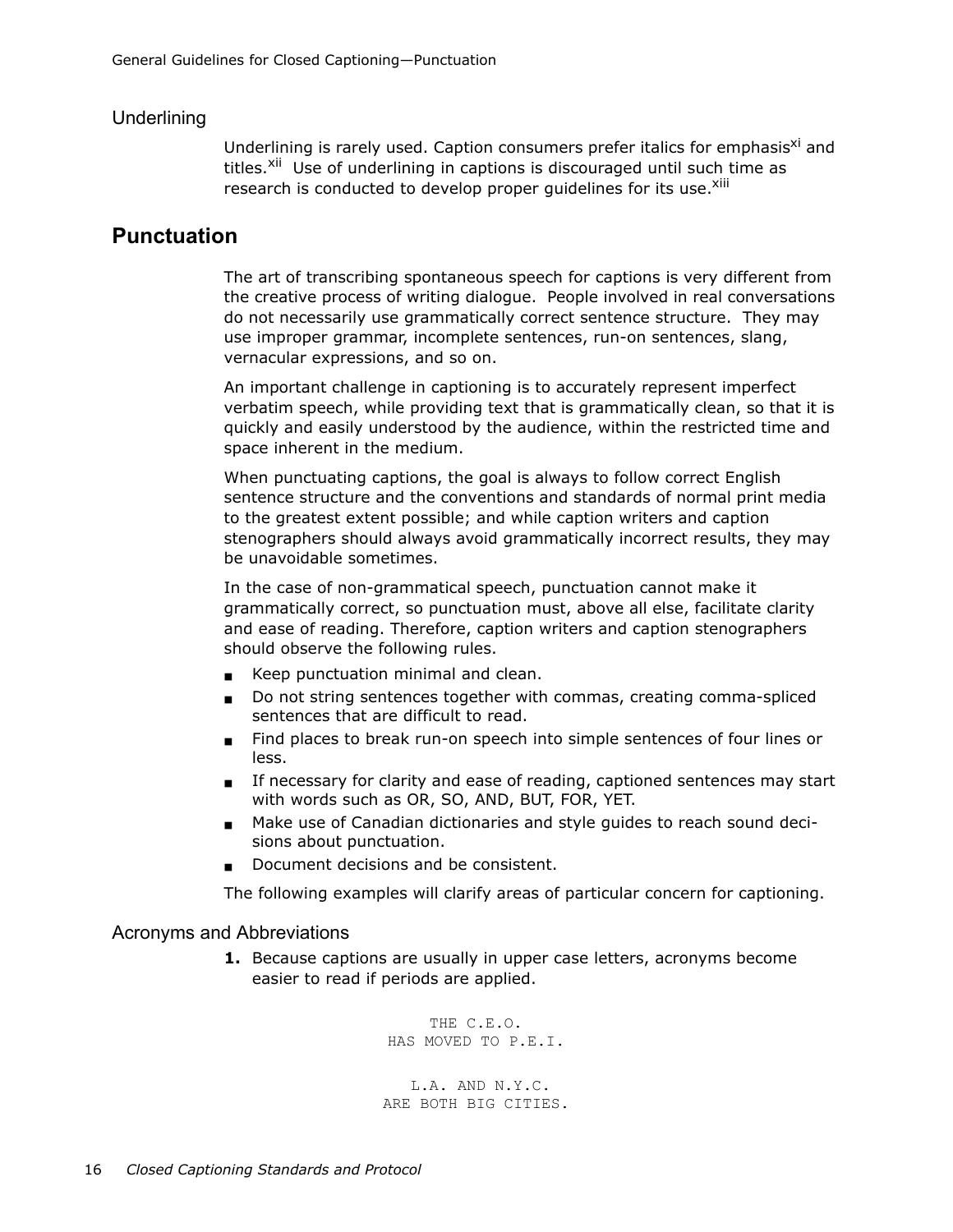### Underlining

Underlining is rarely used. Caption consumers prefer italics for emphasis[xi] and titles.[xii] Use of underlining in captions is discouraged until such time as research is conducted to develop proper guidelines for its use.[xiii]

## Punctuation

The art of transcribing spontaneous speech for captions is very different from the creative process of writing dialogue. People involved in real conversations do not necessarily use grammatically correct sentence structure. They may use improper grammar, incomplete sentences, run-on sentences, slang, vernacular expressions, and so on.

An important challenge in captioning is to accurately represent imperfect verbatim speech, while providing text that is grammatically clean, so that it is quickly and easily understood by the audience, within the restricted time and space inherent in the medium.

When punctuating captions, the goal is always to follow correct English sentence structure and the conventions and standards of normal print media to the greatest extent possible; and while caption writers and caption stenographers should always avoid grammatically incorrect results, they may be unavoidable sometimes.

In the case of non-grammatical speech, punctuation cannot make it grammatically correct, so punctuation must, above all else, facilitate clarity and ease of reading. Therefore, caption writers and caption stenographers should observe the following rules.

- Keep punctuation minimal and clean.
- Do not string sentences together with commas, creating comma-spliced sentences that are difficult to read.
- Find places to break run-on speech into simple sentences of four lines or less.
- If necessary for clarity and ease of reading, captioned sentences may start with words such as OR, SO, AND, BUT, FOR, YET.
- Make use of Canadian dictionaries and style guides to reach sound decisions about punctuation.
- Document decisions and be consistent.

The following examples will clarify areas of particular concern for captioning.

### Acronyms and Abbreviations

**1.** Because captions are usually in upper case letters, acronyms become easier to read if periods are applied.

```
THE C.E.O.
HAS MOVED TO P.E.I.

L.A. AND N.Y.C.
ARE BOTH BIG CITIES.
```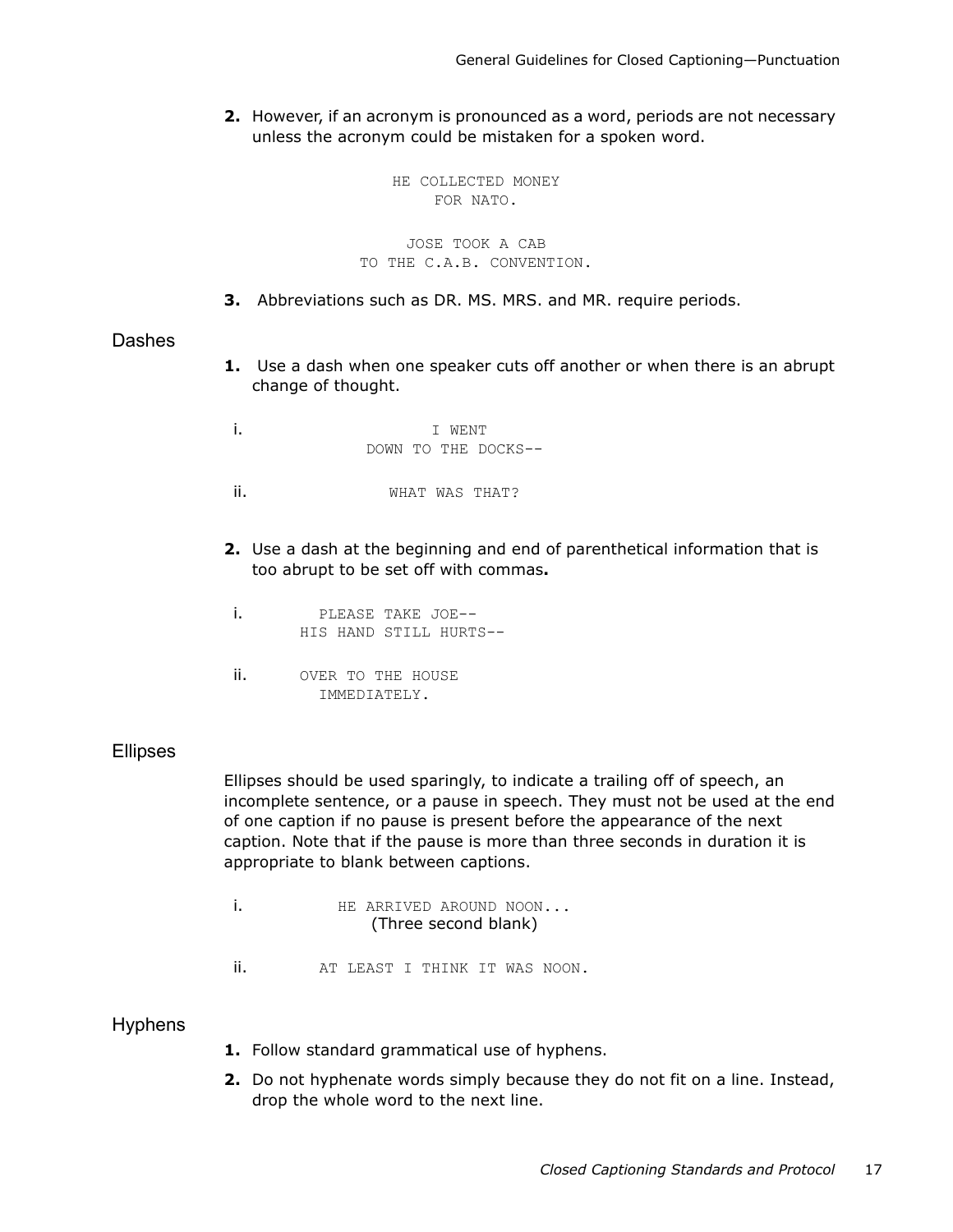2. However, if an acronym is pronounced as a word, periods are not necessary unless the acronym could be mistaken for a spoken word.

```
HE COLLECTED MONEY
FOR NATO.

JOSE TOOK A CAB
TO THE C.A.B. CONVENTION.
```

3. Abbreviations such as DR. MS. MRS. and MR. require periods.

## Dashes

1. Use a dash when one speaker cuts off another or when there is an abrupt change of thought.

i.
```
I WENT
DOWN TO THE DOCKS--
```

ii.
```
WHAT WAS THAT?
```

2. Use a dash at the beginning and end of parenthetical information that is too abrupt to be set off with commas**.**

i.
```
PLEASE TAKE JOE--
HIS HAND STILL HURTS--
```

ii.
```
OVER TO THE HOUSE
IMMEDIATELY.
```

## Ellipses

Ellipses should be used sparingly, to indicate a trailing off of speech, an incomplete sentence, or a pause in speech. They must not be used at the end of one caption if no pause is present before the appearance of the next caption. Note that if the pause is more than three seconds in duration it is appropriate to blank between captions.

i.
```
HE ARRIVED AROUND NOON...
```
(Three second blank)

ii.
```
AT LEAST I THINK IT WAS NOON.
```

## Hyphens

1. Follow standard grammatical use of hyphens.
2. Do not hyphenate words simply because they do not fit on a line. Instead, drop the whole word to the next line.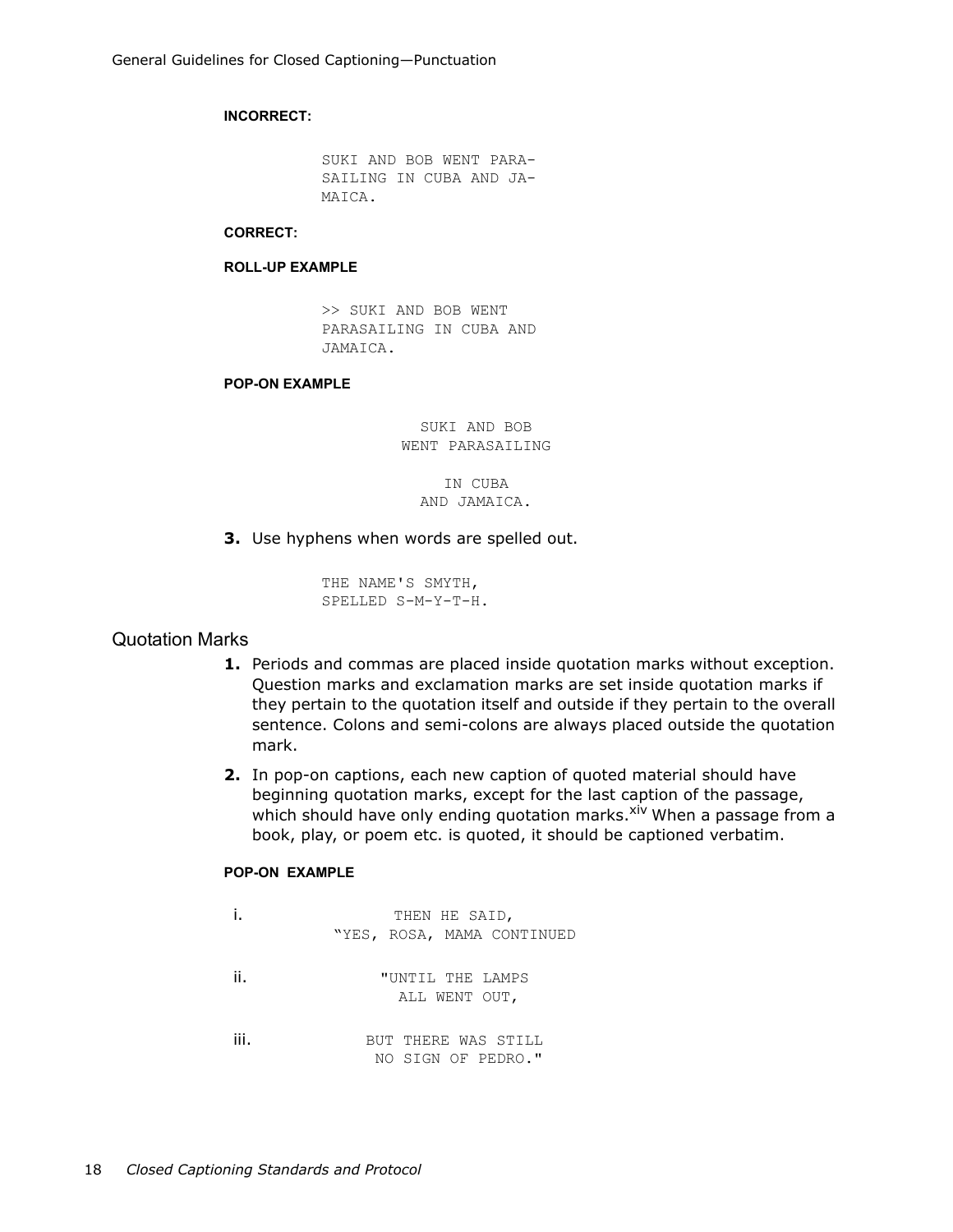**INCORRECT:**

```
SUKI AND BOB WENT PARA-
SAILING IN CUBA AND JA-
MAICA.
```

**CORRECT:**

**ROLL-UP EXAMPLE**

```
>> SUKI AND BOB WENT
PARASAILING IN CUBA AND
JAMAICA.
```

**POP-ON EXAMPLE**

```
  SUKI AND BOB
WENT PARASAILING

    IN CUBA
  AND JAMAICA.
```

**3.** Use hyphens when words are spelled out.

```
THE NAME'S SMYTH,
SPELLED S-M-Y-T-H.
```

## Quotation Marks

**1.** Periods and commas are placed inside quotation marks without exception. Question marks and exclamation marks are set inside quotation marks if they pertain to the quotation itself and outside if they pertain to the overall sentence. Colons and semi-colons are always placed outside the quotation mark.

**2.** In pop-on captions, each new caption of quoted material should have beginning quotation marks, except for the last caption of the passage, which should have only ending quotation marks.[xiv] When a passage from a book, play, or poem etc. is quoted, it should be captioned verbatim.

**POP-ON EXAMPLE**

```
i.           THEN HE SAID,
       "YES, ROSA, MAMA CONTINUED

ii.        "UNTIL THE LAMPS
             ALL WENT OUT,

iii.      BUT THERE WAS STILL
           NO SIGN OF PEDRO."
```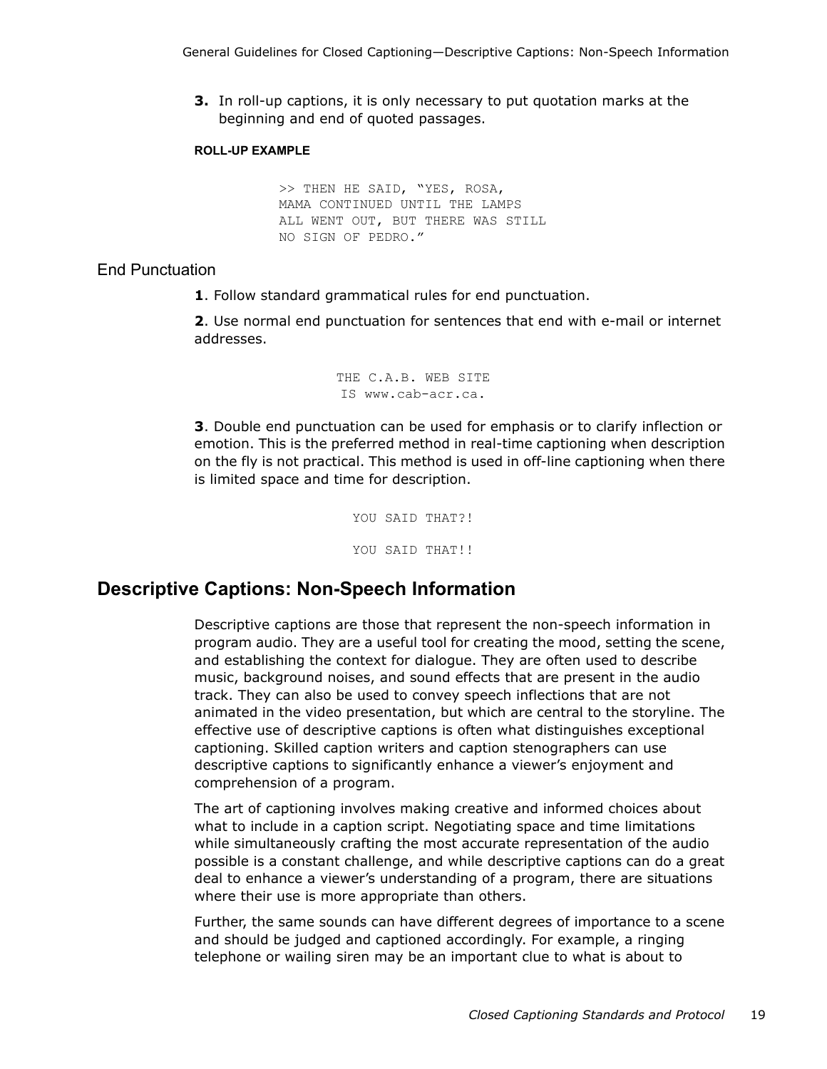3. In roll-up captions, it is only necessary to put quotation marks at the beginning and end of quoted passages.

**ROLL-UP EXAMPLE**

```
>> THEN HE SAID, “YES, ROSA,
MAMA CONTINUED UNTIL THE LAMPS
ALL WENT OUT, BUT THERE WAS STILL
NO SIGN OF PEDRO.”
```

### End Punctuation

**1**. Follow standard grammatical rules for end punctuation.

**2**. Use normal end punctuation for sentences that end with e-mail or internet addresses.

```
THE C.A.B. WEB SITE
IS www.cab-acr.ca.
```

**3**. Double end punctuation can be used for emphasis or to clarify inflection or emotion. This is the preferred method in real-time captioning when description on the fly is not practical. This method is used in off-line captioning when there is limited space and time for description.

```
YOU SAID THAT?!

YOU SAID THAT!!
```

## Descriptive Captions: Non-Speech Information

Descriptive captions are those that represent the non-speech information in program audio. They are a useful tool for creating the mood, setting the scene, and establishing the context for dialogue. They are often used to describe music, background noises, and sound effects that are present in the audio track. They can also be used to convey speech inflections that are not animated in the video presentation, but which are central to the storyline. The effective use of descriptive captions is often what distinguishes exceptional captioning. Skilled caption writers and caption stenographers can use descriptive captions to significantly enhance a viewer’s enjoyment and comprehension of a program.

The art of captioning involves making creative and informed choices about what to include in a caption script. Negotiating space and time limitations while simultaneously crafting the most accurate representation of the audio possible is a constant challenge, and while descriptive captions can do a great deal to enhance a viewer’s understanding of a program, there are situations where their use is more appropriate than others.

Further, the same sounds can have different degrees of importance to a scene and should be judged and captioned accordingly. For example, a ringing telephone or wailing siren may be an important clue to what is about to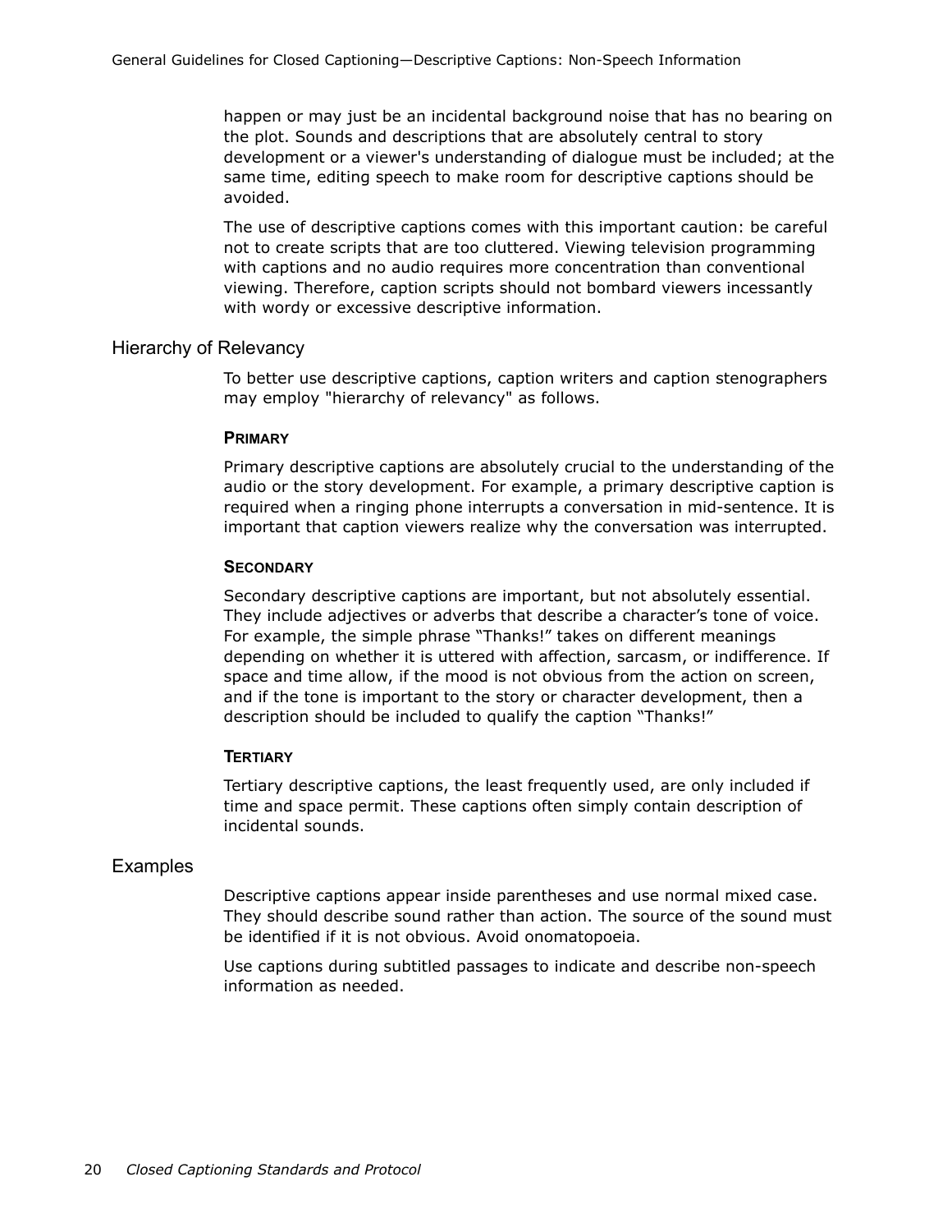happen or may just be an incidental background noise that has no bearing on the plot. Sounds and descriptions that are absolutely central to story development or a viewer's understanding of dialogue must be included; at the same time, editing speech to make room for descriptive captions should be avoided.

The use of descriptive captions comes with this important caution: be careful not to create scripts that are too cluttered. Viewing television programming with captions and no audio requires more concentration than conventional viewing. Therefore, caption scripts should not bombard viewers incessantly with wordy or excessive descriptive information.

## Hierarchy of Relevancy

To better use descriptive captions, caption writers and caption stenographers may employ "hierarchy of relevancy" as follows.

### Primary

Primary descriptive captions are absolutely crucial to the understanding of the audio or the story development. For example, a primary descriptive caption is required when a ringing phone interrupts a conversation in mid-sentence. It is important that caption viewers realize why the conversation was interrupted.

### Secondary

Secondary descriptive captions are important, but not absolutely essential. They include adjectives or adverbs that describe a character's tone of voice. For example, the simple phrase "Thanks!" takes on different meanings depending on whether it is uttered with affection, sarcasm, or indifference. If space and time allow, if the mood is not obvious from the action on screen, and if the tone is important to the story or character development, then a description should be included to qualify the caption "Thanks!"

### Tertiary

Tertiary descriptive captions, the least frequently used, are only included if time and space permit. These captions often simply contain description of incidental sounds.

## Examples

Descriptive captions appear inside parentheses and use normal mixed case. They should describe sound rather than action. The source of the sound must be identified if it is not obvious. Avoid onomatopoeia.

Use captions during subtitled passages to indicate and describe non-speech information as needed.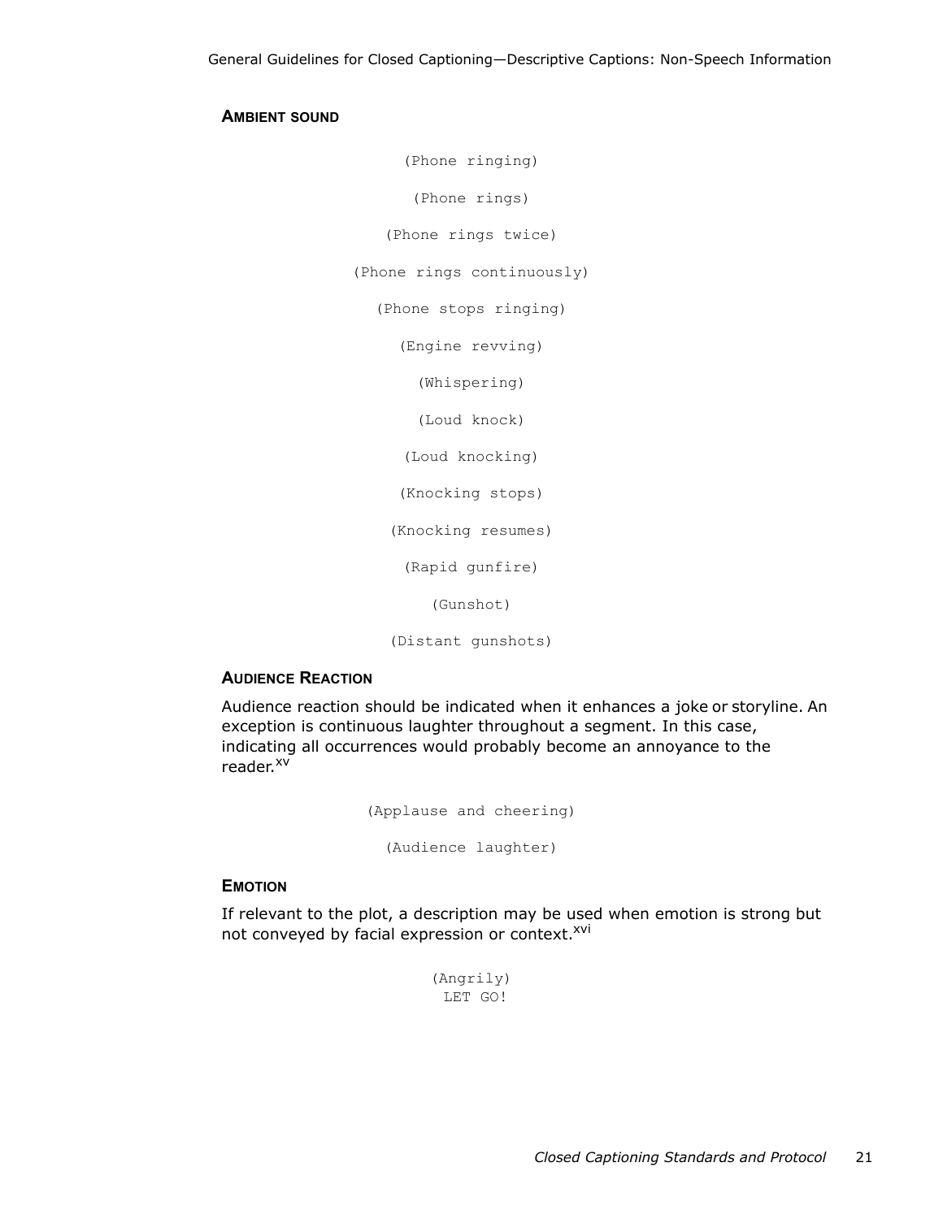### AMBIENT SOUND

```
(Phone ringing)

(Phone rings)

(Phone rings twice)

(Phone rings continuously)

(Phone stops ringing)

(Engine revving)

(Whispering)

(Loud knock)

(Loud knocking)

(Knocking stops)

(Knocking resumes)

(Rapid gunfire)

(Gunshot)

(Distant gunshots)
```

### AUDIENCE REACTION

Audience reaction should be indicated when it enhances a joke or storyline. An exception is continuous laughter throughout a segment. In this case, indicating all occurrences would probably become an annoyance to the reader.[xv]

```
(Applause and cheering)

(Audience laughter)
```

### EMOTION

If relevant to the plot, a description may be used when emotion is strong but not conveyed by facial expression or context.[xvi]

```
(Angrily)
LET GO!
```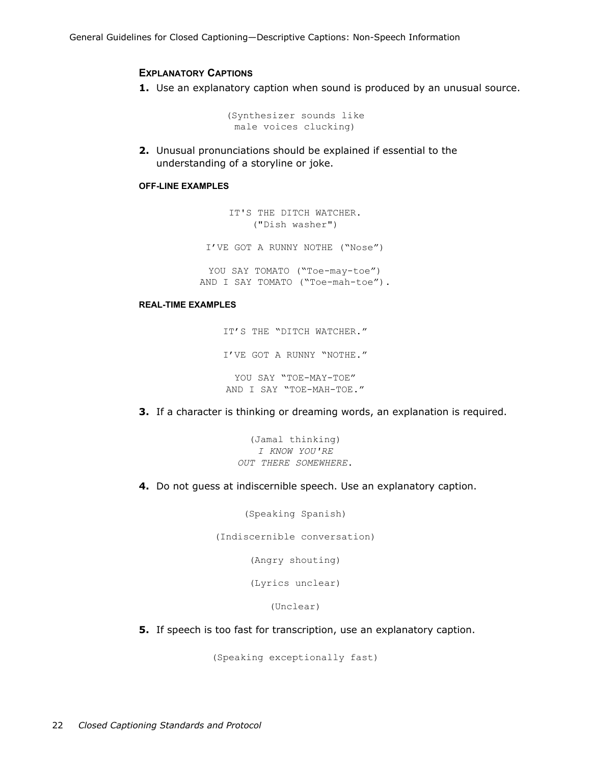### Explanatory Captions

**1.** Use an explanatory caption when sound is produced by an unusual source.

```
(Synthesizer sounds like
 male voices clucking)
```

**2.** Unusual pronunciations should be explained if essential to the understanding of a storyline or joke.

#### OFF-LINE EXAMPLES

```
IT'S THE DITCH WATCHER.
("Dish washer")

I'VE GOT A RUNNY NOTHE ("Nose")

YOU SAY TOMATO ("Toe-may-toe")
AND I SAY TOMATO ("Toe-mah-toe").
```

#### REAL-TIME EXAMPLES

```
IT'S THE "DITCH WATCHER."

I'VE GOT A RUNNY "NOTHE."

YOU SAY "TOE-MAY-TOE"
AND I SAY "TOE-MAH-TOE."
```

**3.** If a character is thinking or dreaming words, an explanation is required.

(Jamal thinking)
*I KNOW YOU'RE*
*OUT THERE SOMEWHERE*.

**4.** Do not guess at indiscernible speech. Use an explanatory caption.

```
(Speaking Spanish)

(Indiscernible conversation)

(Angry shouting)

(Lyrics unclear)

(Unclear)
```

**5.** If speech is too fast for transcription, use an explanatory caption.

```
(Speaking exceptionally fast)
```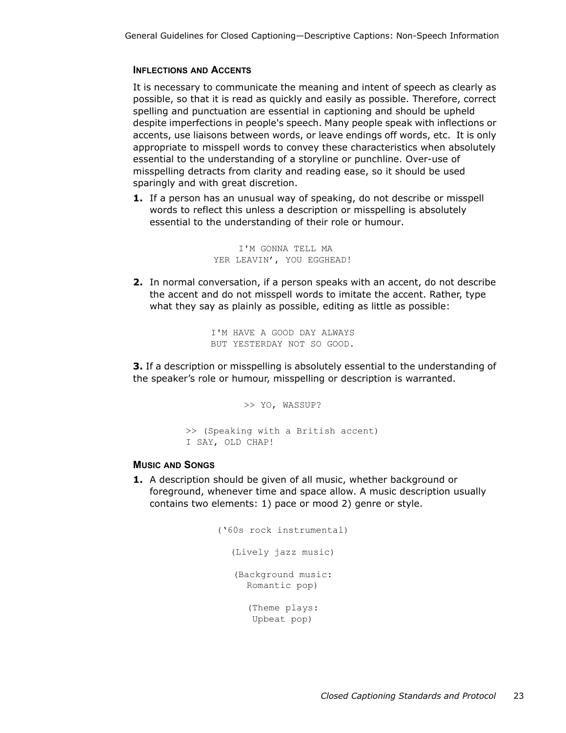### Inflections and Accents

It is necessary to communicate the meaning and intent of speech as clearly as possible, so that it is read as quickly and easily as possible. Therefore, correct spelling and punctuation are essential in captioning and should be upheld despite imperfections in people's speech. Many people speak with inflections or accents, use liaisons between words, or leave endings off words, etc. It is only appropriate to misspell words to convey these characteristics when absolutely essential to the understanding of a storyline or punchline. Over-use of misspelling detracts from clarity and reading ease, so it should be used sparingly and with great discretion.

**1.** If a person has an unusual way of speaking, do not describe or misspell words to reflect this unless a description or misspelling is absolutely essential to the understanding of their role or humour.

```
I'M GONNA TELL MA
YER LEAVIN', YOU EGGHEAD!
```

**2.** In normal conversation, if a person speaks with an accent, do not describe the accent and do not misspell words to imitate the accent. Rather, type what they say as plainly as possible, editing as little as possible:

```
I'M HAVE A GOOD DAY ALWAYS
BUT YESTERDAY NOT SO GOOD.
```

**3.** If a description or misspelling is absolutely essential to the understanding of the speaker's role or humour, misspelling or description is warranted.

```
>> YO, WASSUP?

>> (Speaking with a British accent)
I SAY, OLD CHAP!
```

### Music and Songs

**1.** A description should be given of all music, whether background or foreground, whenever time and space allow. A music description usually contains two elements: 1) pace or mood 2) genre or style.

```
('60s rock instrumental)

(Lively jazz music)

(Background music:
Romantic pop)

(Theme plays:
Upbeat pop)
```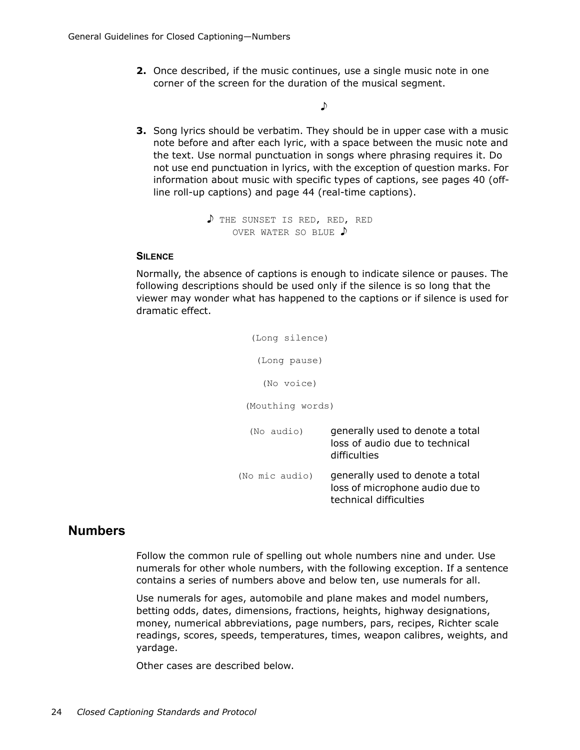2. Once described, if the music continues, use a single music note in one corner of the screen for the duration of the musical segment.

♪

3. Song lyrics should be verbatim. They should be in upper case with a music note before and after each lyric, with a space between the music note and the text. Use normal punctuation in songs where phrasing requires it. Do not use end punctuation in lyrics, with the exception of question marks. For information about music with specific types of captions, see pages 40 (off-line roll-up captions) and page 44 (real-time captions).

```
♪ THE SUNSET IS RED, RED, RED
    OVER WATER SO BLUE ♪
```

### Silence

Normally, the absence of captions is enough to indicate silence or pauses. The following descriptions should be used only if the silence is so long that the viewer may wonder what has happened to the captions or if silence is used for dramatic effect.

```
(Long silence)

(Long pause)

(No voice)

(Mouthing words)
```

| | |
|---|---|
| (No audio) | generally used to denote a total loss of audio due to technical difficulties |
| (No mic audio) | generally used to denote a total loss of microphone audio due to technical difficulties |

## Numbers

Follow the common rule of spelling out whole numbers nine and under. Use numerals for other whole numbers, with the following exception. If a sentence contains a series of numbers above and below ten, use numerals for all.

Use numerals for ages, automobile and plane makes and model numbers, betting odds, dates, dimensions, fractions, heights, highway designations, money, numerical abbreviations, page numbers, pars, recipes, Richter scale readings, scores, speeds, temperatures, times, weapon calibres, weights, and yardage.

Other cases are described below.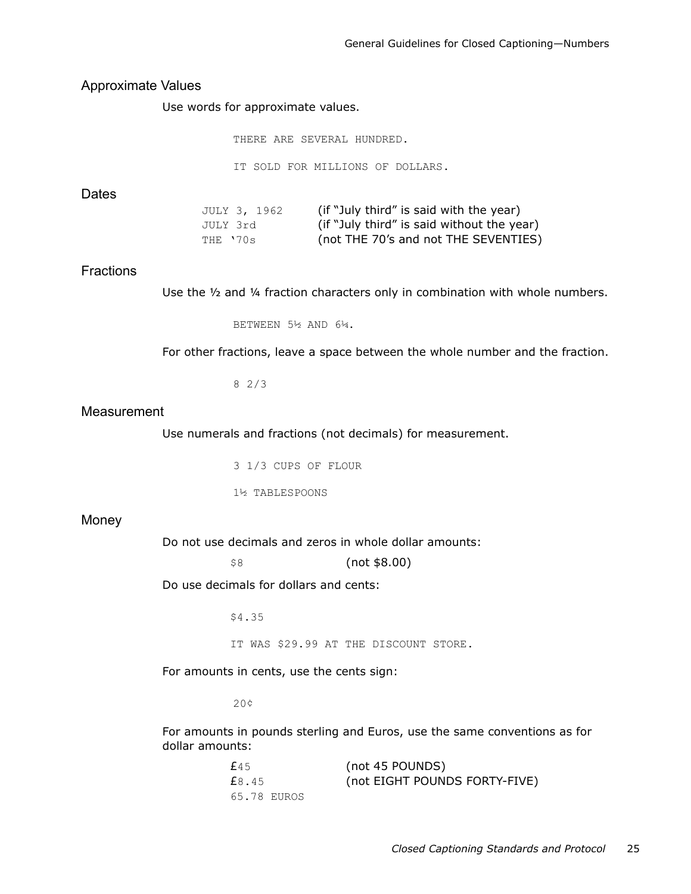## Approximate Values

Use words for approximate values.

```
THERE ARE SEVERAL HUNDRED.

IT SOLD FOR MILLIONS OF DOLLARS.
```

## Dates

| | |
|---|---|
| `JULY 3, 1962` | (if "July third" is said with the year) |
| `JULY 3rd` | (if "July third" is said without the year) |
| `THE '70s` | (not THE 70's and not THE SEVENTIES) |

## Fractions

Use the ½ and ¼ fraction characters only in combination with whole numbers.

```
BETWEEN 5½ AND 6¼.
```

For other fractions, leave a space between the whole number and the fraction.

```
8 2/3
```

## Measurement

Use numerals and fractions (not decimals) for measurement.

```
3 1/3 CUPS OF FLOUR

1½ TABLESPOONS
```

## Money

Do not use decimals and zeros in whole dollar amounts:

| | |
|---|---|
| `$8` | (not $8.00) |

Do use decimals for dollars and cents:

```
$4.35

IT WAS $29.99 AT THE DISCOUNT STORE.
```

For amounts in cents, use the cents sign:

```
20¢
```

For amounts in pounds sterling and Euros, use the same conventions as for dollar amounts:

| | |
|---|---|
| `£45` | (not 45 POUNDS) |
| `£8.45` | (not EIGHT POUNDS FORTY-FIVE) |
| `65.78 EUROS` | |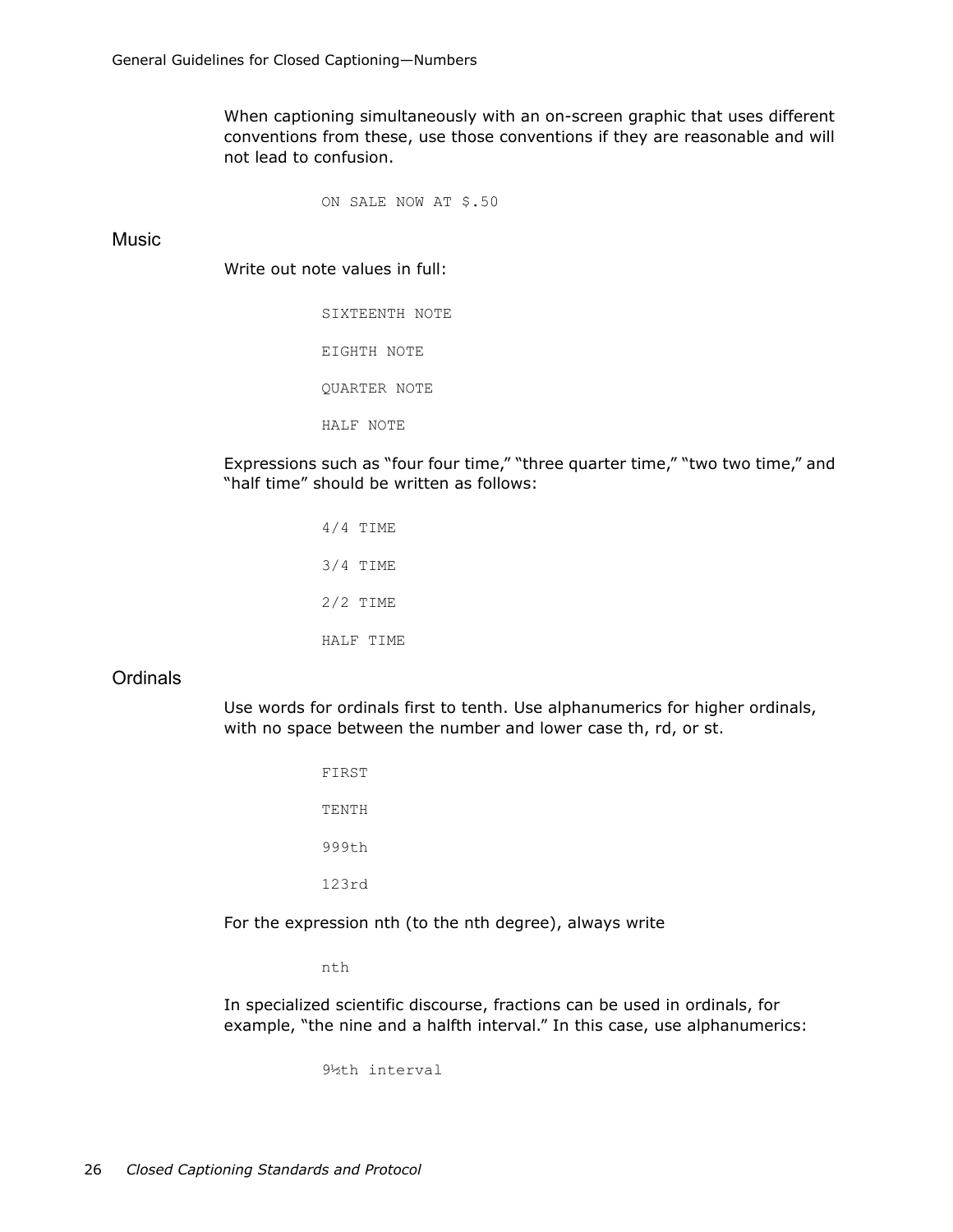When captioning simultaneously with an on-screen graphic that uses different conventions from these, use those conventions if they are reasonable and will not lead to confusion.

```
ON SALE NOW AT $.50
```

## Music

Write out note values in full:

```
SIXTEENTH NOTE

EIGHTH NOTE

QUARTER NOTE

HALF NOTE
```

Expressions such as “four four time,” “three quarter time,” “two two time,” and “half time” should be written as follows:

```
4/4 TIME

3/4 TIME

2/2 TIME

HALF TIME
```

## Ordinals

Use words for ordinals first to tenth. Use alphanumerics for higher ordinals, with no space between the number and lower case th, rd, or st.

```
FIRST

TENTH

999th

123rd
```

For the expression nth (to the nth degree), always write

```
nth
```

In specialized scientific discourse, fractions can be used in ordinals, for example, “the nine and a halfth interval.” In this case, use alphanumerics:

```
9½th interval
```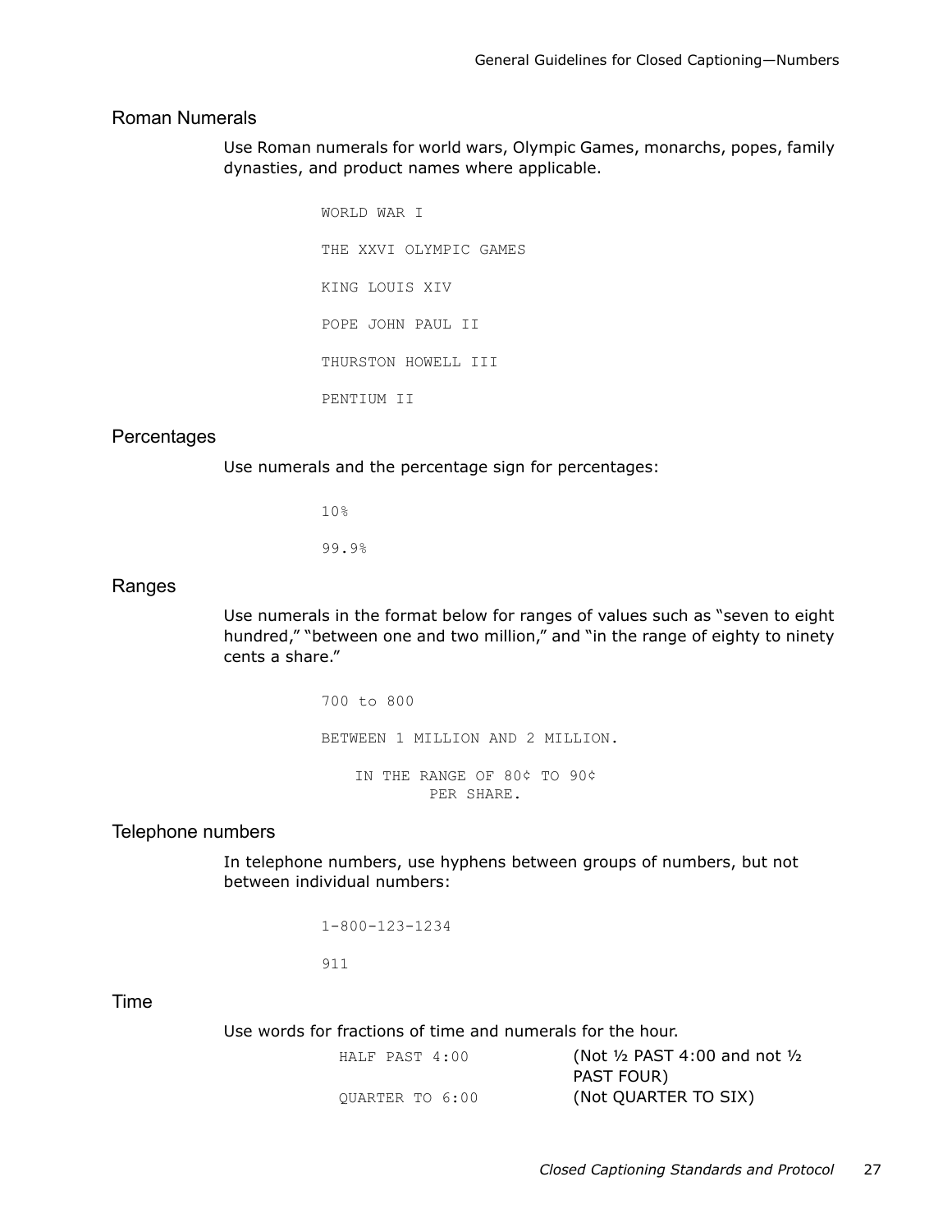## Roman Numerals

Use Roman numerals for world wars, Olympic Games, monarchs, popes, family dynasties, and product names where applicable.

```
WORLD WAR I

THE XXVI OLYMPIC GAMES

KING LOUIS XIV

POPE JOHN PAUL II

THURSTON HOWELL III

PENTIUM II
```

## Percentages

Use numerals and the percentage sign for percentages:

```
10%

99.9%
```

## Ranges

Use numerals in the format below for ranges of values such as "seven to eight hundred," "between one and two million," and "in the range of eighty to ninety cents a share."

```
700 to 800

BETWEEN 1 MILLION AND 2 MILLION.

    IN THE RANGE OF 80¢ TO 90¢
            PER SHARE.
```

## Telephone numbers

In telephone numbers, use hyphens between groups of numbers, but not between individual numbers:

```
1-800-123-1234

911
```

## Time

Use words for fractions of time and numerals for the hour.

| | |
|---|---|
| HALF PAST 4:00 | (Not ½ PAST 4:00 and not ½ PAST FOUR) |
| QUARTER TO 6:00 | (Not QUARTER TO SIX) |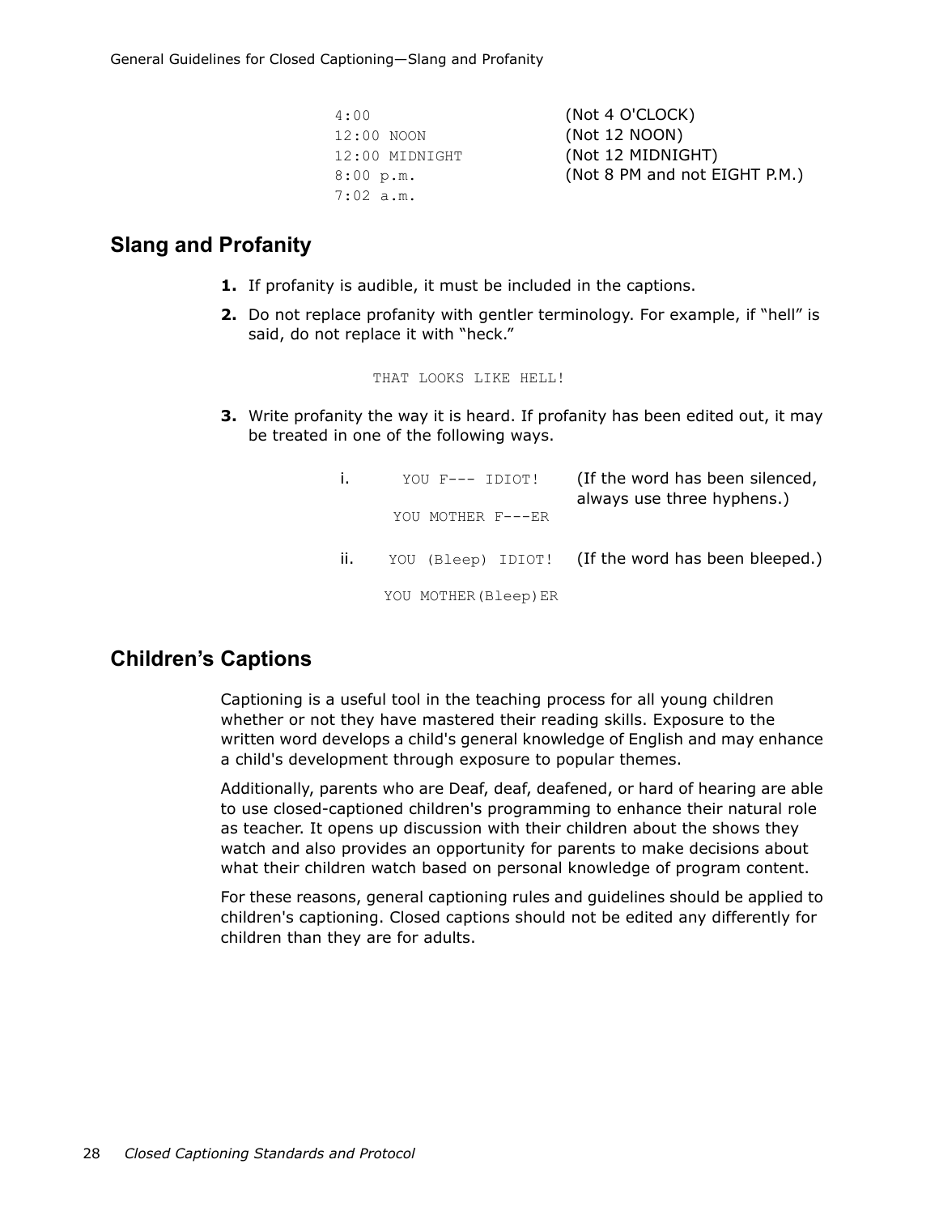```
4:00                (Not 4 O'CLOCK)
12:00 NOON          (Not 12 NOON)
12:00 MIDNIGHT      (Not 12 MIDNIGHT)
8:00 p.m.           (Not 8 PM and not EIGHT P.M.)
7:02 a.m.
```

## Slang and Profanity

1. If profanity is audible, it must be included in the captions.
2. Do not replace profanity with gentler terminology. For example, if "hell" is said, do not replace it with "heck."

    ```
    THAT LOOKS LIKE HELL!
    ```

3. Write profanity the way it is heard. If profanity has been edited out, it may be treated in one of the following ways.

    i. `YOU F--- IDIOT!` `YOU MOTHER F---ER` (If the word has been silenced, always use three hyphens.)

    ii. `YOU (Bleep) IDIOT!` `YOU MOTHER(Bleep)ER` (If the word has been bleeped.)

## Children's Captions

Captioning is a useful tool in the teaching process for all young children whether or not they have mastered their reading skills. Exposure to the written word develops a child's general knowledge of English and may enhance a child's development through exposure to popular themes.

Additionally, parents who are Deaf, deaf, deafened, or hard of hearing are able to use closed-captioned children's programming to enhance their natural role as teacher. It opens up discussion with their children about the shows they watch and also provides an opportunity for parents to make decisions about what their children watch based on personal knowledge of program content.

For these reasons, general captioning rules and guidelines should be applied to children's captioning. Closed captions should not be edited any differently for children than they are for adults.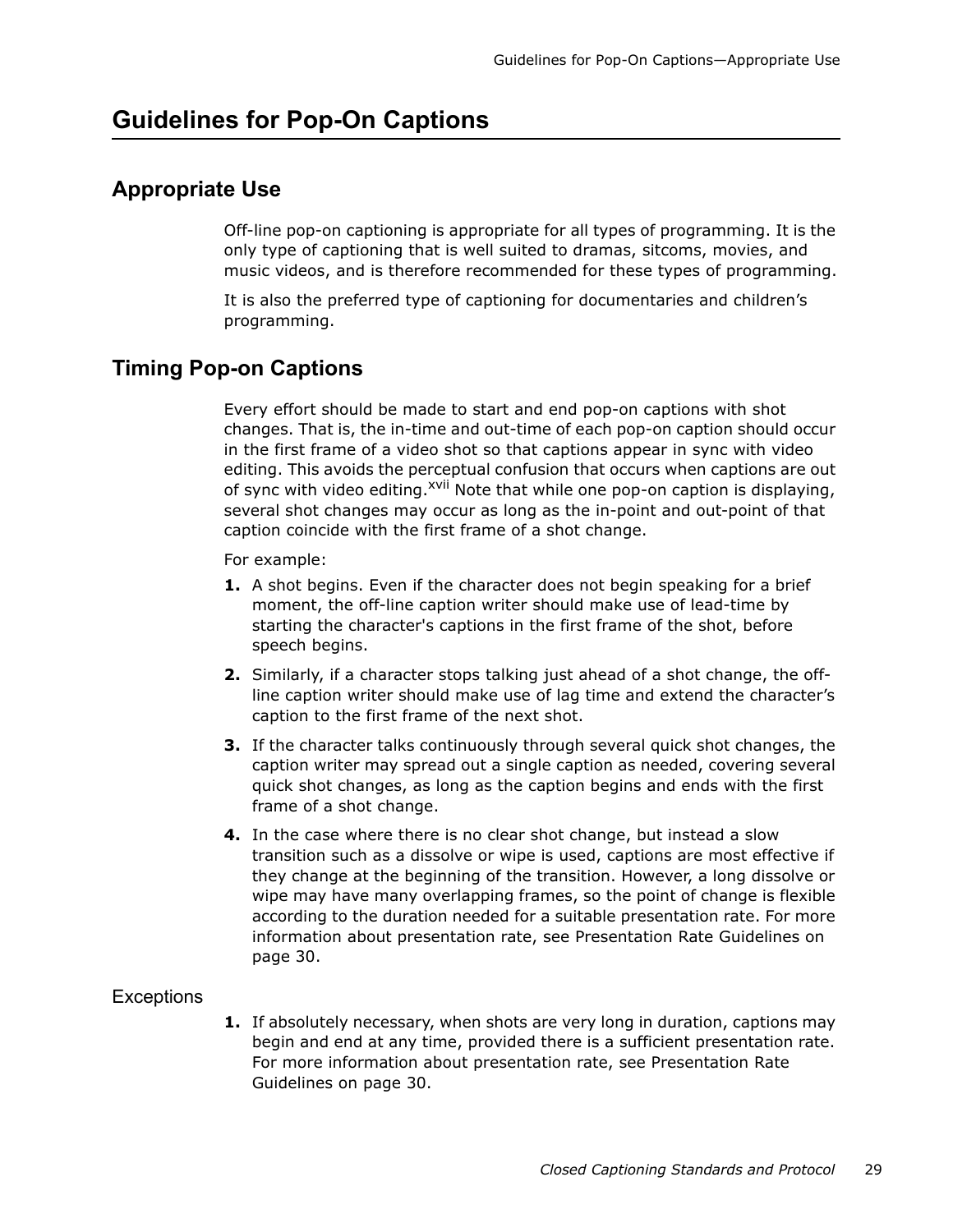# Guidelines for Pop-On Captions

## Appropriate Use

Off-line pop-on captioning is appropriate for all types of programming. It is the only type of captioning that is well suited to dramas, sitcoms, movies, and music videos, and is therefore recommended for these types of programming.

It is also the preferred type of captioning for documentaries and children's programming.

## Timing Pop-on Captions

Every effort should be made to start and end pop-on captions with shot changes. That is, the in-time and out-time of each pop-on caption should occur in the first frame of a video shot so that captions appear in sync with video editing. This avoids the perceptual confusion that occurs when captions are out of sync with video editing.[xvii] Note that while one pop-on caption is displaying, several shot changes may occur as long as the in-point and out-point of that caption coincide with the first frame of a shot change.

For example:

1. A shot begins. Even if the character does not begin speaking for a brief moment, the off-line caption writer should make use of lead-time by starting the character's captions in the first frame of the shot, before speech begins.
2. Similarly, if a character stops talking just ahead of a shot change, the off-line caption writer should make use of lag time and extend the character's caption to the first frame of the next shot.
3. If the character talks continuously through several quick shot changes, the caption writer may spread out a single caption as needed, covering several quick shot changes, as long as the caption begins and ends with the first frame of a shot change.
4. In the case where there is no clear shot change, but instead a slow transition such as a dissolve or wipe is used, captions are most effective if they change at the beginning of the transition. However, a long dissolve or wipe may have many overlapping frames, so the point of change is flexible according to the duration needed for a suitable presentation rate. For more information about presentation rate, see Presentation Rate Guidelines on page 30.

### Exceptions

1. If absolutely necessary, when shots are very long in duration, captions may begin and end at any time, provided there is a sufficient presentation rate. For more information about presentation rate, see Presentation Rate Guidelines on page 30.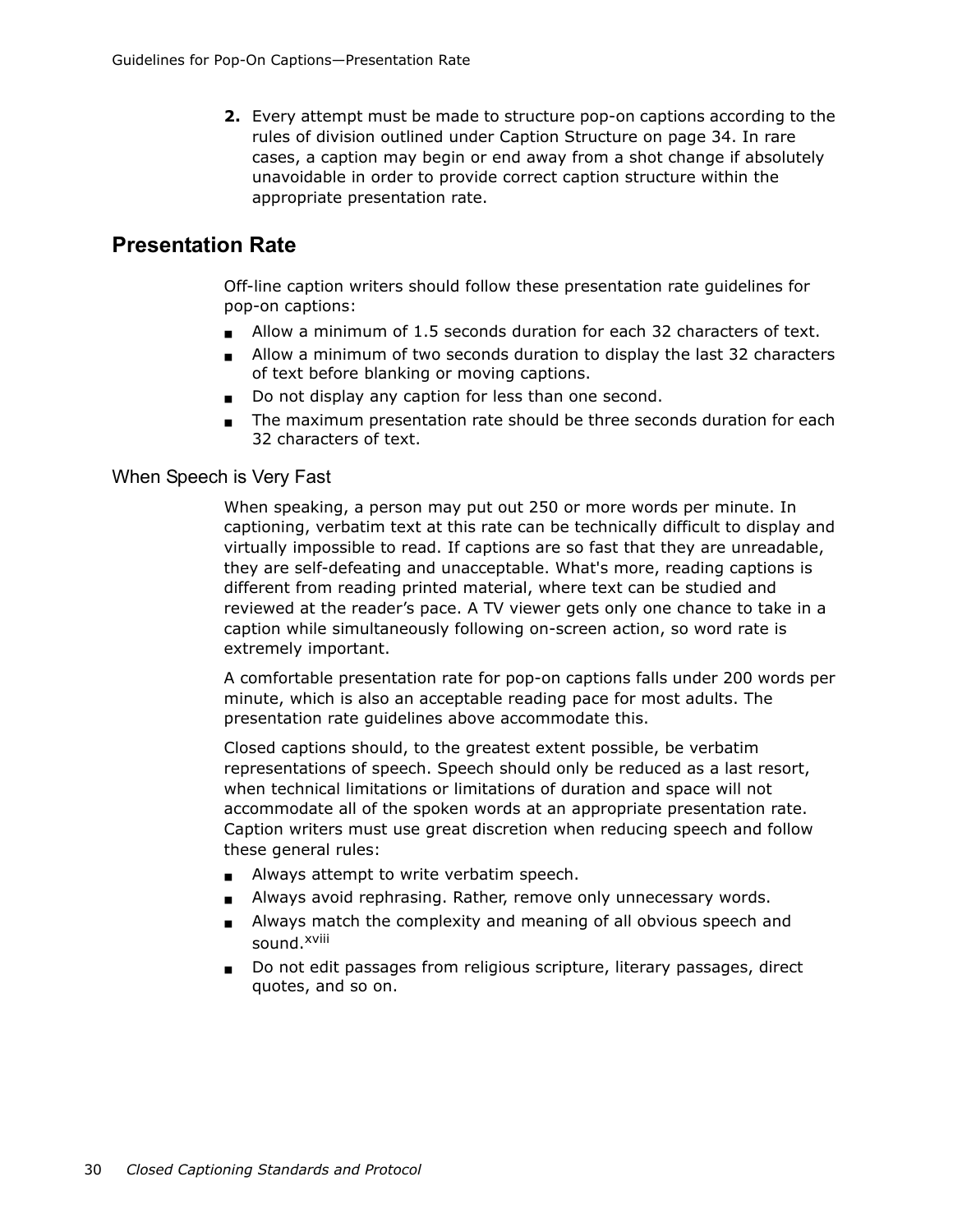2. Every attempt must be made to structure pop-on captions according to the rules of division outlined under Caption Structure on page 34. In rare cases, a caption may begin or end away from a shot change if absolutely unavoidable in order to provide correct caption structure within the appropriate presentation rate.

## Presentation Rate

Off-line caption writers should follow these presentation rate guidelines for pop-on captions:

- Allow a minimum of 1.5 seconds duration for each 32 characters of text.
- Allow a minimum of two seconds duration to display the last 32 characters of text before blanking or moving captions.
- Do not display any caption for less than one second.
- The maximum presentation rate should be three seconds duration for each 32 characters of text.

### When Speech is Very Fast

When speaking, a person may put out 250 or more words per minute. In captioning, verbatim text at this rate can be technically difficult to display and virtually impossible to read. If captions are so fast that they are unreadable, they are self-defeating and unacceptable. What's more, reading captions is different from reading printed material, where text can be studied and reviewed at the reader's pace. A TV viewer gets only one chance to take in a caption while simultaneously following on-screen action, so word rate is extremely important.

A comfortable presentation rate for pop-on captions falls under 200 words per minute, which is also an acceptable reading pace for most adults. The presentation rate guidelines above accommodate this.

Closed captions should, to the greatest extent possible, be verbatim representations of speech. Speech should only be reduced as a last resort, when technical limitations or limitations of duration and space will not accommodate all of the spoken words at an appropriate presentation rate. Caption writers must use great discretion when reducing speech and follow these general rules:

- Always attempt to write verbatim speech.
- Always avoid rephrasing. Rather, remove only unnecessary words.
- Always match the complexity and meaning of all obvious speech and sound.[xviii]
- Do not edit passages from religious scripture, literary passages, direct quotes, and so on.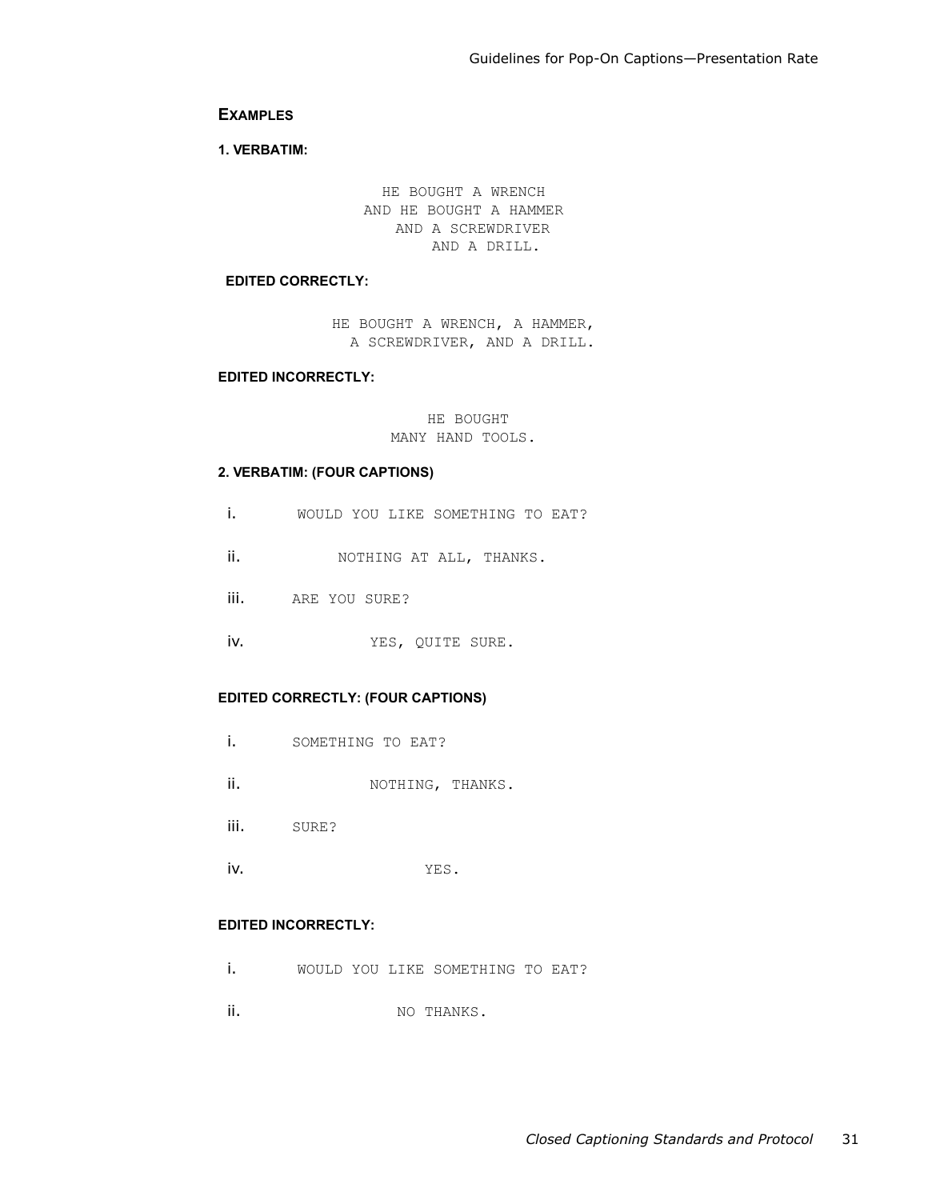## EXAMPLES

**1. VERBATIM:**

```
        HE BOUGHT A WRENCH
      AND HE BOUGHT A HAMMER
         AND A SCREWDRIVER
            AND A DRILL.
```

**EDITED CORRECTLY:**

```
HE BOUGHT A WRENCH, A HAMMER,
  A SCREWDRIVER, AND A DRILL.
```

**EDITED INCORRECTLY:**

```
     HE BOUGHT
  MANY HAND TOOLS.
```

**2. VERBATIM: (FOUR CAPTIONS)**

i. `WOULD YOU LIKE SOMETHING TO EAT?`

ii. `NOTHING AT ALL, THANKS.`

iii. `ARE YOU SURE?`

iv. `YES, QUITE SURE.`

**EDITED CORRECTLY: (FOUR CAPTIONS)**

i. `SOMETHING TO EAT?`

ii. `NOTHING, THANKS.`

iii. `SURE?`

iv. `YES.`

**EDITED INCORRECTLY:**

i. `WOULD YOU LIKE SOMETHING TO EAT?`

ii. `NO THANKS.`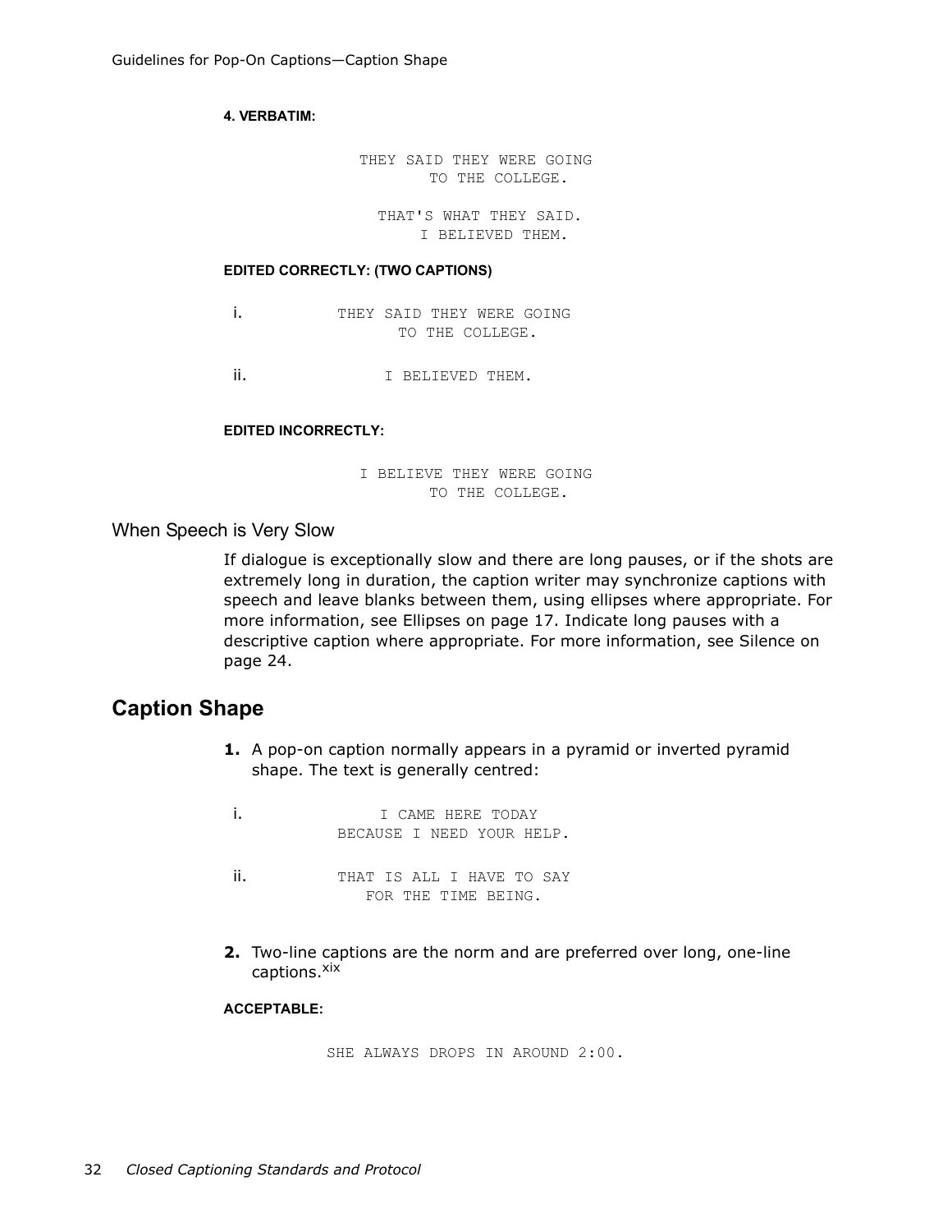**4. VERBATIM:**

```
THEY SAID THEY WERE GOING
      TO THE COLLEGE.

  THAT'S WHAT THEY SAID.
      I BELIEVED THEM.
```

**EDITED CORRECTLY: (TWO CAPTIONS)**

i.
```
THEY SAID THEY WERE GOING
      TO THE COLLEGE.
```

ii.
```
I BELIEVED THEM.
```

**EDITED INCORRECTLY:**

```
I BELIEVE THEY WERE GOING
      TO THE COLLEGE.
```

### When Speech is Very Slow

If dialogue is exceptionally slow and there are long pauses, or if the shots are extremely long in duration, the caption writer may synchronize captions with speech and leave blanks between them, using ellipses where appropriate. For more information, see Ellipses on page 17. Indicate long pauses with a descriptive caption where appropriate. For more information, see Silence on page 24.

## Caption Shape

**1.** A pop-on caption normally appears in a pyramid or inverted pyramid shape. The text is generally centred:

i.
```
    I CAME HERE TODAY
BECAUSE I NEED YOUR HELP.
```

ii.
```
THAT IS ALL I HAVE TO SAY
   FOR THE TIME BEING.
```

**2.** Two-line captions are the norm and are preferred over long, one-line captions.[xix]

**ACCEPTABLE:**

```
SHE ALWAYS DROPS IN AROUND 2:00.
```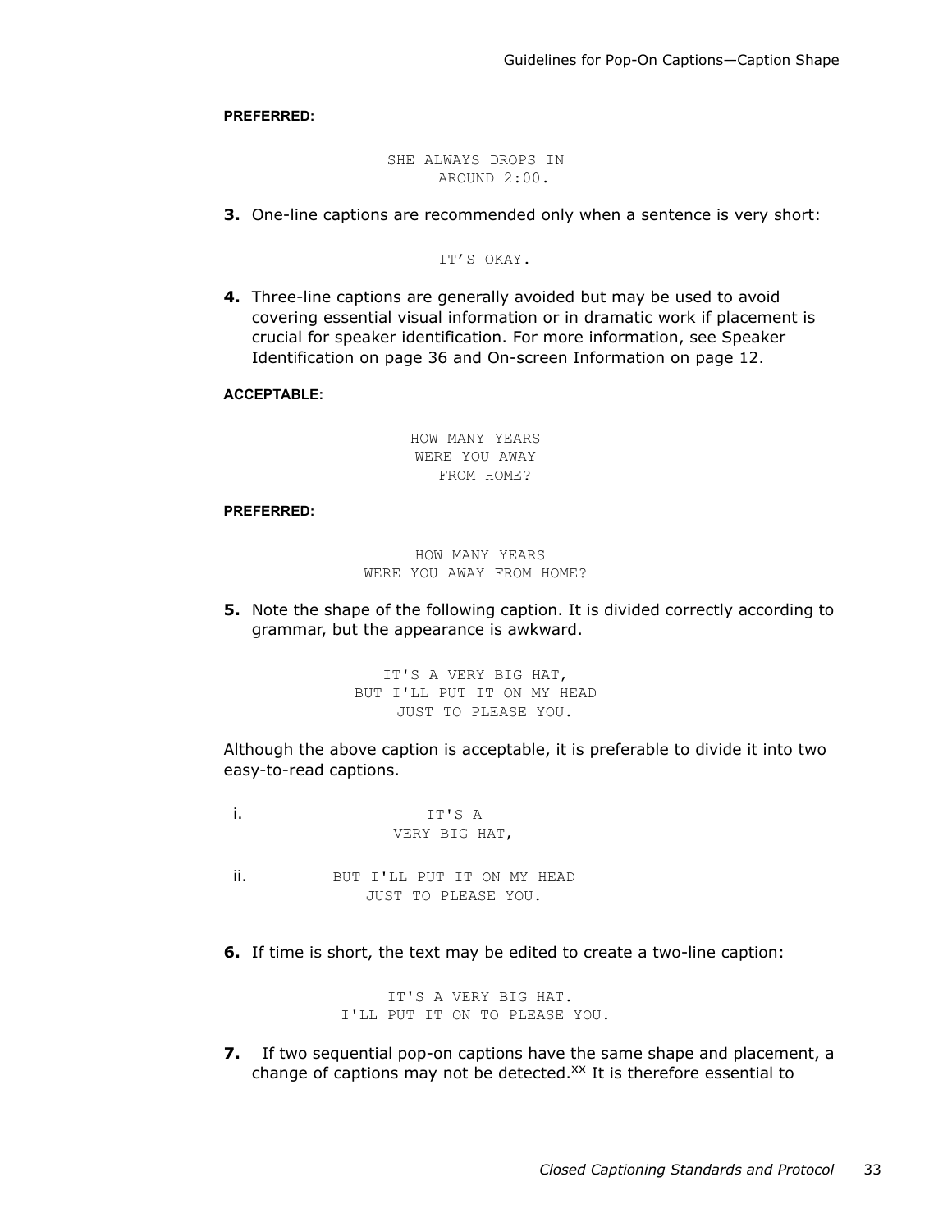**PREFERRED:**

```
SHE ALWAYS DROPS IN
    AROUND 2:00.
```

**3.** One-line captions are recommended only when a sentence is very short:

```
IT’S OKAY.
```

**4.** Three-line captions are generally avoided but may be used to avoid covering essential visual information or in dramatic work if placement is crucial for speaker identification. For more information, see Speaker Identification on page 36 and On-screen Information on page 12.

**ACCEPTABLE:**

```
HOW MANY YEARS
WERE YOU AWAY
  FROM HOME?
```

**PREFERRED:**

```
        HOW MANY YEARS
WERE YOU AWAY FROM HOME?
```

**5.** Note the shape of the following caption. It is divided correctly according to grammar, but the appearance is awkward.

```
   IT'S A VERY BIG HAT,
BUT I'LL PUT IT ON MY HEAD
   JUST TO PLEASE YOU.
```

Although the above caption is acceptable, it is preferable to divide it into two easy-to-read captions.

i.

```
   IT'S A
VERY BIG HAT,
```

ii.

```
BUT I'LL PUT IT ON MY HEAD
   JUST TO PLEASE YOU.
```

**6.** If time is short, the text may be edited to create a two-line caption:

```
   IT'S A VERY BIG HAT.
I'LL PUT IT ON TO PLEASE YOU.
```

**7.** If two sequential pop-on captions have the same shape and placement, a change of captions may not be detected.[xx] It is therefore essential to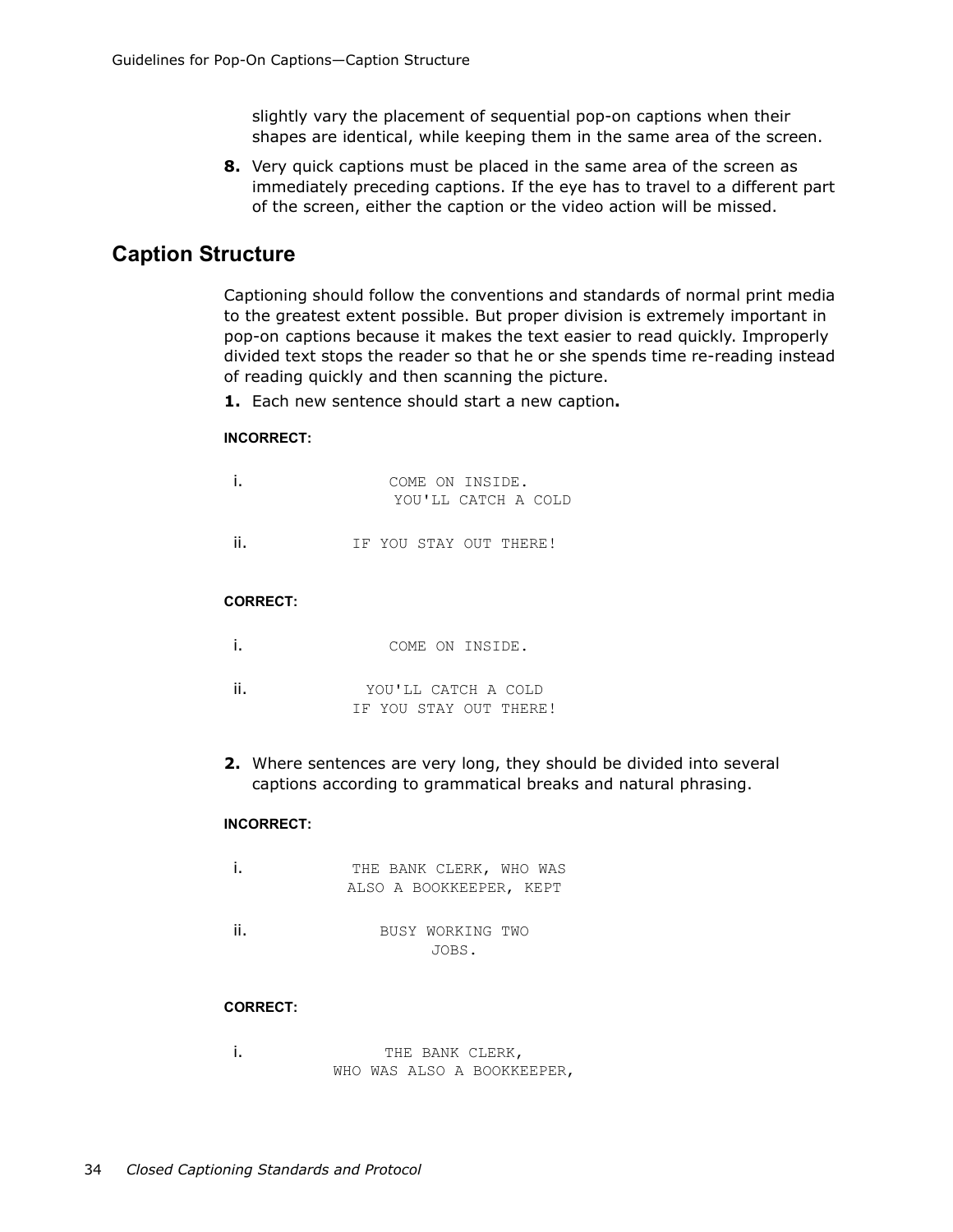slightly vary the placement of sequential pop-on captions when their shapes are identical, while keeping them in the same area of the screen.

8. Very quick captions must be placed in the same area of the screen as immediately preceding captions. If the eye has to travel to a different part of the screen, either the caption or the video action will be missed.

## Caption Structure

Captioning should follow the conventions and standards of normal print media to the greatest extent possible. But proper division is extremely important in pop-on captions because it makes the text easier to read quickly. Improperly divided text stops the reader so that he or she spends time re-reading instead of reading quickly and then scanning the picture.

1. Each new sentence should start a new caption**.**

**INCORRECT:**

i.
```
COME ON INSIDE.
YOU'LL CATCH A COLD
```

ii.
```
IF YOU STAY OUT THERE!
```

**CORRECT:**

i.
```
COME ON INSIDE.
```

ii.
```
YOU'LL CATCH A COLD
IF YOU STAY OUT THERE!
```

2. Where sentences are very long, they should be divided into several captions according to grammatical breaks and natural phrasing.

**INCORRECT:**

i.
```
THE BANK CLERK, WHO WAS
ALSO A BOOKKEEPER, KEPT
```

ii.
```
BUSY WORKING TWO
JOBS.
```

**CORRECT:**

i.
```
THE BANK CLERK,
WHO WAS ALSO A BOOKKEEPER,
```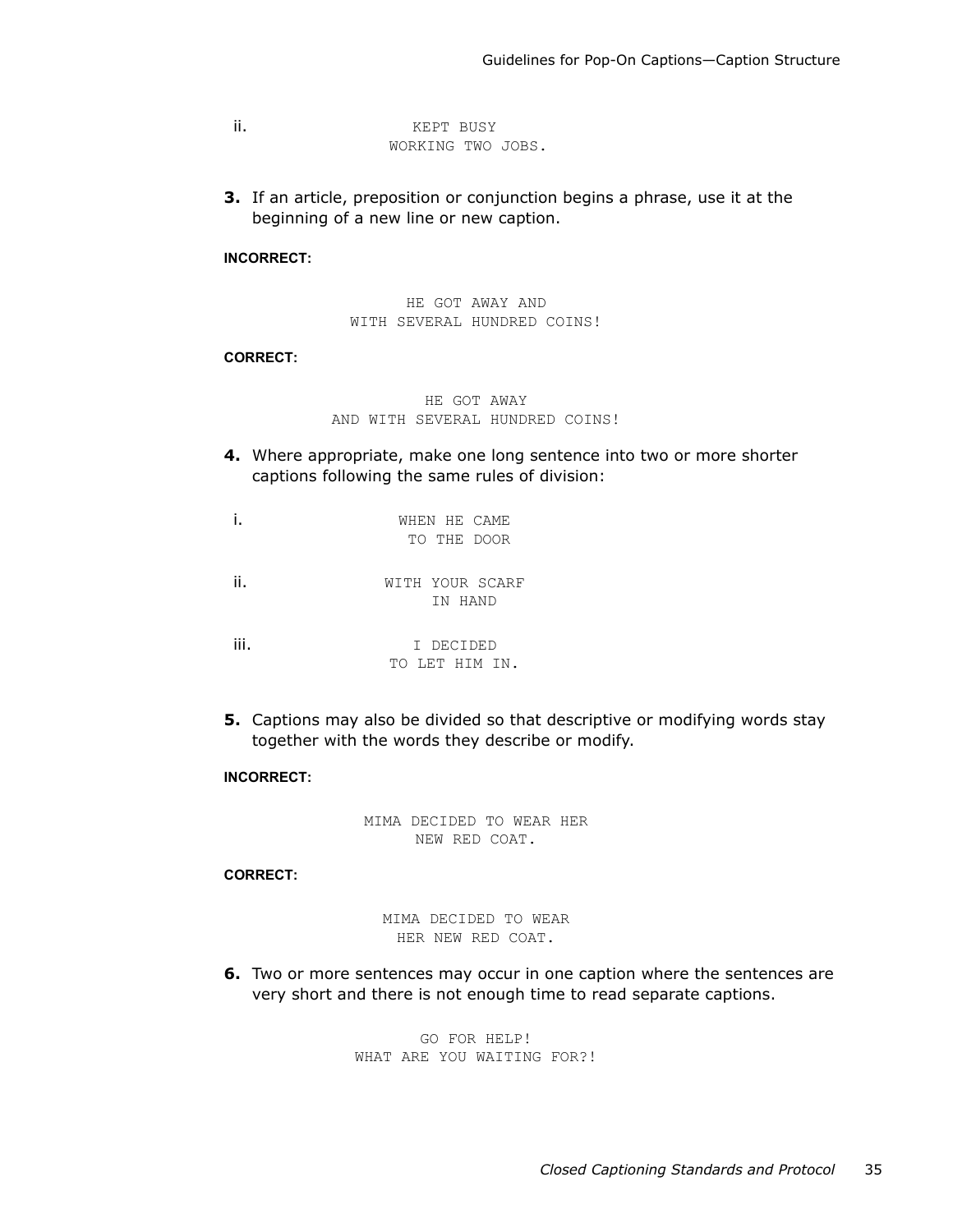ii.

```
      KEPT BUSY
  WORKING TWO JOBS.
```

**3.** If an article, preposition or conjunction begins a phrase, use it at the beginning of a new line or new caption.

**INCORRECT:**

```
        HE GOT AWAY AND
  WITH SEVERAL HUNDRED COINS!
```

**CORRECT:**

```
           HE GOT AWAY
  AND WITH SEVERAL HUNDRED COINS!
```

**4.** Where appropriate, make one long sentence into two or more shorter captions following the same rules of division:

i.

```
  WHEN HE CAME
   TO THE DOOR
```

ii.

```
  WITH YOUR SCARF
      IN HAND
```

iii.

```
     I DECIDED
  TO LET HIM IN.
```

**5.** Captions may also be divided so that descriptive or modifying words stay together with the words they describe or modify.

**INCORRECT:**

```
  MIMA DECIDED TO WEAR HER
       NEW RED COAT.
```

**CORRECT:**

```
  MIMA DECIDED TO WEAR
   HER NEW RED COAT.
```

**6.** Two or more sentences may occur in one caption where the sentences are very short and there is not enough time to read separate captions.

```
         GO FOR HELP!
  WHAT ARE YOU WAITING FOR?!
```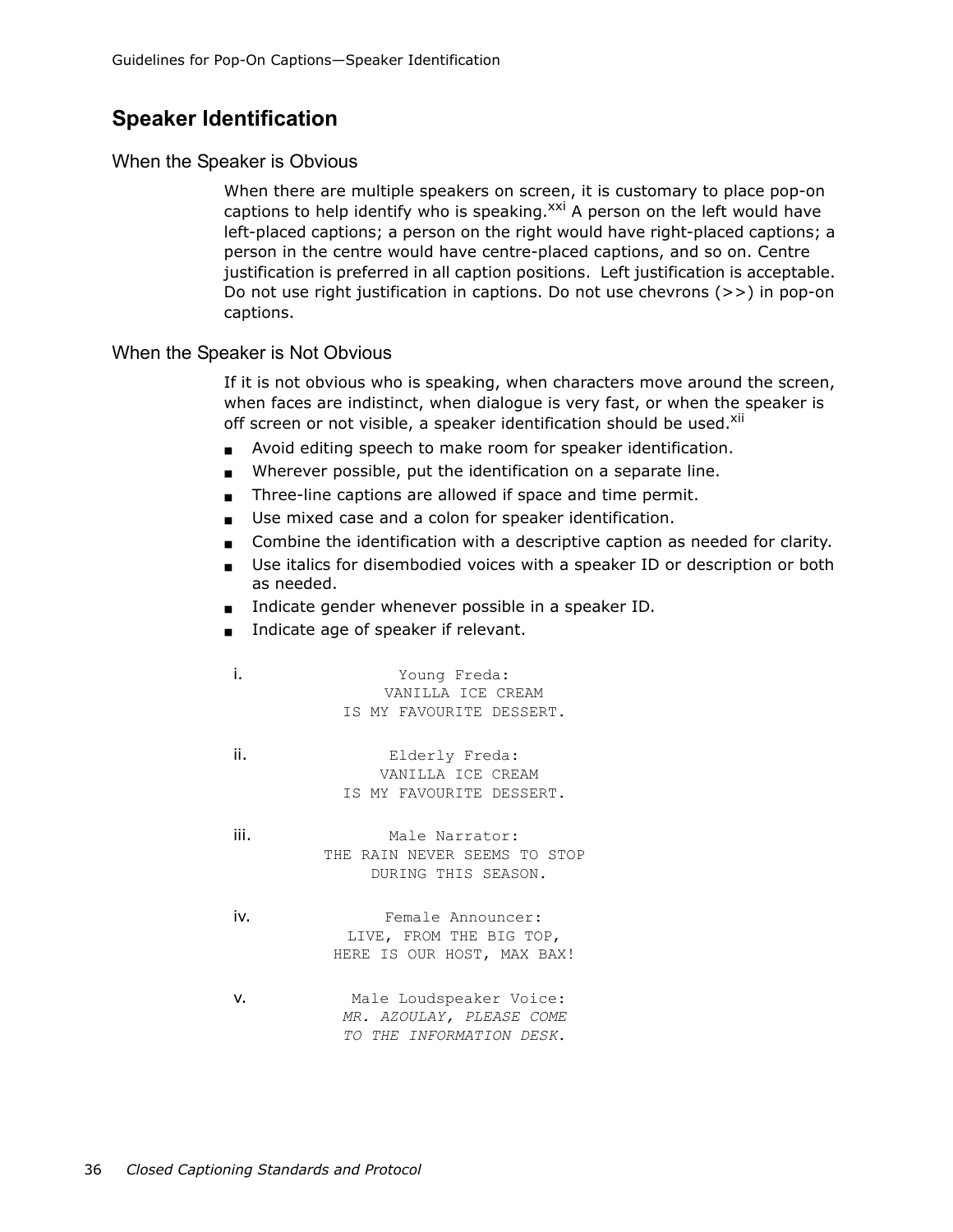## Speaker Identification

### When the Speaker is Obvious

When there are multiple speakers on screen, it is customary to place pop-on captions to help identify who is speaking.[xxi] A person on the left would have left-placed captions; a person on the right would have right-placed captions; a person in the centre would have centre-placed captions, and so on. Centre justification is preferred in all caption positions. Left justification is acceptable. Do not use right justification in captions. Do not use chevrons (>>) in pop-on captions.

### When the Speaker is Not Obvious

If it is not obvious who is speaking, when characters move around the screen, when faces are indistinct, when dialogue is very fast, or when the speaker is off screen or not visible, a speaker identification should be used.[xii]

- Avoid editing speech to make room for speaker identification.
- Wherever possible, put the identification on a separate line.
- Three-line captions are allowed if space and time permit.
- Use mixed case and a colon for speaker identification.
- Combine the identification with a descriptive caption as needed for clarity.
- Use italics for disembodied voices with a speaker ID or description or both as needed.
- Indicate gender whenever possible in a speaker ID.
- Indicate age of speaker if relevant.

i.
```
       Young Freda:
    VANILLA ICE CREAM
IS MY FAVOURITE DESSERT.
```

ii.
```
      Elderly Freda:
    VANILLA ICE CREAM
IS MY FAVOURITE DESSERT.
```

iii.
```
        Male Narrator:
THE RAIN NEVER SEEMS TO STOP
      DURING THIS SEASON.
```

iv.
```
      Female Announcer:
    LIVE, FROM THE BIG TOP,
  HERE IS OUR HOST, MAX BAX!
```

v.

Male Loudspeaker Voice:
*MR. AZOULAY, PLEASE COME*
*TO THE INFORMATION DESK.*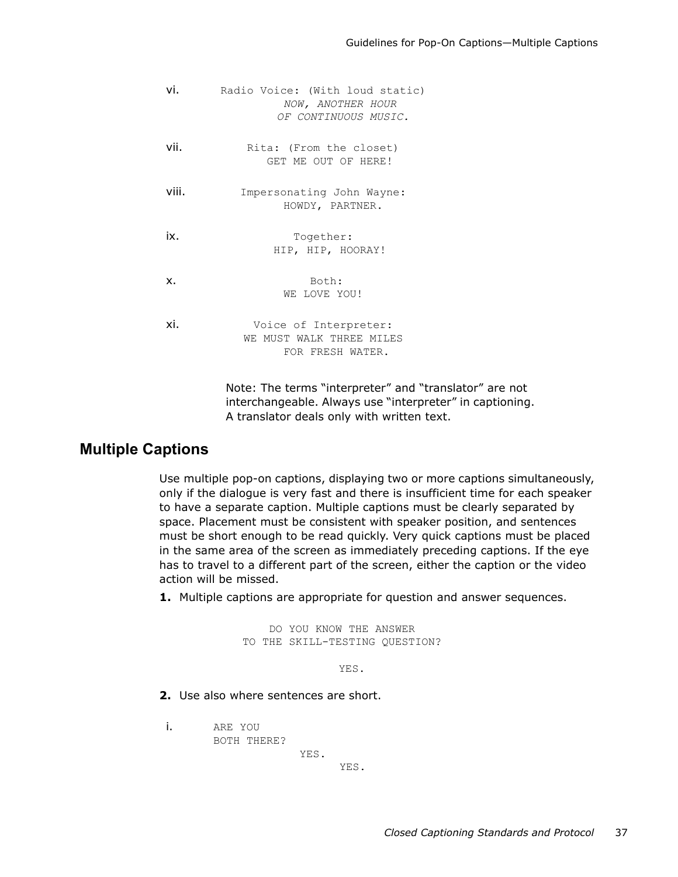vi.
```
Radio Voice: (With loud static)
        NOW, ANOTHER HOUR
       OF CONTINUOUS MUSIC.
```

vii.
```
Rita: (From the closet)
   GET ME OUT OF HERE!
```

viii.
```
Impersonating John Wayne:
      HOWDY, PARTNER.
```

ix.
```
    Together:
HIP, HIP, HOORAY!
```

x.
```
    Both:
WE LOVE YOU!
```

xi.
```
  Voice of Interpreter:
WE MUST WALK THREE MILES
      FOR FRESH WATER.
```

Note: The terms "interpreter" and "translator" are not interchangeable. Always use "interpreter" in captioning. A translator deals only with written text.

## Multiple Captions

Use multiple pop-on captions, displaying two or more captions simultaneously, only if the dialogue is very fast and there is insufficient time for each speaker to have a separate caption. Multiple captions must be clearly separated by space. Placement must be consistent with speaker position, and sentences must be short enough to be read quickly. Very quick captions must be placed in the same area of the screen as immediately preceding captions. If the eye has to travel to a different part of the screen, either the caption or the video action will be missed.

**1.** Multiple captions are appropriate for question and answer sequences.

```
    DO YOU KNOW THE ANSWER
TO THE SKILL-TESTING QUESTION?

                   YES.
```

**2.** Use also where sentences are short.

i.
```
ARE YOU
BOTH THERE?
            YES.
                  YES.
```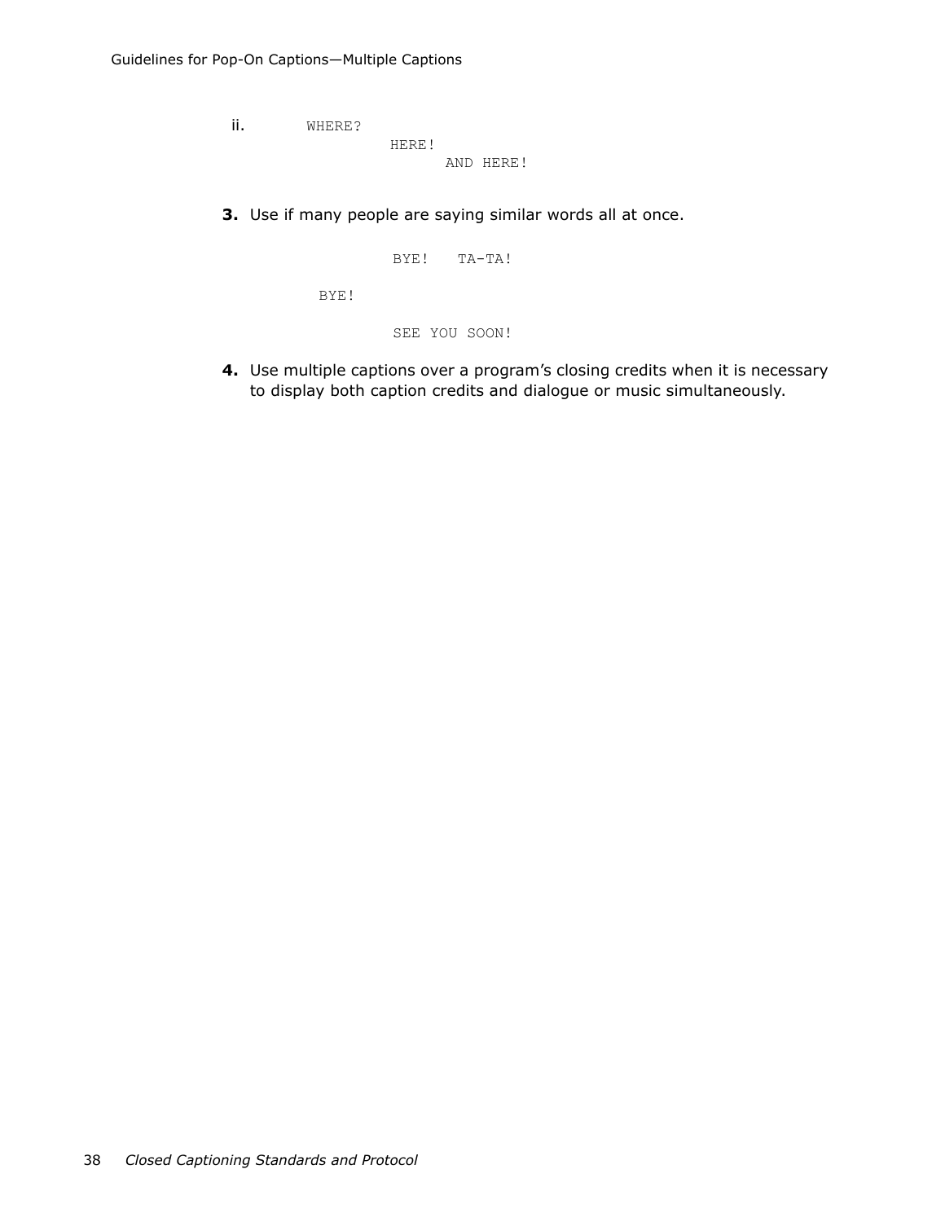ii.

```
WHERE?
            HERE!
                    AND HERE!
```

**3.** Use if many people are saying similar words all at once.

```
            BYE!   TA-TA!

  BYE!

            SEE YOU SOON!
```

**4.** Use multiple captions over a program's closing credits when it is necessary to display both caption credits and dialogue or music simultaneously.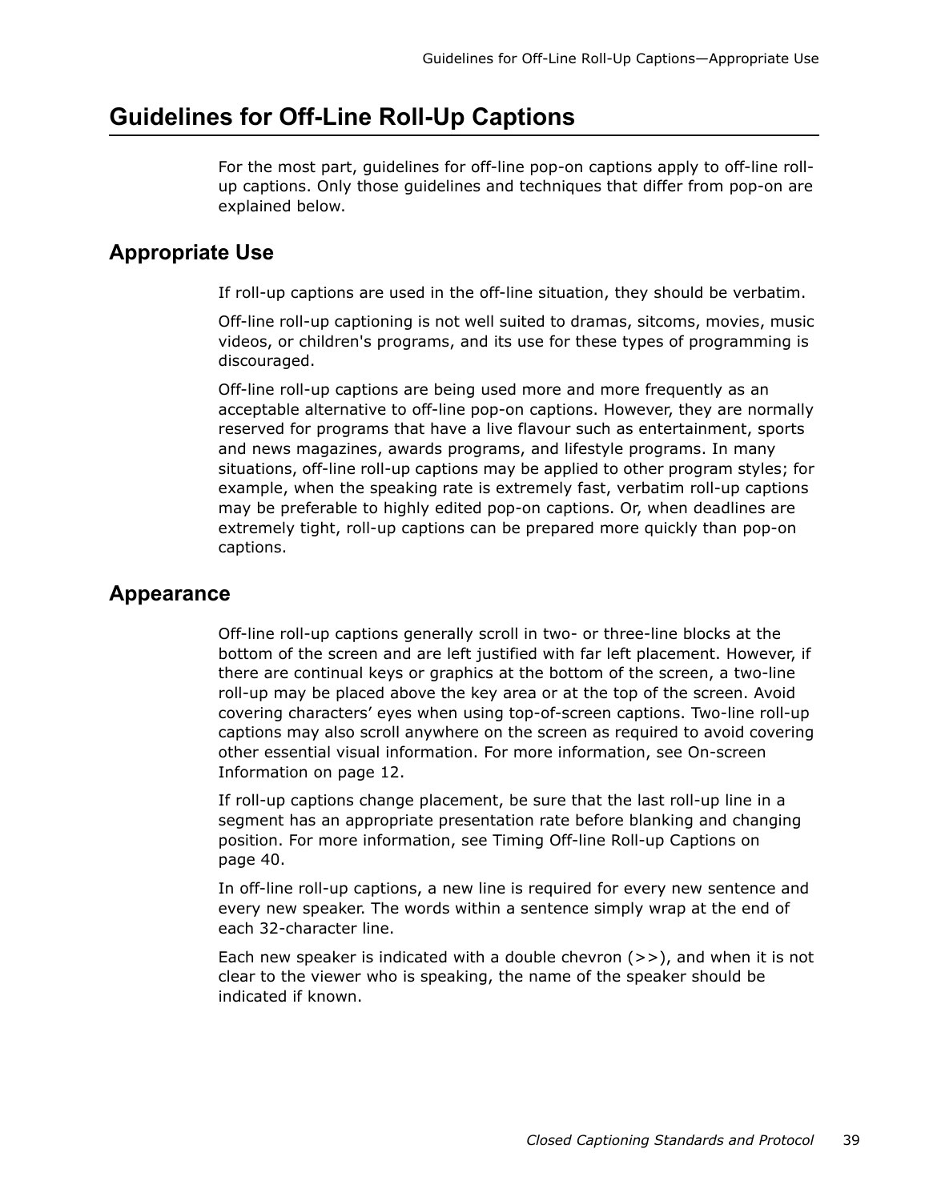# Guidelines for Off-Line Roll-Up Captions

For the most part, guidelines for off-line pop-on captions apply to off-line roll-up captions. Only those guidelines and techniques that differ from pop-on are explained below.

## Appropriate Use

If roll-up captions are used in the off-line situation, they should be verbatim.

Off-line roll-up captioning is not well suited to dramas, sitcoms, movies, music videos, or children's programs, and its use for these types of programming is discouraged.

Off-line roll-up captions are being used more and more frequently as an acceptable alternative to off-line pop-on captions. However, they are normally reserved for programs that have a live flavour such as entertainment, sports and news magazines, awards programs, and lifestyle programs. In many situations, off-line roll-up captions may be applied to other program styles; for example, when the speaking rate is extremely fast, verbatim roll-up captions may be preferable to highly edited pop-on captions. Or, when deadlines are extremely tight, roll-up captions can be prepared more quickly than pop-on captions.

## Appearance

Off-line roll-up captions generally scroll in two- or three-line blocks at the bottom of the screen and are left justified with far left placement. However, if there are continual keys or graphics at the bottom of the screen, a two-line roll-up may be placed above the key area or at the top of the screen. Avoid covering characters' eyes when using top-of-screen captions. Two-line roll-up captions may also scroll anywhere on the screen as required to avoid covering other essential visual information. For more information, see On-screen Information on page 12.

If roll-up captions change placement, be sure that the last roll-up line in a segment has an appropriate presentation rate before blanking and changing position. For more information, see Timing Off-line Roll-up Captions on page 40.

In off-line roll-up captions, a new line is required for every new sentence and every new speaker. The words within a sentence simply wrap at the end of each 32-character line.

Each new speaker is indicated with a double chevron (>>), and when it is not clear to the viewer who is speaking, the name of the speaker should be indicated if known.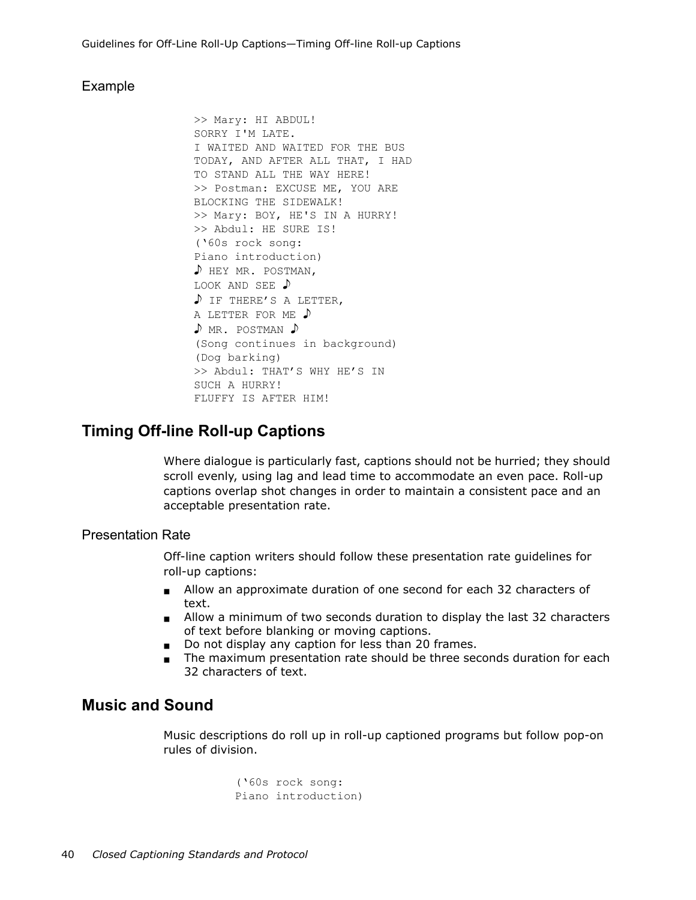### Example

```
>> Mary: HI ABDUL!
SORRY I'M LATE.
I WAITED AND WAITED FOR THE BUS
TODAY, AND AFTER ALL THAT, I HAD
TO STAND ALL THE WAY HERE!
>> Postman: EXCUSE ME, YOU ARE
BLOCKING THE SIDEWALK!
>> Mary: BOY, HE'S IN A HURRY!
>> Abdul: HE SURE IS!
('60s rock song:
Piano introduction)
♪ HEY MR. POSTMAN,
LOOK AND SEE ♪
♪ IF THERE'S A LETTER,
A LETTER FOR ME ♪
♪ MR. POSTMAN ♪
(Song continues in background)
(Dog barking)
>> Abdul: THAT'S WHY HE'S IN
SUCH A HURRY!
FLUFFY IS AFTER HIM!
```

## Timing Off-line Roll-up Captions

Where dialogue is particularly fast, captions should not be hurried; they should scroll evenly, using lag and lead time to accommodate an even pace. Roll-up captions overlap shot changes in order to maintain a consistent pace and an acceptable presentation rate.

### Presentation Rate

Off-line caption writers should follow these presentation rate guidelines for roll-up captions:

- Allow an approximate duration of one second for each 32 characters of text.
- Allow a minimum of two seconds duration to display the last 32 characters of text before blanking or moving captions.
- Do not display any caption for less than 20 frames.
- The maximum presentation rate should be three seconds duration for each 32 characters of text.

## Music and Sound

Music descriptions do roll up in roll-up captioned programs but follow pop-on rules of division.

```
('60s rock song:
Piano introduction)
```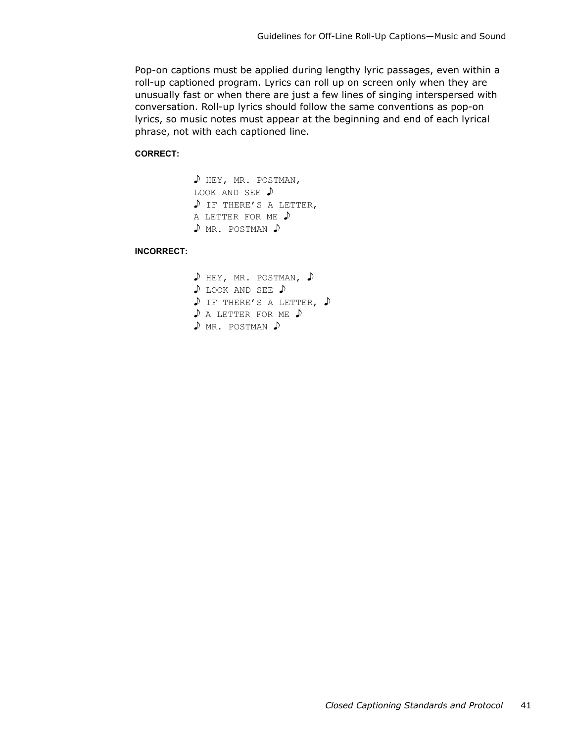Pop-on captions must be applied during lengthy lyric passages, even within a roll-up captioned program. Lyrics can roll up on screen only when they are unusually fast or when there are just a few lines of singing interspersed with conversation. Roll-up lyrics should follow the same conventions as pop-on lyrics, so music notes must appear at the beginning and end of each lyrical phrase, not with each captioned line.

**CORRECT:**

```
♪ HEY, MR. POSTMAN,
LOOK AND SEE ♪
♪ IF THERE'S A LETTER,
A LETTER FOR ME ♪
♪ MR. POSTMAN ♪
```

**INCORRECT:**

```
♪ HEY, MR. POSTMAN, ♪
♪ LOOK AND SEE ♪
♪ IF THERE'S A LETTER, ♪
♪ A LETTER FOR ME ♪
♪ MR. POSTMAN ♪
```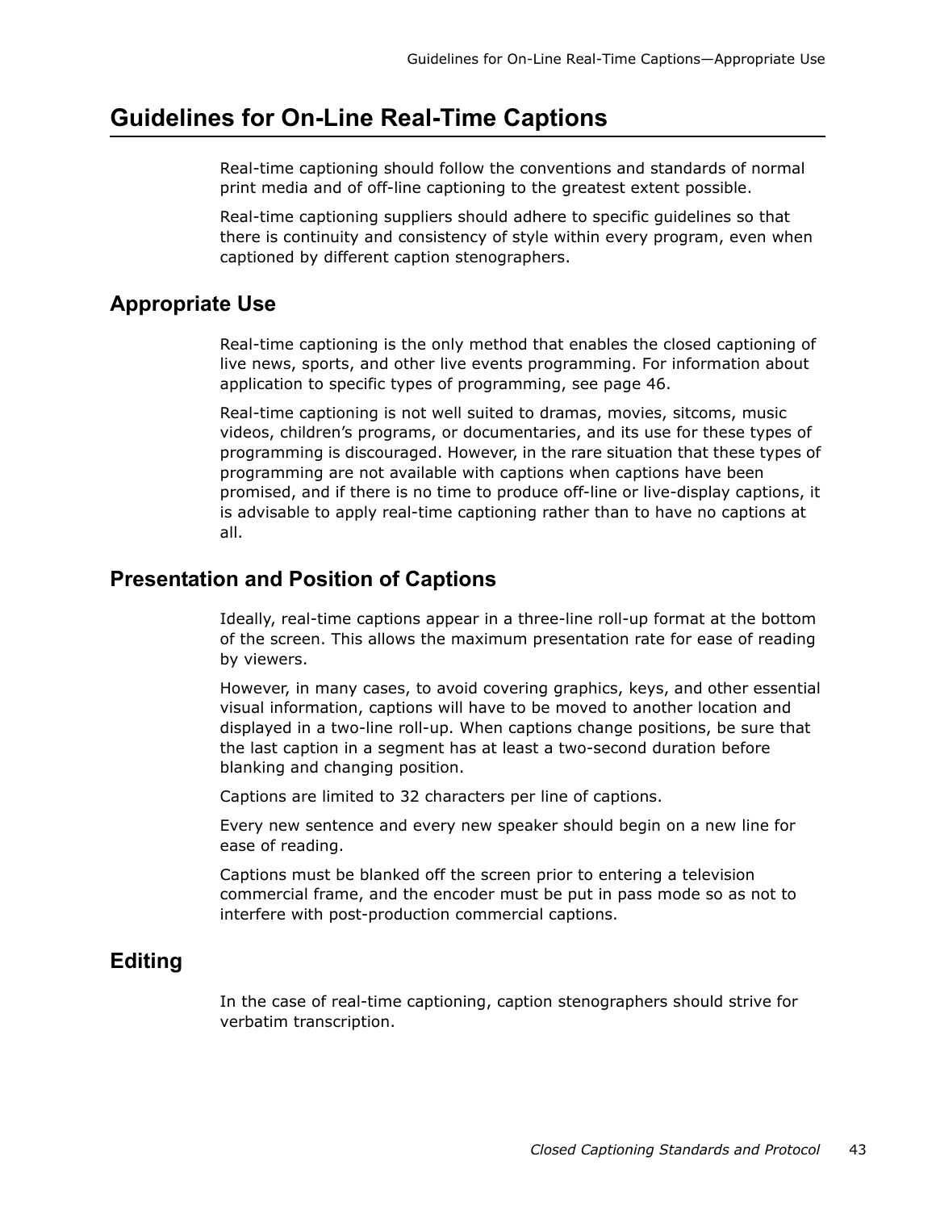# Guidelines for On-Line Real-Time Captions

Real-time captioning should follow the conventions and standards of normal print media and of off-line captioning to the greatest extent possible.

Real-time captioning suppliers should adhere to specific guidelines so that there is continuity and consistency of style within every program, even when captioned by different caption stenographers.

## Appropriate Use

Real-time captioning is the only method that enables the closed captioning of live news, sports, and other live events programming. For information about application to specific types of programming, see page 46.

Real-time captioning is not well suited to dramas, movies, sitcoms, music videos, children's programs, or documentaries, and its use for these types of programming is discouraged. However, in the rare situation that these types of programming are not available with captions when captions have been promised, and if there is no time to produce off-line or live-display captions, it is advisable to apply real-time captioning rather than to have no captions at all.

## Presentation and Position of Captions

Ideally, real-time captions appear in a three-line roll-up format at the bottom of the screen. This allows the maximum presentation rate for ease of reading by viewers.

However, in many cases, to avoid covering graphics, keys, and other essential visual information, captions will have to be moved to another location and displayed in a two-line roll-up. When captions change positions, be sure that the last caption in a segment has at least a two-second duration before blanking and changing position.

Captions are limited to 32 characters per line of captions.

Every new sentence and every new speaker should begin on a new line for ease of reading.

Captions must be blanked off the screen prior to entering a television commercial frame, and the encoder must be put in pass mode so as not to interfere with post-production commercial captions.

## Editing

In the case of real-time captioning, caption stenographers should strive for verbatim transcription.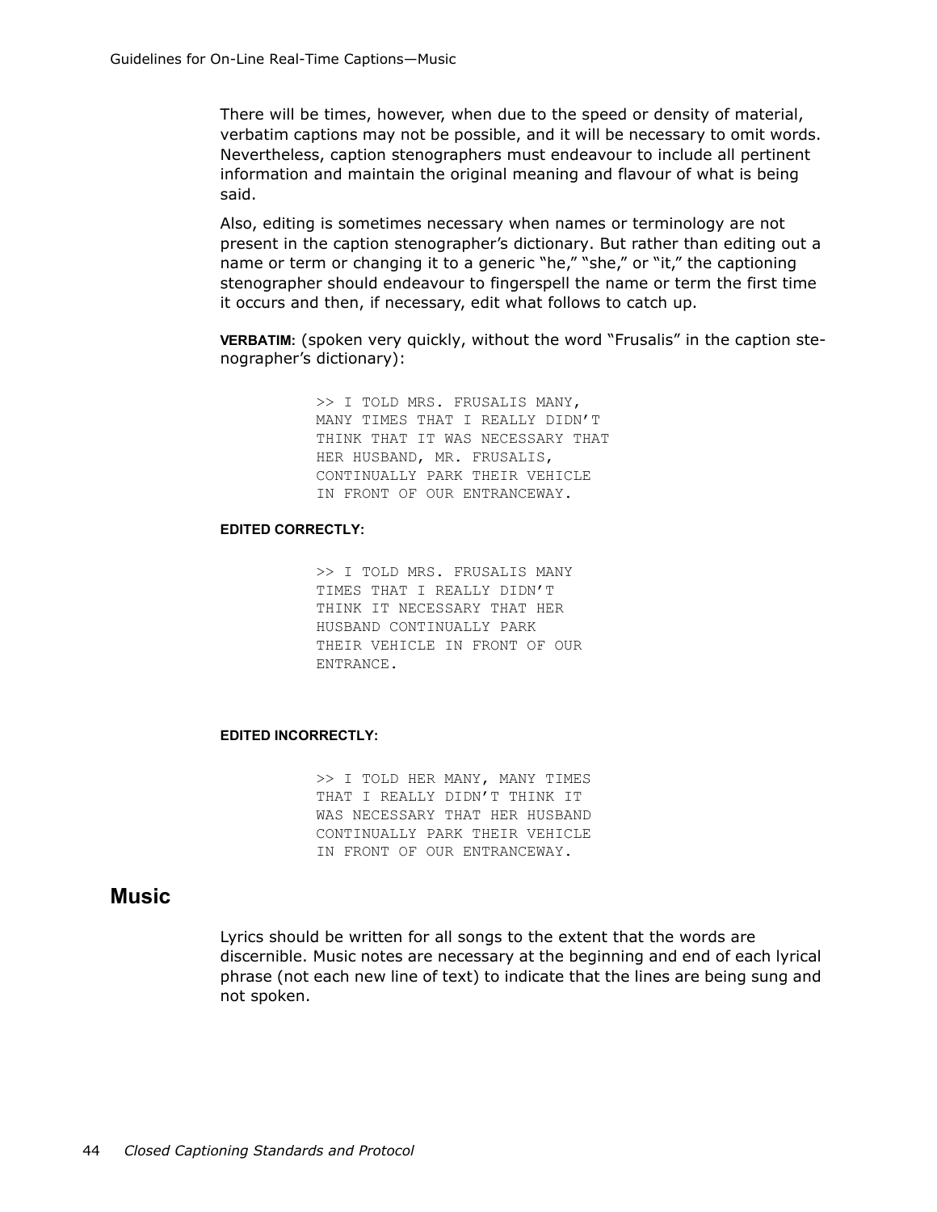There will be times, however, when due to the speed or density of material, verbatim captions may not be possible, and it will be necessary to omit words. Nevertheless, caption stenographers must endeavour to include all pertinent information and maintain the original meaning and flavour of what is being said.

Also, editing is sometimes necessary when names or terminology are not present in the caption stenographer's dictionary. But rather than editing out a name or term or changing it to a generic "he," "she," or "it," the captioning stenographer should endeavour to fingerspell the name or term the first time it occurs and then, if necessary, edit what follows to catch up.

**VERBATIM:** (spoken very quickly, without the word "Frusalis" in the caption stenographer's dictionary):

```
>> I TOLD MRS. FRUSALIS MANY,
MANY TIMES THAT I REALLY DIDN'T
THINK THAT IT WAS NECESSARY THAT
HER HUSBAND, MR. FRUSALIS,
CONTINUALLY PARK THEIR VEHICLE
IN FRONT OF OUR ENTRANCEWAY.
```

**EDITED CORRECTLY:**

```
>> I TOLD MRS. FRUSALIS MANY
TIMES THAT I REALLY DIDN'T
THINK IT NECESSARY THAT HER
HUSBAND CONTINUALLY PARK
THEIR VEHICLE IN FRONT OF OUR
ENTRANCE.
```

**EDITED INCORRECTLY:**

```
>> I TOLD HER MANY, MANY TIMES
THAT I REALLY DIDN'T THINK IT
WAS NECESSARY THAT HER HUSBAND
CONTINUALLY PARK THEIR VEHICLE
IN FRONT OF OUR ENTRANCEWAY.
```

## Music

Lyrics should be written for all songs to the extent that the words are discernible. Music notes are necessary at the beginning and end of each lyrical phrase (not each new line of text) to indicate that the lines are being sung and not spoken.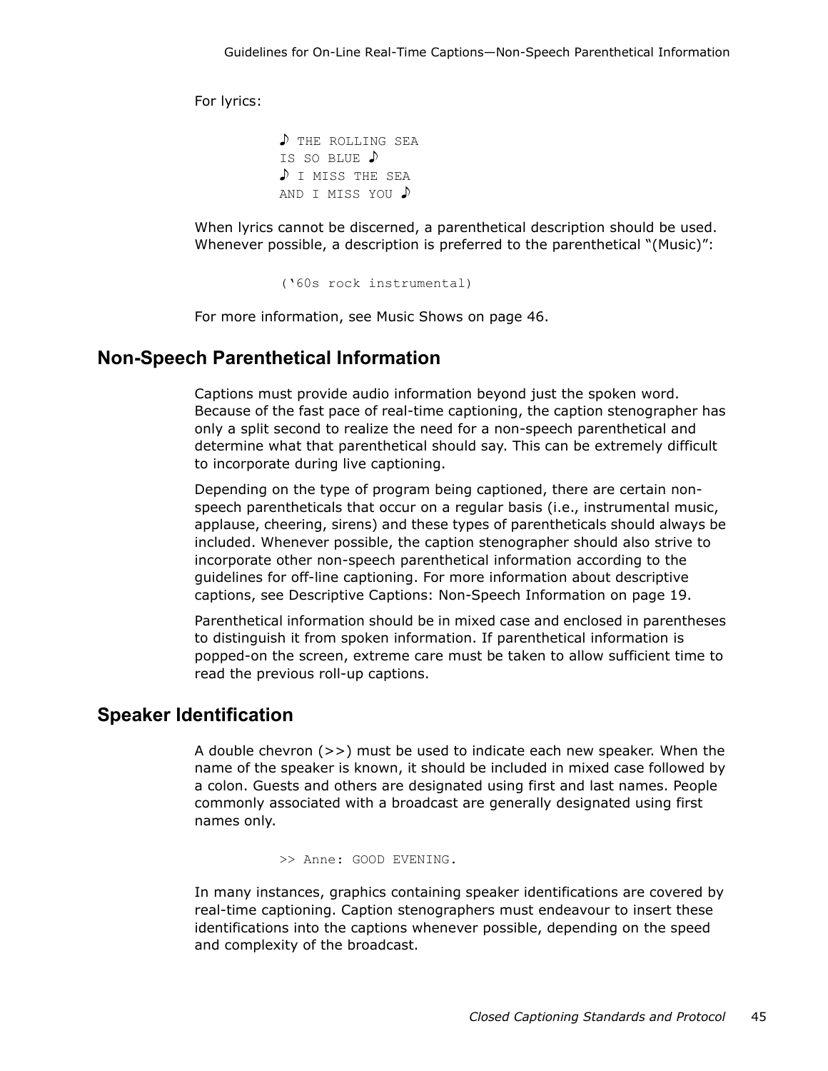For lyrics:

```
♪ THE ROLLING SEA
IS SO BLUE ♪
♪ I MISS THE SEA
AND I MISS YOU ♪
```

When lyrics cannot be discerned, a parenthetical description should be used. Whenever possible, a description is preferred to the parenthetical "(Music)":

```
('60s rock instrumental)
```

For more information, see Music Shows on page 46.

## Non-Speech Parenthetical Information

Captions must provide audio information beyond just the spoken word. Because of the fast pace of real-time captioning, the caption stenographer has only a split second to realize the need for a non-speech parenthetical and determine what that parenthetical should say. This can be extremely difficult to incorporate during live captioning.

Depending on the type of program being captioned, there are certain non-speech parentheticals that occur on a regular basis (i.e., instrumental music, applause, cheering, sirens) and these types of parentheticals should always be included. Whenever possible, the caption stenographer should also strive to incorporate other non-speech parenthetical information according to the guidelines for off-line captioning. For more information about descriptive captions, see Descriptive Captions: Non-Speech Information on page 19.

Parenthetical information should be in mixed case and enclosed in parentheses to distinguish it from spoken information. If parenthetical information is popped-on the screen, extreme care must be taken to allow sufficient time to read the previous roll-up captions.

## Speaker Identification

A double chevron (>>) must be used to indicate each new speaker. When the name of the speaker is known, it should be included in mixed case followed by a colon. Guests and others are designated using first and last names. People commonly associated with a broadcast are generally designated using first names only.

```
>> Anne: GOOD EVENING.
```

In many instances, graphics containing speaker identifications are covered by real-time captioning. Caption stenographers must endeavour to insert these identifications into the captions whenever possible, depending on the speed and complexity of the broadcast.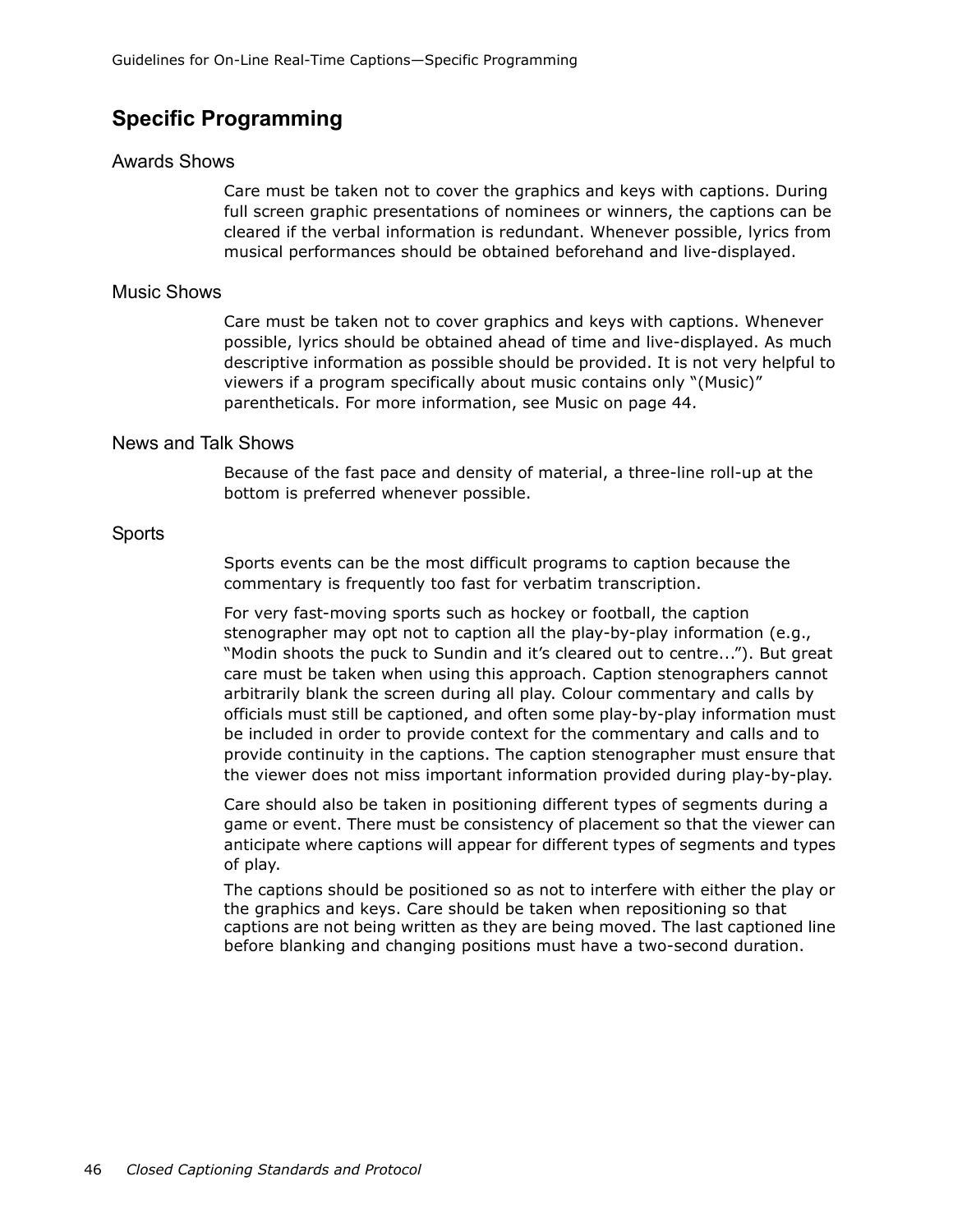## Specific Programming

### Awards Shows

Care must be taken not to cover the graphics and keys with captions. During full screen graphic presentations of nominees or winners, the captions can be cleared if the verbal information is redundant. Whenever possible, lyrics from musical performances should be obtained beforehand and live-displayed.

### Music Shows

Care must be taken not to cover graphics and keys with captions. Whenever possible, lyrics should be obtained ahead of time and live-displayed. As much descriptive information as possible should be provided. It is not very helpful to viewers if a program specifically about music contains only "(Music)" parentheticals. For more information, see Music on page 44.

### News and Talk Shows

Because of the fast pace and density of material, a three-line roll-up at the bottom is preferred whenever possible.

### Sports

Sports events can be the most difficult programs to caption because the commentary is frequently too fast for verbatim transcription.

For very fast-moving sports such as hockey or football, the caption stenographer may opt not to caption all the play-by-play information (e.g., "Modin shoots the puck to Sundin and it's cleared out to centre..."). But great care must be taken when using this approach. Caption stenographers cannot arbitrarily blank the screen during all play. Colour commentary and calls by officials must still be captioned, and often some play-by-play information must be included in order to provide context for the commentary and calls and to provide continuity in the captions. The caption stenographer must ensure that the viewer does not miss important information provided during play-by-play.

Care should also be taken in positioning different types of segments during a game or event. There must be consistency of placement so that the viewer can anticipate where captions will appear for different types of segments and types of play.

The captions should be positioned so as not to interfere with either the play or the graphics and keys. Care should be taken when repositioning so that captions are not being written as they are being moved. The last captioned line before blanking and changing positions must have a two-second duration.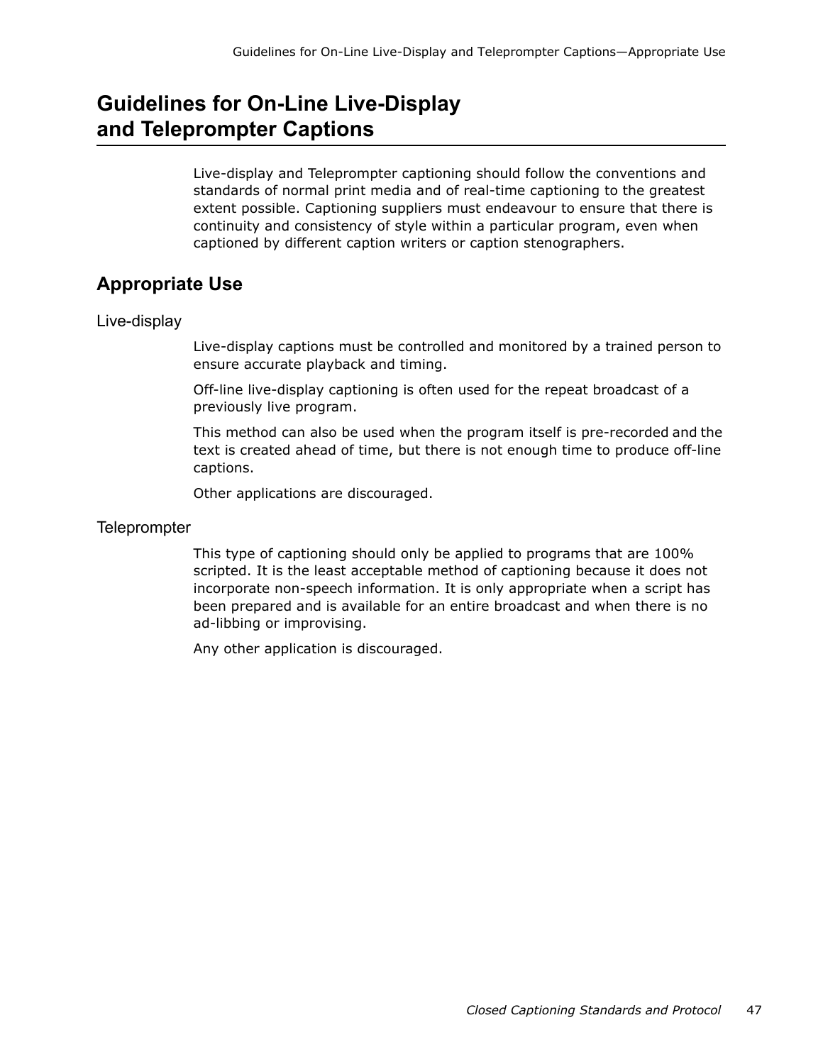# Guidelines for On-Line Live-Display and Teleprompter Captions

Live-display and Teleprompter captioning should follow the conventions and standards of normal print media and of real-time captioning to the greatest extent possible. Captioning suppliers must endeavour to ensure that there is continuity and consistency of style within a particular program, even when captioned by different caption writers or caption stenographers.

## Appropriate Use

### Live-display

Live-display captions must be controlled and monitored by a trained person to ensure accurate playback and timing.

Off-line live-display captioning is often used for the repeat broadcast of a previously live program.

This method can also be used when the program itself is pre-recorded and the text is created ahead of time, but there is not enough time to produce off-line captions.

Other applications are discouraged.

### Teleprompter

This type of captioning should only be applied to programs that are 100% scripted. It is the least acceptable method of captioning because it does not incorporate non-speech information. It is only appropriate when a script has been prepared and is available for an entire broadcast and when there is no ad-libbing or improvising.

Any other application is discouraged.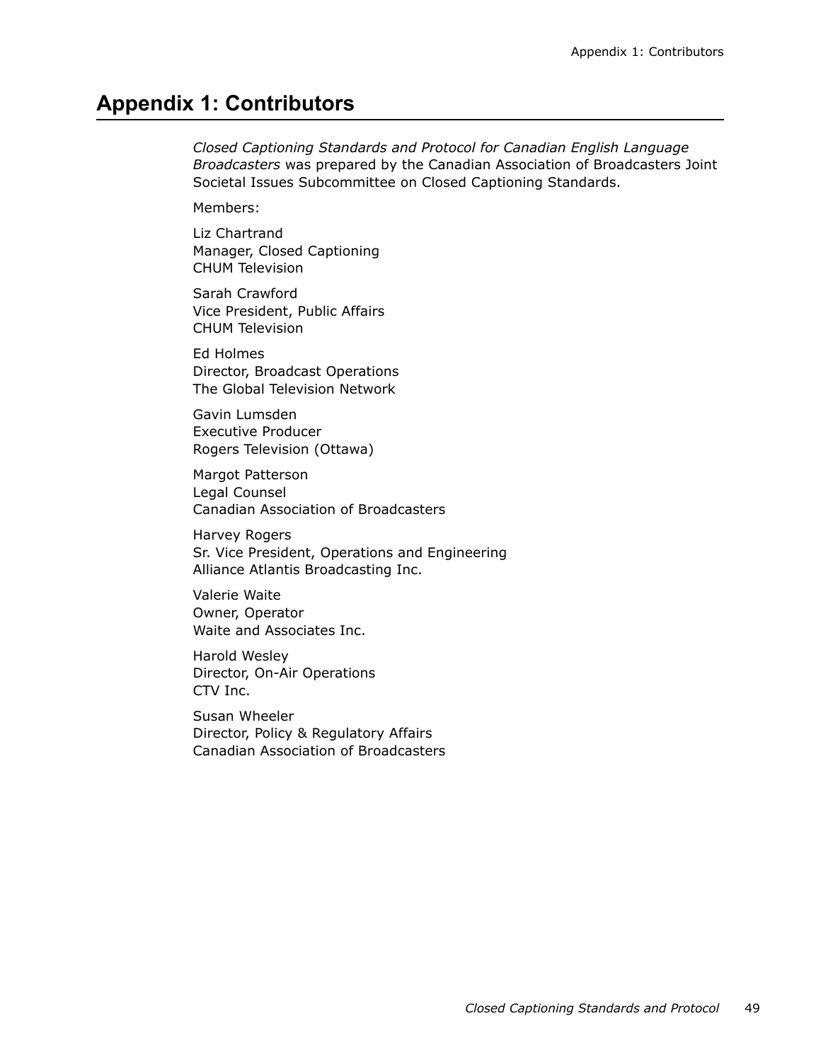# Appendix 1: Contributors

*Closed Captioning Standards and Protocol for Canadian English Language Broadcasters* was prepared by the Canadian Association of Broadcasters Joint Societal Issues Subcommittee on Closed Captioning Standards.

Members:

Liz Chartrand
Manager, Closed Captioning
CHUM Television

Sarah Crawford
Vice President, Public Affairs
CHUM Television

Ed Holmes
Director, Broadcast Operations
The Global Television Network

Gavin Lumsden
Executive Producer
Rogers Television (Ottawa)

Margot Patterson
Legal Counsel
Canadian Association of Broadcasters

Harvey Rogers
Sr. Vice President, Operations and Engineering
Alliance Atlantis Broadcasting Inc.

Valerie Waite
Owner, Operator
Waite and Associates Inc.

Harold Wesley
Director, On-Air Operations
CTV Inc.

Susan Wheeler
Director, Policy & Regulatory Affairs
Canadian Association of Broadcasters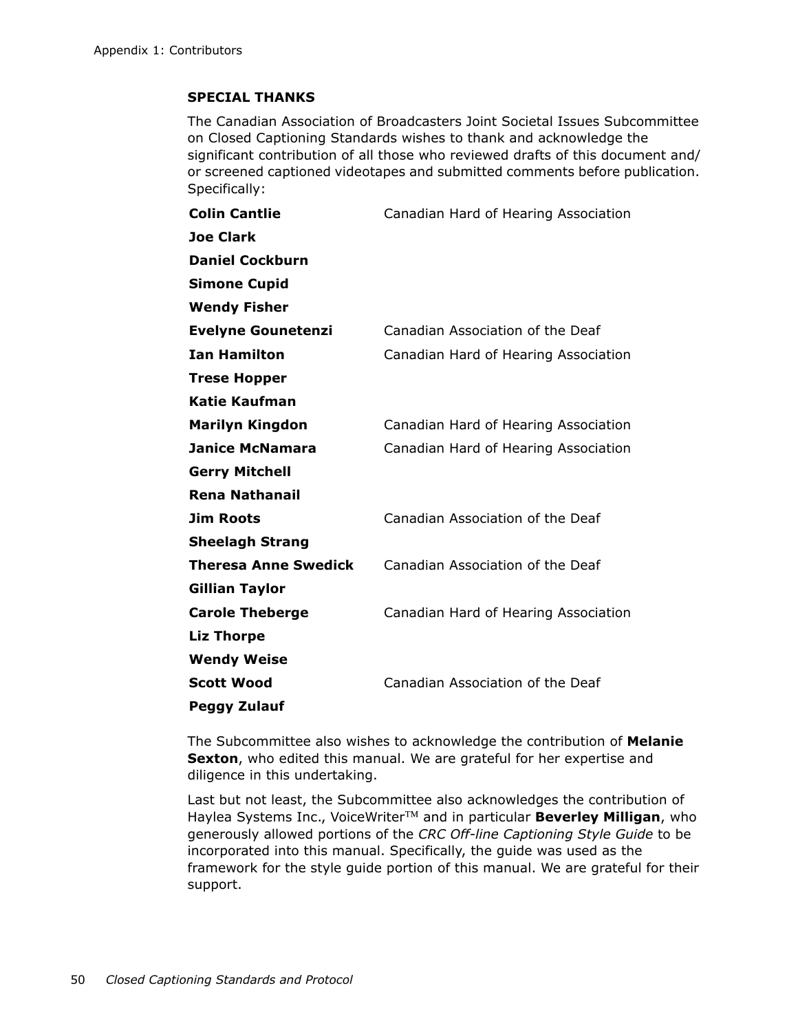## SPECIAL THANKS

The Canadian Association of Broadcasters Joint Societal Issues Subcommittee on Closed Captioning Standards wishes to thank and acknowledge the significant contribution of all those who reviewed drafts of this document and/or screened captioned videotapes and submitted comments before publication. Specifically:

| | |
|---|---|
| **Colin Cantlie** | Canadian Hard of Hearing Association |
| **Joe Clark** | |
| **Daniel Cockburn** | |
| **Simone Cupid** | |
| **Wendy Fisher** | |
| **Evelyne Gounetenzi** | Canadian Association of the Deaf |
| **Ian Hamilton** | Canadian Hard of Hearing Association |
| **Trese Hopper** | |
| **Katie Kaufman** | |
| **Marilyn Kingdon** | Canadian Hard of Hearing Association |
| **Janice McNamara** | Canadian Hard of Hearing Association |
| **Gerry Mitchell** | |
| **Rena Nathanail** | |
| **Jim Roots** | Canadian Association of the Deaf |
| **Sheelagh Strang** | |
| **Theresa Anne Swedick** | Canadian Association of the Deaf |
| **Gillian Taylor** | |
| **Carole Theberge** | Canadian Hard of Hearing Association |
| **Liz Thorpe** | |
| **Wendy Weise** | |
| **Scott Wood** | Canadian Association of the Deaf |
| **Peggy Zulauf** | |

The Subcommittee also wishes to acknowledge the contribution of **Melanie Sexton**, who edited this manual. We are grateful for her expertise and diligence in this undertaking.

Last but not least, the Subcommittee also acknowledges the contribution of Haylea Systems Inc., VoiceWriter™ and in particular **Beverley Milligan**, who generously allowed portions of the *CRC Off-line Captioning Style Guide* to be incorporated into this manual. Specifically, the guide was used as the framework for the style guide portion of this manual. We are grateful for their support.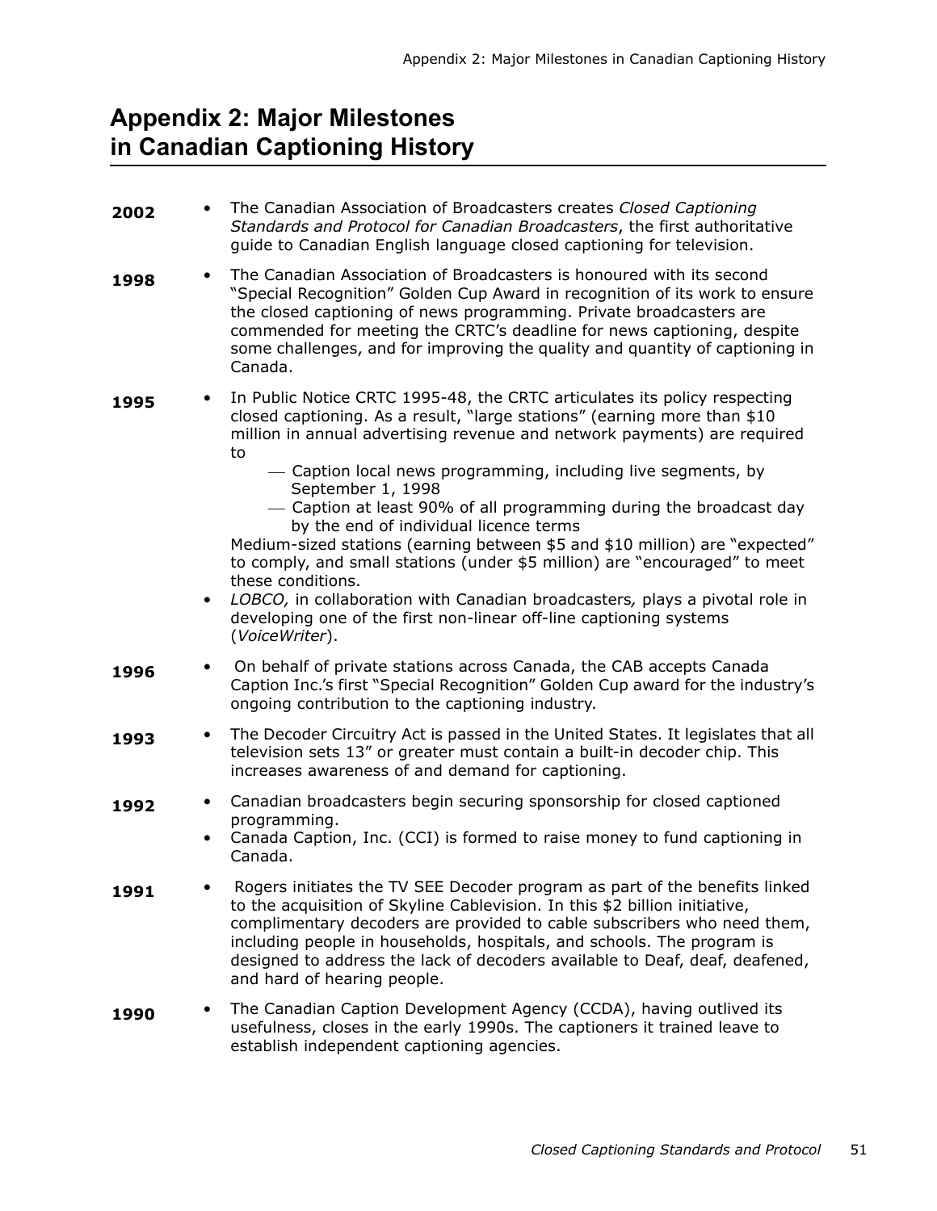# Appendix 2: Major Milestones in Canadian Captioning History

**2002**

- The Canadian Association of Broadcasters creates *Closed Captioning Standards and Protocol for Canadian Broadcasters*, the first authoritative guide to Canadian English language closed captioning for television.

**1998**

- The Canadian Association of Broadcasters is honoured with its second "Special Recognition" Golden Cup Award in recognition of its work to ensure the closed captioning of news programming. Private broadcasters are commended for meeting the CRTC's deadline for news captioning, despite some challenges, and for improving the quality and quantity of captioning in Canada.

**1995**

- In Public Notice CRTC 1995-48, the CRTC articulates its policy respecting closed captioning. As a result, "large stations" (earning more than $10 million in annual advertising revenue and network payments) are required to
  - Caption local news programming, including live segments, by September 1, 1998
  - Caption at least 90% of all programming during the broadcast day by the end of individual licence terms

  Medium-sized stations (earning between $5 and $10 million) are "expected" to comply, and small stations (under $5 million) are "encouraged" to meet these conditions.
- *LOBCO,* in collaboration with Canadian broadcasters*,* plays a pivotal role in developing one of the first non-linear off-line captioning systems (*VoiceWriter*).

**1996**

- On behalf of private stations across Canada, the CAB accepts Canada Caption Inc.'s first "Special Recognition" Golden Cup award for the industry's ongoing contribution to the captioning industry.

**1993**

- The Decoder Circuitry Act is passed in the United States. It legislates that all television sets 13" or greater must contain a built-in decoder chip. This increases awareness of and demand for captioning.

**1992**

- Canadian broadcasters begin securing sponsorship for closed captioned programming.
- Canada Caption, Inc. (CCI) is formed to raise money to fund captioning in Canada.

**1991**

- Rogers initiates the TV SEE Decoder program as part of the benefits linked to the acquisition of Skyline Cablevision. In this $2 billion initiative, complimentary decoders are provided to cable subscribers who need them, including people in households, hospitals, and schools. The program is designed to address the lack of decoders available to Deaf, deaf, deafened, and hard of hearing people.

**1990**

- The Canadian Caption Development Agency (CCDA), having outlived its usefulness, closes in the early 1990s. The captioners it trained leave to establish independent captioning agencies.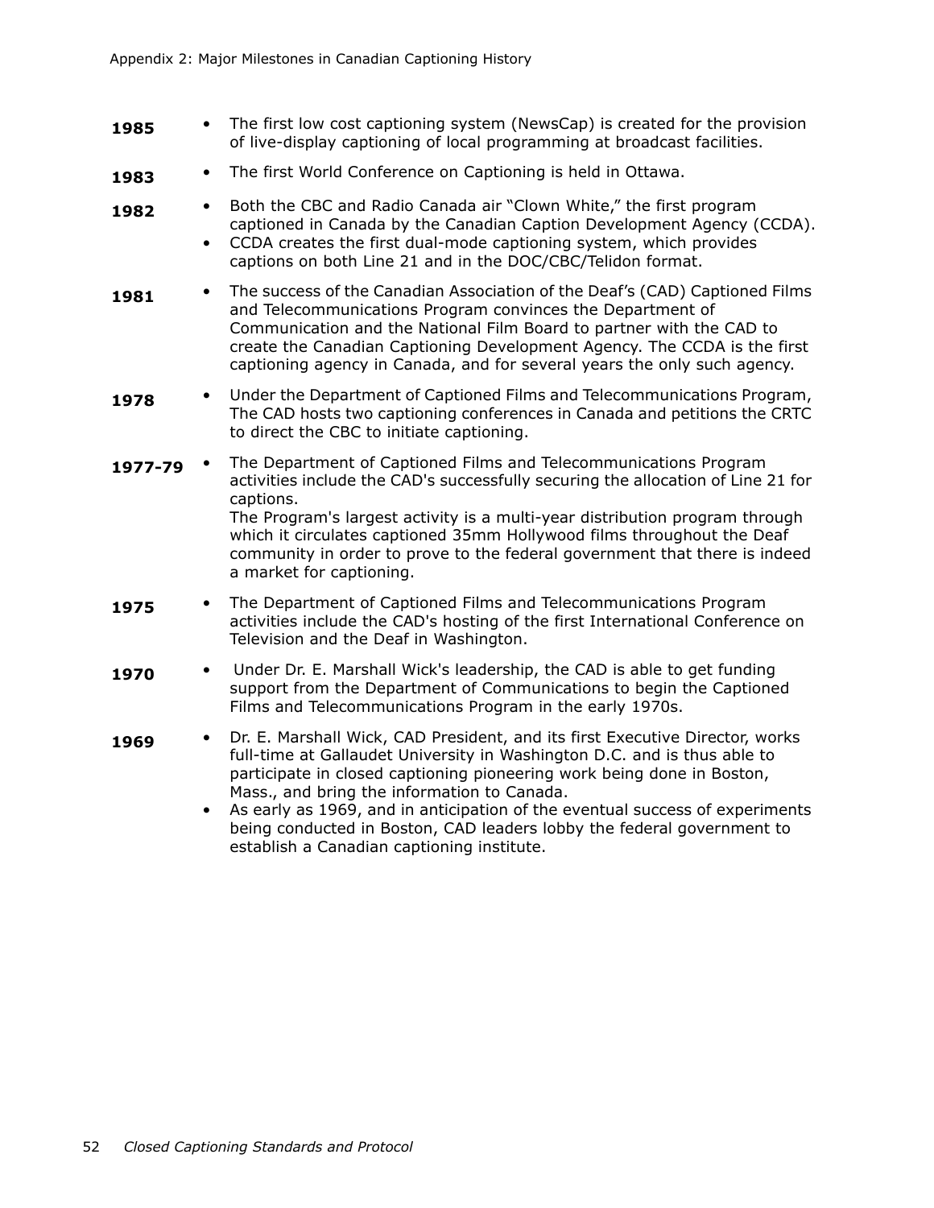**1985**

- The first low cost captioning system (NewsCap) is created for the provision of live-display captioning of local programming at broadcast facilities.

**1983**

- The first World Conference on Captioning is held in Ottawa.

**1982**

- Both the CBC and Radio Canada air "Clown White," the first program captioned in Canada by the Canadian Caption Development Agency (CCDA).
- CCDA creates the first dual-mode captioning system, which provides captions on both Line 21 and in the DOC/CBC/Telidon format.

**1981**

- The success of the Canadian Association of the Deaf's (CAD) Captioned Films and Telecommunications Program convinces the Department of Communication and the National Film Board to partner with the CAD to create the Canadian Captioning Development Agency. The CCDA is the first captioning agency in Canada, and for several years the only such agency.

**1978**

- Under the Department of Captioned Films and Telecommunications Program, The CAD hosts two captioning conferences in Canada and petitions the CRTC to direct the CBC to initiate captioning.

**1977-79**

- The Department of Captioned Films and Telecommunications Program activities include the CAD's successfully securing the allocation of Line 21 for captions.
  The Program's largest activity is a multi-year distribution program through which it circulates captioned 35mm Hollywood films throughout the Deaf community in order to prove to the federal government that there is indeed a market for captioning.

**1975**

- The Department of Captioned Films and Telecommunications Program activities include the CAD's hosting of the first International Conference on Television and the Deaf in Washington.

**1970**

- Under Dr. E. Marshall Wick's leadership, the CAD is able to get funding support from the Department of Communications to begin the Captioned Films and Telecommunications Program in the early 1970s.

**1969**

- Dr. E. Marshall Wick, CAD President, and its first Executive Director, works full-time at Gallaudet University in Washington D.C. and is thus able to participate in closed captioning pioneering work being done in Boston, Mass., and bring the information to Canada.
- As early as 1969, and in anticipation of the eventual success of experiments being conducted in Boston, CAD leaders lobby the federal government to establish a Canadian captioning institute.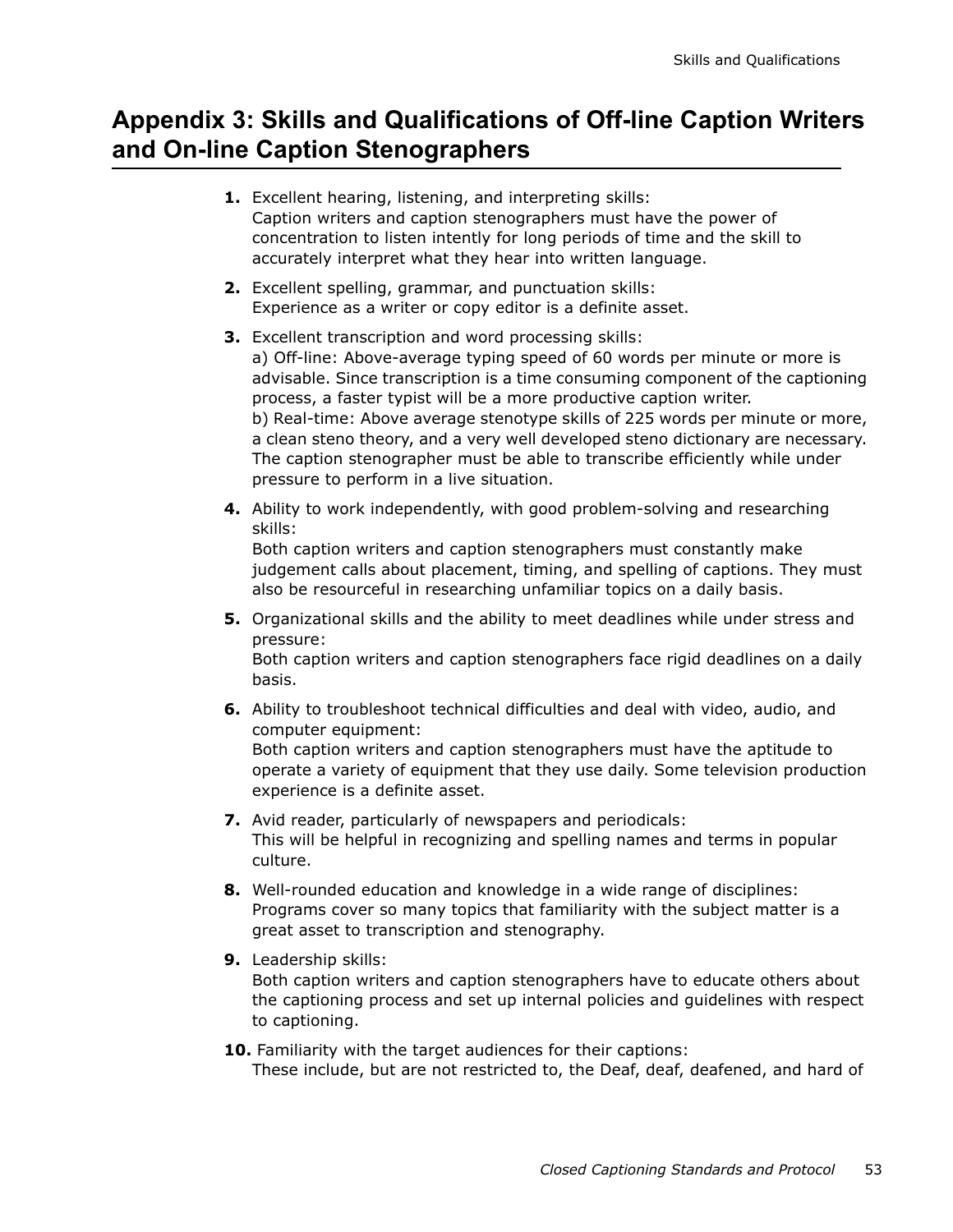# Appendix 3: Skills and Qualifications of Off-line Caption Writers and On-line Caption Stenographers

1. Excellent hearing, listening, and interpreting skills:
   Caption writers and caption stenographers must have the power of concentration to listen intently for long periods of time and the skill to accurately interpret what they hear into written language.

2. Excellent spelling, grammar, and punctuation skills:
   Experience as a writer or copy editor is a definite asset.

3. Excellent transcription and word processing skills:
   a) Off-line: Above-average typing speed of 60 words per minute or more is advisable. Since transcription is a time consuming component of the captioning process, a faster typist will be a more productive caption writer.
   b) Real-time: Above average stenotype skills of 225 words per minute or more, a clean steno theory, and a very well developed steno dictionary are necessary. The caption stenographer must be able to transcribe efficiently while under pressure to perform in a live situation.

4. Ability to work independently, with good problem-solving and researching skills:
   Both caption writers and caption stenographers must constantly make judgement calls about placement, timing, and spelling of captions. They must also be resourceful in researching unfamiliar topics on a daily basis.

5. Organizational skills and the ability to meet deadlines while under stress and pressure:
   Both caption writers and caption stenographers face rigid deadlines on a daily basis.

6. Ability to troubleshoot technical difficulties and deal with video, audio, and computer equipment:
   Both caption writers and caption stenographers must have the aptitude to operate a variety of equipment that they use daily. Some television production experience is a definite asset.

7. Avid reader, particularly of newspapers and periodicals:
   This will be helpful in recognizing and spelling names and terms in popular culture.

8. Well-rounded education and knowledge in a wide range of disciplines:
   Programs cover so many topics that familiarity with the subject matter is a great asset to transcription and stenography.

9. Leadership skills:
   Both caption writers and caption stenographers have to educate others about the captioning process and set up internal policies and guidelines with respect to captioning.

10. Familiarity with the target audiences for their captions:
    These include, but are not restricted to, the Deaf, deaf, deafened, and hard of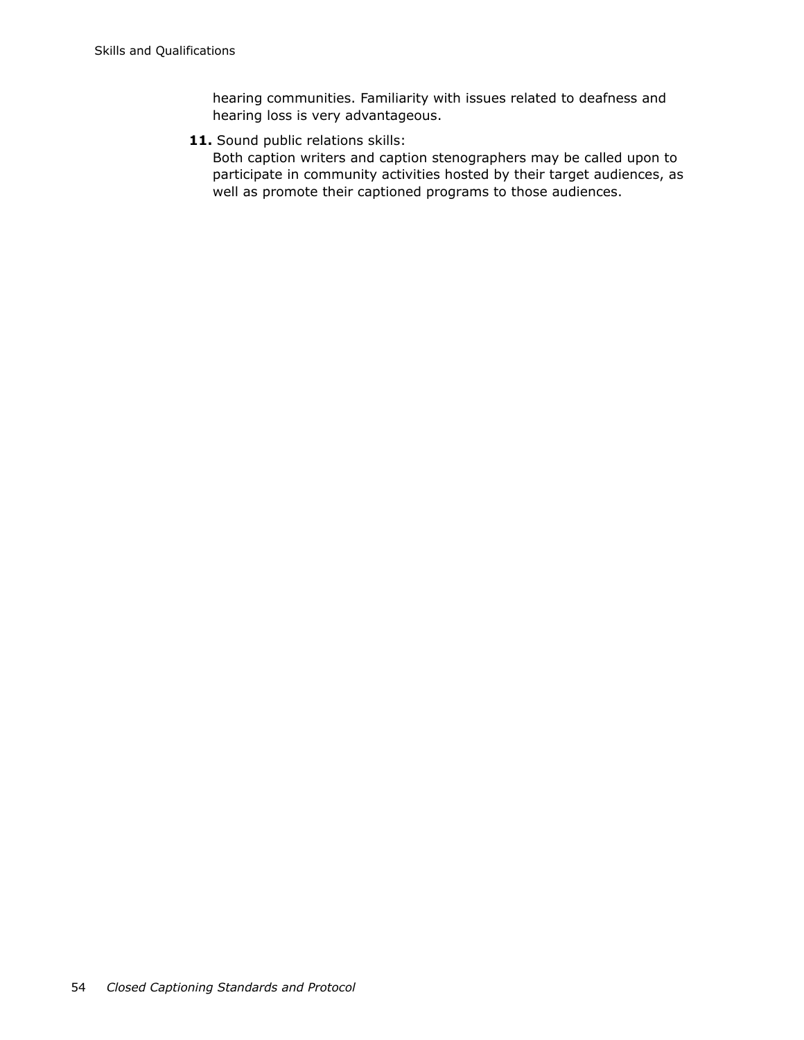hearing communities. Familiarity with issues related to deafness and hearing loss is very advantageous.

**11.** Sound public relations skills:
Both caption writers and caption stenographers may be called upon to participate in community activities hosted by their target audiences, as well as promote their captioned programs to those audiences.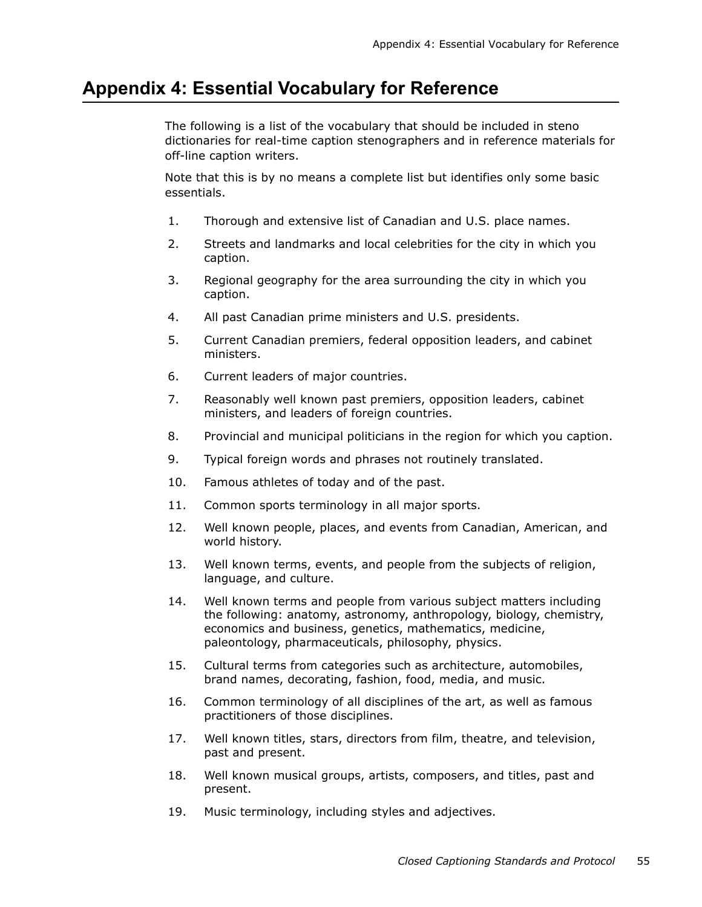# Appendix 4: Essential Vocabulary for Reference

The following is a list of the vocabulary that should be included in steno dictionaries for real-time caption stenographers and in reference materials for off-line caption writers.

Note that this is by no means a complete list but identifies only some basic essentials.

1. Thorough and extensive list of Canadian and U.S. place names.
2. Streets and landmarks and local celebrities for the city in which you caption.
3. Regional geography for the area surrounding the city in which you caption.
4. All past Canadian prime ministers and U.S. presidents.
5. Current Canadian premiers, federal opposition leaders, and cabinet ministers.
6. Current leaders of major countries.
7. Reasonably well known past premiers, opposition leaders, cabinet ministers, and leaders of foreign countries.
8. Provincial and municipal politicians in the region for which you caption.
9. Typical foreign words and phrases not routinely translated.
10. Famous athletes of today and of the past.
11. Common sports terminology in all major sports.
12. Well known people, places, and events from Canadian, American, and world history.
13. Well known terms, events, and people from the subjects of religion, language, and culture.
14. Well known terms and people from various subject matters including the following: anatomy, astronomy, anthropology, biology, chemistry, economics and business, genetics, mathematics, medicine, paleontology, pharmaceuticals, philosophy, physics.
15. Cultural terms from categories such as architecture, automobiles, brand names, decorating, fashion, food, media, and music.
16. Common terminology of all disciplines of the art, as well as famous practitioners of those disciplines.
17. Well known titles, stars, directors from film, theatre, and television, past and present.
18. Well known musical groups, artists, composers, and titles, past and present.
19. Music terminology, including styles and adjectives.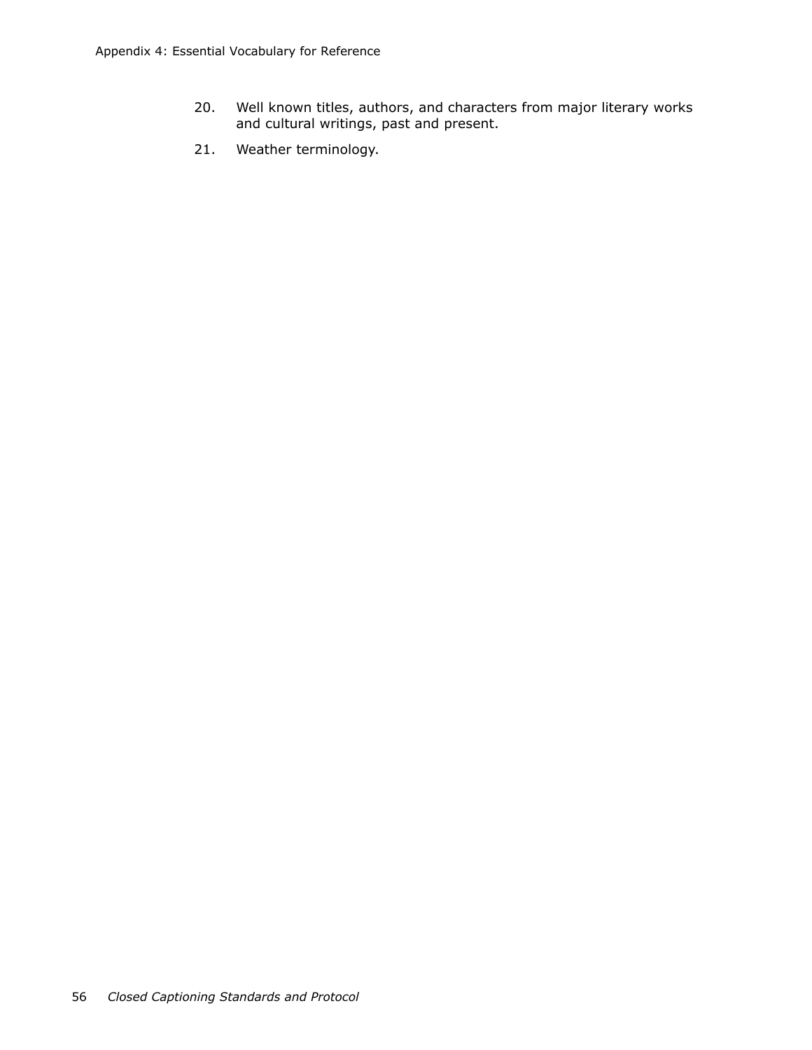20. Well known titles, authors, and characters from major literary works and cultural writings, past and present.

21. Weather terminology.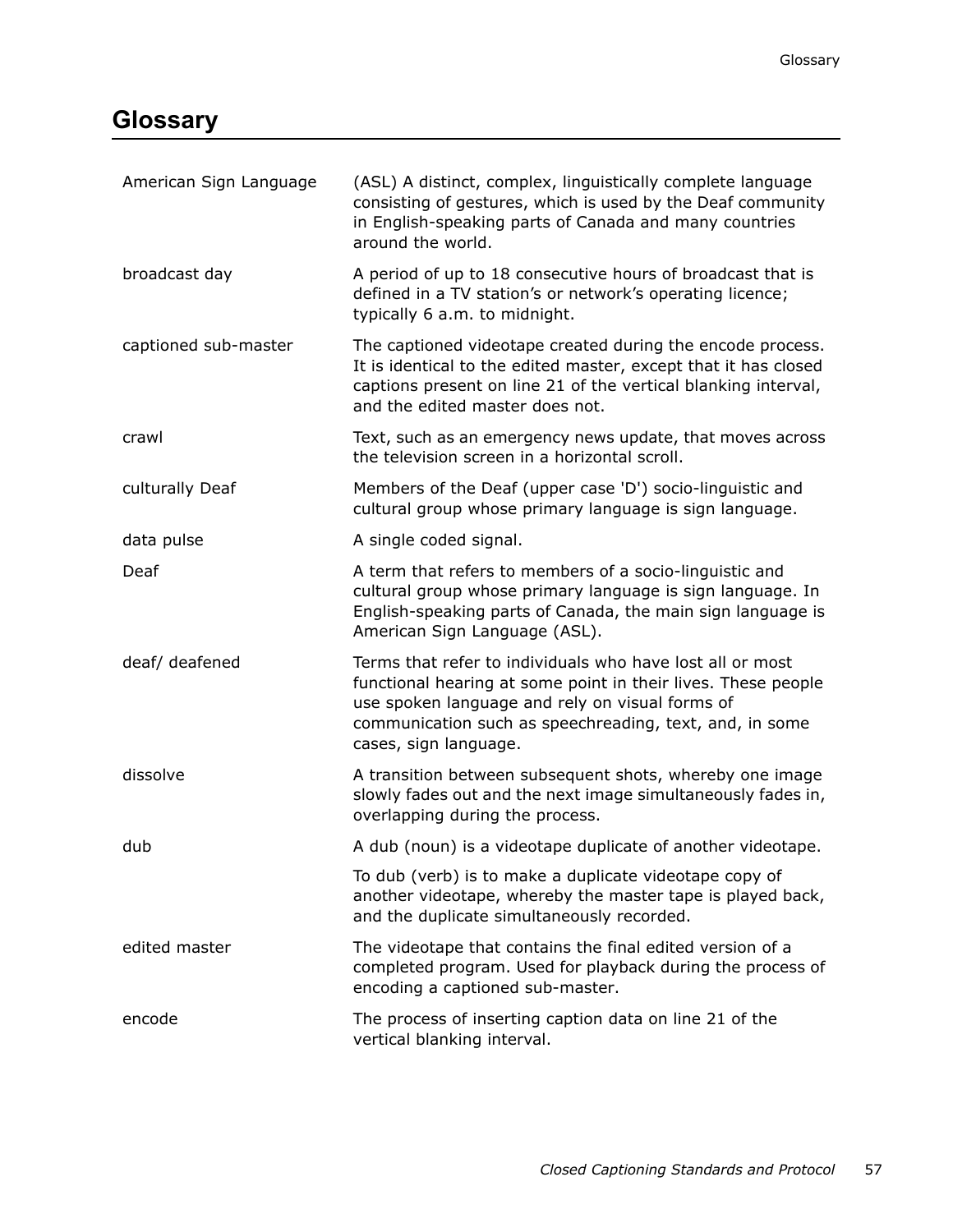# Glossary

| | |
|---|---|
| American Sign Language | (ASL) A distinct, complex, linguistically complete language consisting of gestures, which is used by the Deaf community in English-speaking parts of Canada and many countries around the world. |
| broadcast day | A period of up to 18 consecutive hours of broadcast that is defined in a TV station's or network's operating licence; typically 6 a.m. to midnight. |
| captioned sub-master | The captioned videotape created during the encode process. It is identical to the edited master, except that it has closed captions present on line 21 of the vertical blanking interval, and the edited master does not. |
| crawl | Text, such as an emergency news update, that moves across the television screen in a horizontal scroll. |
| culturally Deaf | Members of the Deaf (upper case 'D') socio-linguistic and cultural group whose primary language is sign language. |
| data pulse | A single coded signal. |
| Deaf | A term that refers to members of a socio-linguistic and cultural group whose primary language is sign language. In English-speaking parts of Canada, the main sign language is American Sign Language (ASL). |
| deaf/ deafened | Terms that refer to individuals who have lost all or most functional hearing at some point in their lives. These people use spoken language and rely on visual forms of communication such as speechreading, text, and, in some cases, sign language. |
| dissolve | A transition between subsequent shots, whereby one image slowly fades out and the next image simultaneously fades in, overlapping during the process. |
| dub | A dub (noun) is a videotape duplicate of another videotape.<br><br>To dub (verb) is to make a duplicate videotape copy of another videotape, whereby the master tape is played back, and the duplicate simultaneously recorded. |
| edited master | The videotape that contains the final edited version of a completed program. Used for playback during the process of encoding a captioned sub-master. |
| encode | The process of inserting caption data on line 21 of the vertical blanking interval. |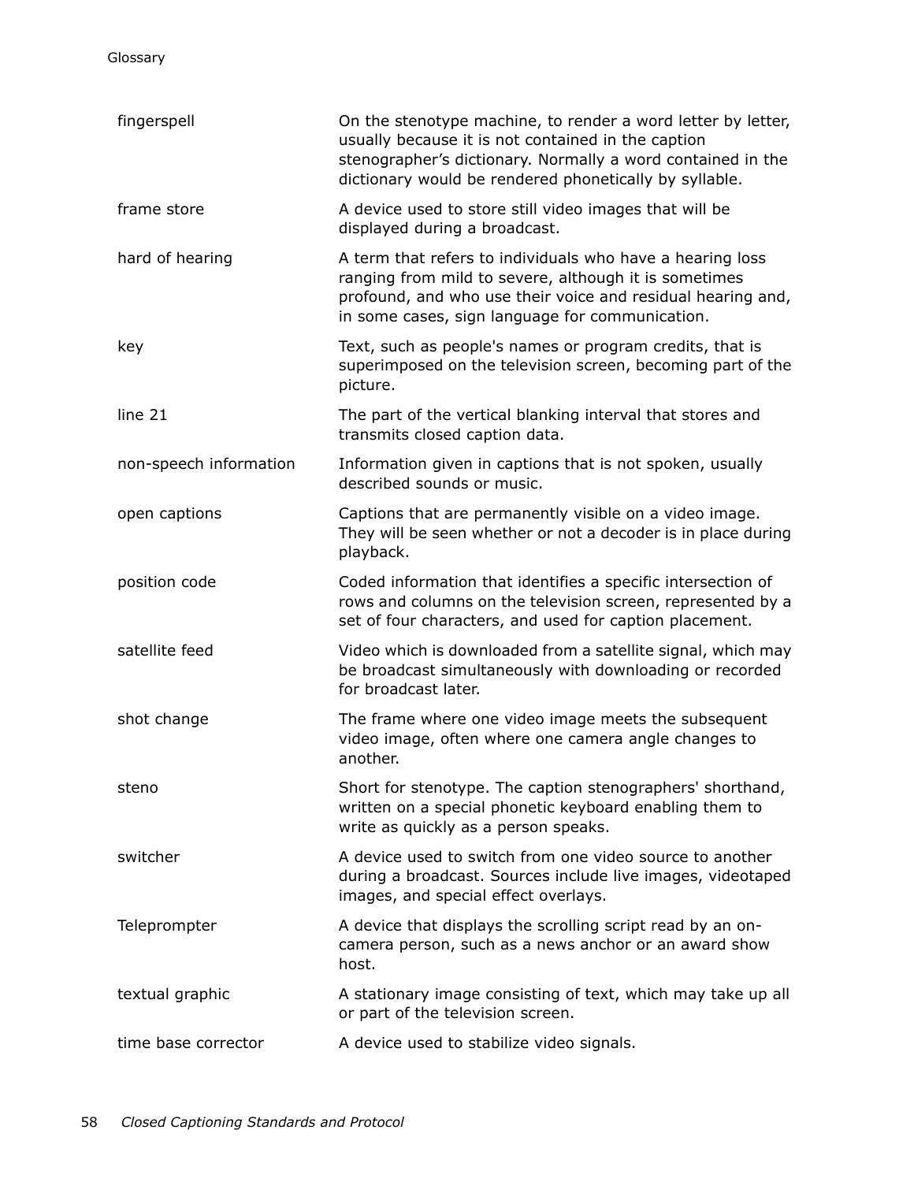| | |
|---|---|
| fingerspell | On the stenotype machine, to render a word letter by letter, usually because it is not contained in the caption stenographer's dictionary. Normally a word contained in the dictionary would be rendered phonetically by syllable. |
| frame store | A device used to store still video images that will be displayed during a broadcast. |
| hard of hearing | A term that refers to individuals who have a hearing loss ranging from mild to severe, although it is sometimes profound, and who use their voice and residual hearing and, in some cases, sign language for communication. |
| key | Text, such as people's names or program credits, that is superimposed on the television screen, becoming part of the picture. |
| line 21 | The part of the vertical blanking interval that stores and transmits closed caption data. |
| non-speech information | Information given in captions that is not spoken, usually described sounds or music. |
| open captions | Captions that are permanently visible on a video image. They will be seen whether or not a decoder is in place during playback. |
| position code | Coded information that identifies a specific intersection of rows and columns on the television screen, represented by a set of four characters, and used for caption placement. |
| satellite feed | Video which is downloaded from a satellite signal, which may be broadcast simultaneously with downloading or recorded for broadcast later. |
| shot change | The frame where one video image meets the subsequent video image, often where one camera angle changes to another. |
| steno | Short for stenotype. The caption stenographers' shorthand, written on a special phonetic keyboard enabling them to write as quickly as a person speaks. |
| switcher | A device used to switch from one video source to another during a broadcast. Sources include live images, videotaped images, and special effect overlays. |
| Teleprompter | A device that displays the scrolling script read by an on-camera person, such as a news anchor or an award show host. |
| textual graphic | A stationary image consisting of text, which may take up all or part of the television screen. |
| time base corrector | A device used to stabilize video signals. |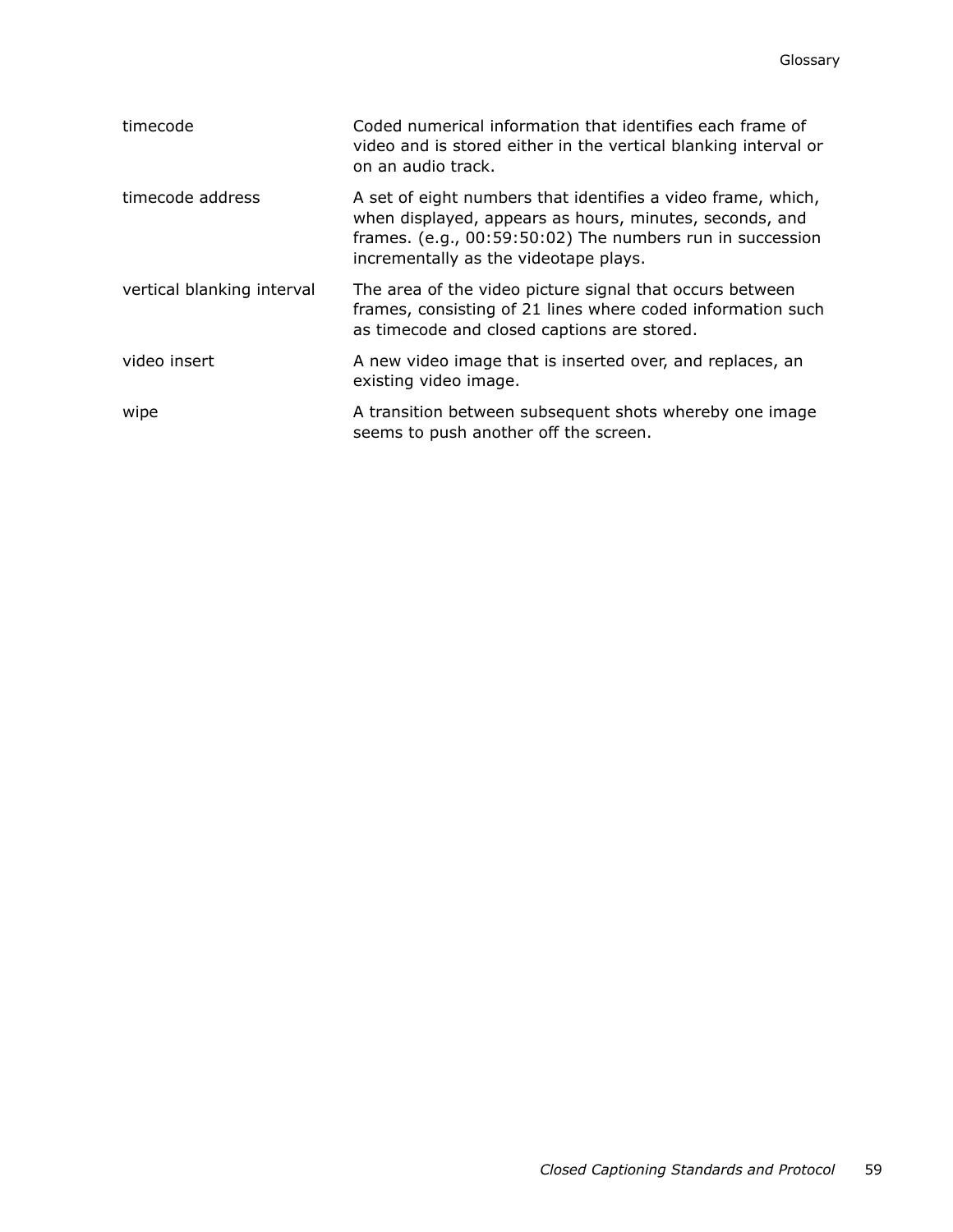| | |
|---|---|
| timecode | Coded numerical information that identifies each frame of video and is stored either in the vertical blanking interval or on an audio track. |
| timecode address | A set of eight numbers that identifies a video frame, which, when displayed, appears as hours, minutes, seconds, and frames. (e.g., 00:59:50:02) The numbers run in succession incrementally as the videotape plays. |
| vertical blanking interval | The area of the video picture signal that occurs between frames, consisting of 21 lines where coded information such as timecode and closed captions are stored. |
| video insert | A new video image that is inserted over, and replaces, an existing video image. |
| wipe | A transition between subsequent shots whereby one image seems to push another off the screen. |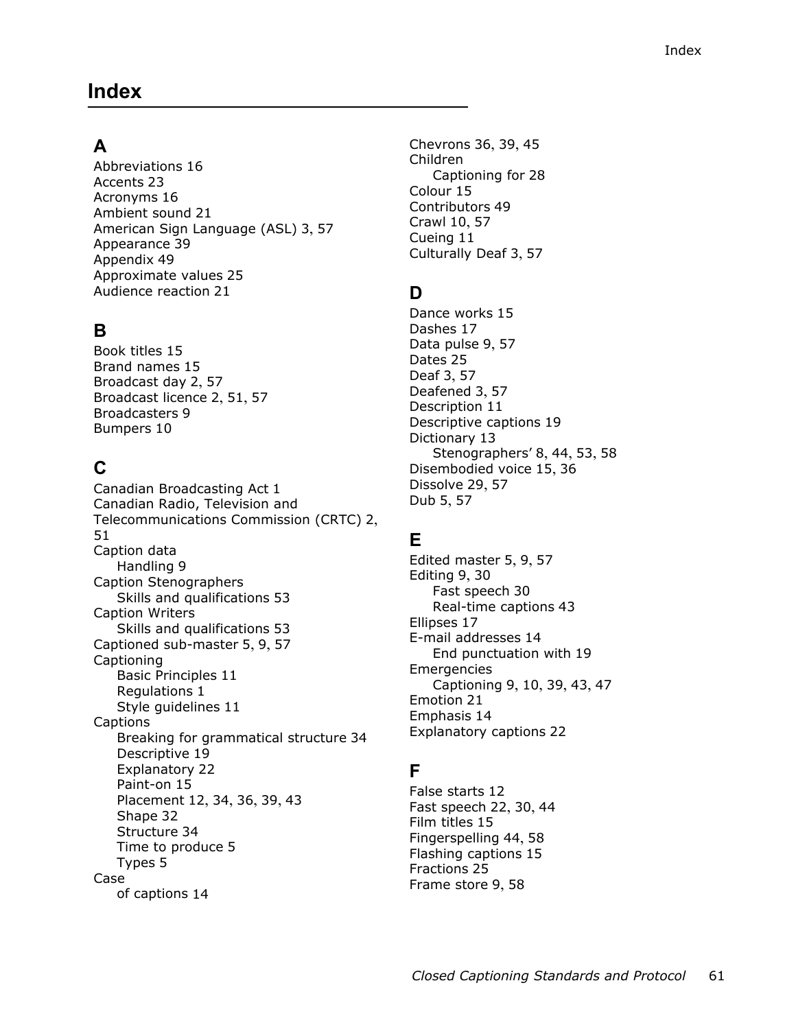# Index

## A

Abbreviations 16
Accents 23
Acronyms 16
Ambient sound 21
American Sign Language (ASL) 3, 57
Appearance 39
Appendix 49
Approximate values 25
Audience reaction 21

## B

Book titles 15
Brand names 15
Broadcast day 2, 57
Broadcast licence 2, 51, 57
Broadcasters 9
Bumpers 10

## C

Canadian Broadcasting Act 1
Canadian Radio, Television and Telecommunications Commission (CRTC) 2, 51
Caption data
- Handling 9

Caption Stenographers
- Skills and qualifications 53

Caption Writers
- Skills and qualifications 53

Captioned sub-master 5, 9, 57
Captioning
- Basic Principles 11
- Regulations 1
- Style guidelines 11

Captions
- Breaking for grammatical structure 34
- Descriptive 19
- Explanatory 22
- Paint-on 15
- Placement 12, 34, 36, 39, 43
- Shape 32
- Structure 34
- Time to produce 5
- Types 5

Case
- of captions 14

Chevrons 36, 39, 45
Children
- Captioning for 28

Colour 15
Contributors 49
Crawl 10, 57
Cueing 11
Culturally Deaf 3, 57

## D

Dance works 15
Dashes 17
Data pulse 9, 57
Dates 25
Deaf 3, 57
Deafened 3, 57
Description 11
Descriptive captions 19
Dictionary 13
- Stenographers' 8, 44, 53, 58

Disembodied voice 15, 36
Dissolve 29, 57
Dub 5, 57

## E

Edited master 5, 9, 57
Editing 9, 30
- Fast speech 30
- Real-time captions 43

Ellipses 17
E-mail addresses 14
- End punctuation with 19

Emergencies
- Captioning 9, 10, 39, 43, 47

Emotion 21
Emphasis 14
Explanatory captions 22

## F

False starts 12
Fast speech 22, 30, 44
Film titles 15
Fingerspelling 44, 58
Flashing captions 15
Fractions 25
Frame store 9, 58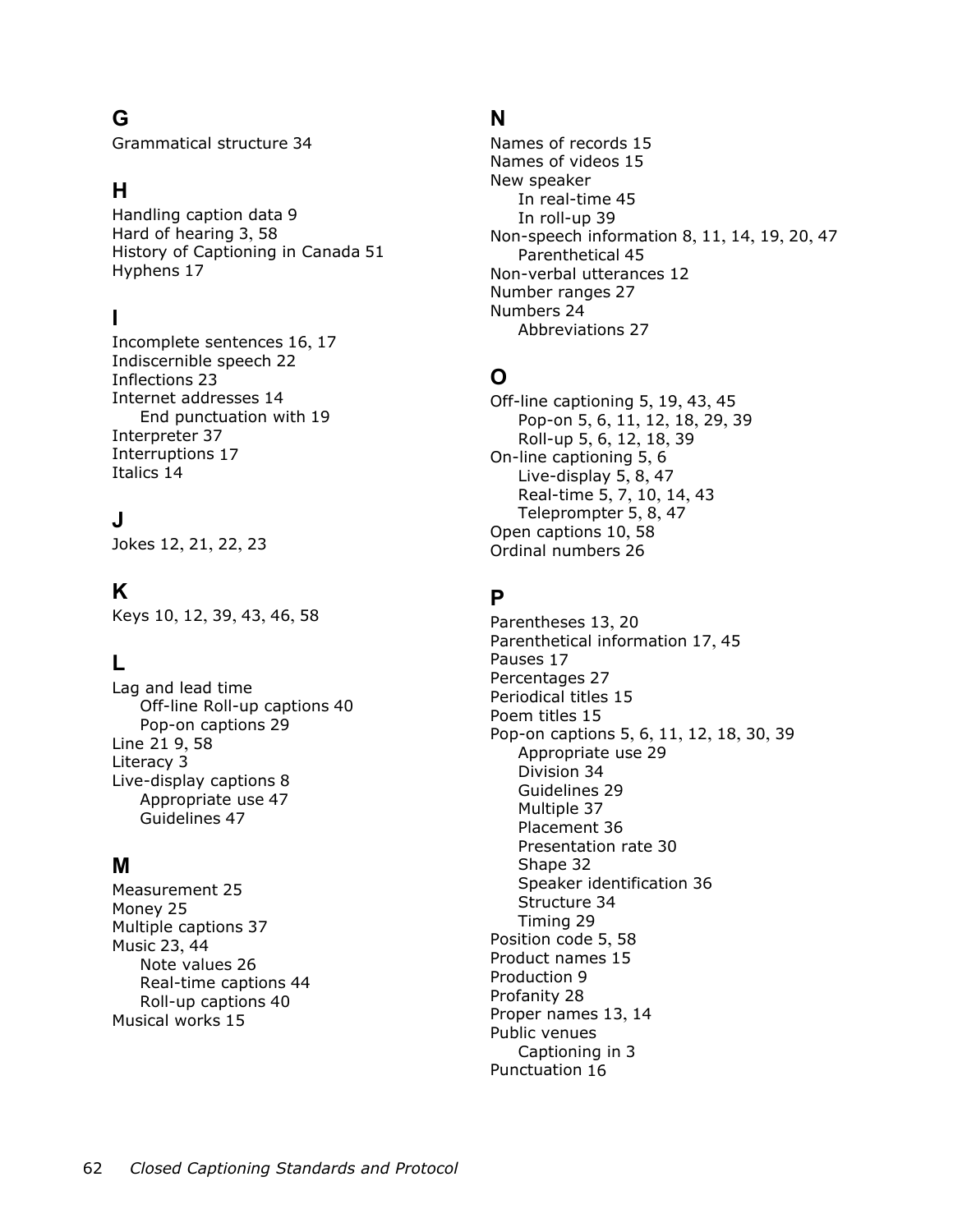## G

Grammatical structure 34

## H

Handling caption data 9
Hard of hearing 3, 58
History of Captioning in Canada 51
Hyphens 17

## I

Incomplete sentences 16, 17
Indiscernible speech 22
Inflections 23
Internet addresses 14
- End punctuation with 19

Interpreter 37
Interruptions 17
Italics 14

## J

Jokes 12, 21, 22, 23

## K

Keys 10, 12, 39, 43, 46, 58

## L

Lag and lead time
- Off-line Roll-up captions 40
- Pop-on captions 29

Line 21 9, 58
Literacy 3
Live-display captions 8
- Appropriate use 47
- Guidelines 47

## M

Measurement 25
Money 25
Multiple captions 37
Music 23, 44
- Note values 26
- Real-time captions 44
- Roll-up captions 40

Musical works 15

## N

Names of records 15
Names of videos 15
New speaker
- In real-time 45
- In roll-up 39

Non-speech information 8, 11, 14, 19, 20, 47
- Parenthetical 45

Non-verbal utterances 12
Number ranges 27
Numbers 24
- Abbreviations 27

## O

Off-line captioning 5, 19, 43, 45
- Pop-on 5, 6, 11, 12, 18, 29, 39
- Roll-up 5, 6, 12, 18, 39

On-line captioning 5, 6
- Live-display 5, 8, 47
- Real-time 5, 7, 10, 14, 43
- Teleprompter 5, 8, 47

Open captions 10, 58
Ordinal numbers 26

## P

Parentheses 13, 20
Parenthetical information 17, 45
Pauses 17
Percentages 27
Periodical titles 15
Poem titles 15
Pop-on captions 5, 6, 11, 12, 18, 30, 39
- Appropriate use 29
- Division 34
- Guidelines 29
- Multiple 37
- Placement 36
- Presentation rate 30
- Shape 32
- Speaker identification 36
- Structure 34
- Timing 29

Position code 5, 58
Product names 15
Production 9
Profanity 28
Proper names 13, 14
Public venues
- Captioning in 3

Punctuation 16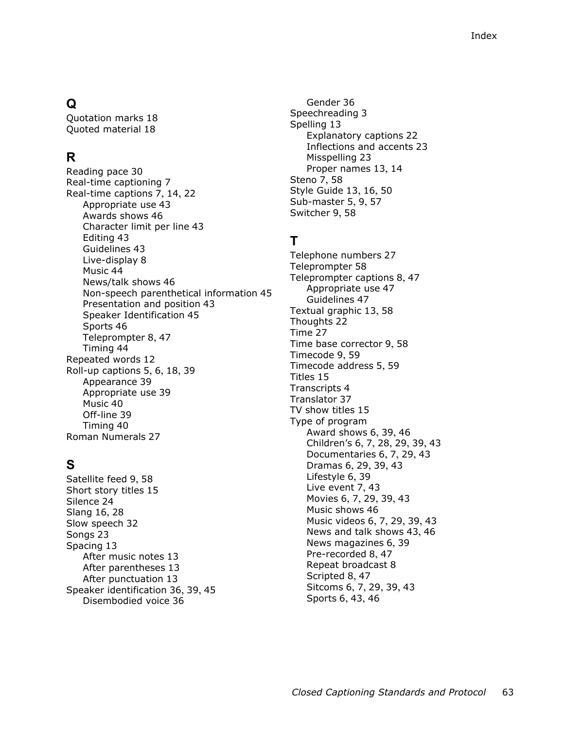## Q

Quotation marks 18
Quoted material 18

## R

Reading pace 30
Real-time captioning 7
Real-time captions 7, 14, 22
- Appropriate use 43
- Awards shows 46
- Character limit per line 43
- Editing 43
- Guidelines 43
- Live-display 8
- Music 44
- News/talk shows 46
- Non-speech parenthetical information 45
- Presentation and position 43
- Speaker Identification 45
- Sports 46
- Teleprompter 8, 47
- Timing 44

Repeated words 12
Roll-up captions 5, 6, 18, 39
- Appearance 39
- Appropriate use 39
- Music 40
- Off-line 39
- Timing 40

Roman Numerals 27

## S

Satellite feed 9, 58
Short story titles 15
Silence 24
Slang 16, 28
Slow speech 32
Songs 23
Spacing 13
- After music notes 13
- After parentheses 13
- After punctuation 13

Speaker identification 36, 39, 45
- Disembodied voice 36
- Gender 36

Speechreading 3
Spelling 13
- Explanatory captions 22
- Inflections and accents 23
- Misspelling 23
- Proper names 13, 14

Steno 7, 58
Style Guide 13, 16, 50
Sub-master 5, 9, 57
Switcher 9, 58

## T

Telephone numbers 27
Teleprompter 58
Teleprompter captions 8, 47
- Appropriate use 47
- Guidelines 47

Textual graphic 13, 58
Thoughts 22
Time 27
Time base corrector 9, 58
Timecode 9, 59
Timecode address 5, 59
Titles 15
Transcripts 4
Translator 37
TV show titles 15
Type of program
- Award shows 6, 39, 46
- Children's 6, 7, 28, 29, 39, 43
- Documentaries 6, 7, 29, 43
- Dramas 6, 29, 39, 43
- Lifestyle 6, 39
- Live event 7, 43
- Movies 6, 7, 29, 39, 43
- Music shows 46
- Music videos 6, 7, 29, 39, 43
- News and talk shows 43, 46
- News magazines 6, 39
- Pre-recorded 8, 47
- Repeat broadcast 8
- Scripted 8, 47
- Sitcoms 6, 7, 29, 39, 43
- Sports 6, 43, 46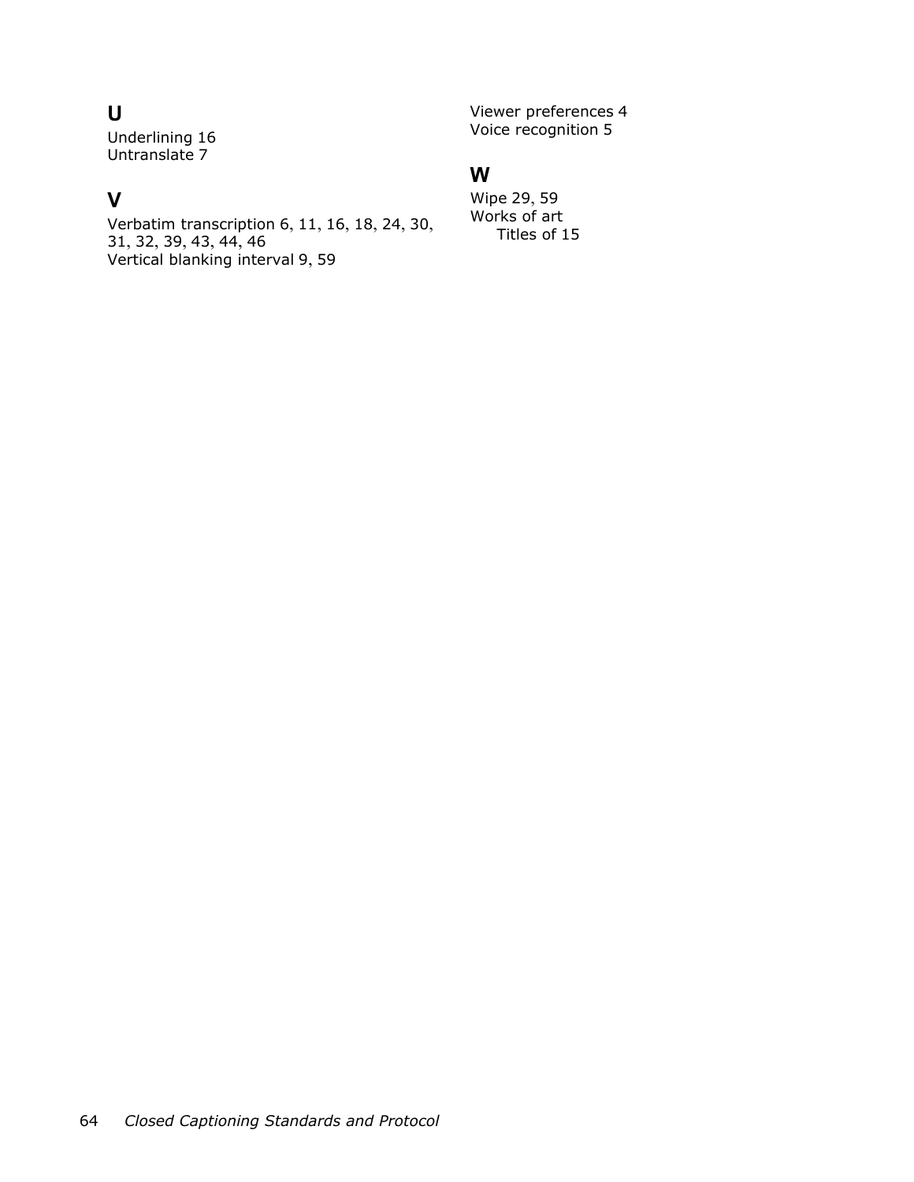## U

Underlining 16
Untranslate 7

## V

Verbatim transcription 6, 11, 16, 18, 24, 30, 31, 32, 39, 43, 44, 46
Vertical blanking interval 9, 59
Viewer preferences 4
Voice recognition 5

## W

Wipe 29, 59
Works of art
  Titles of 15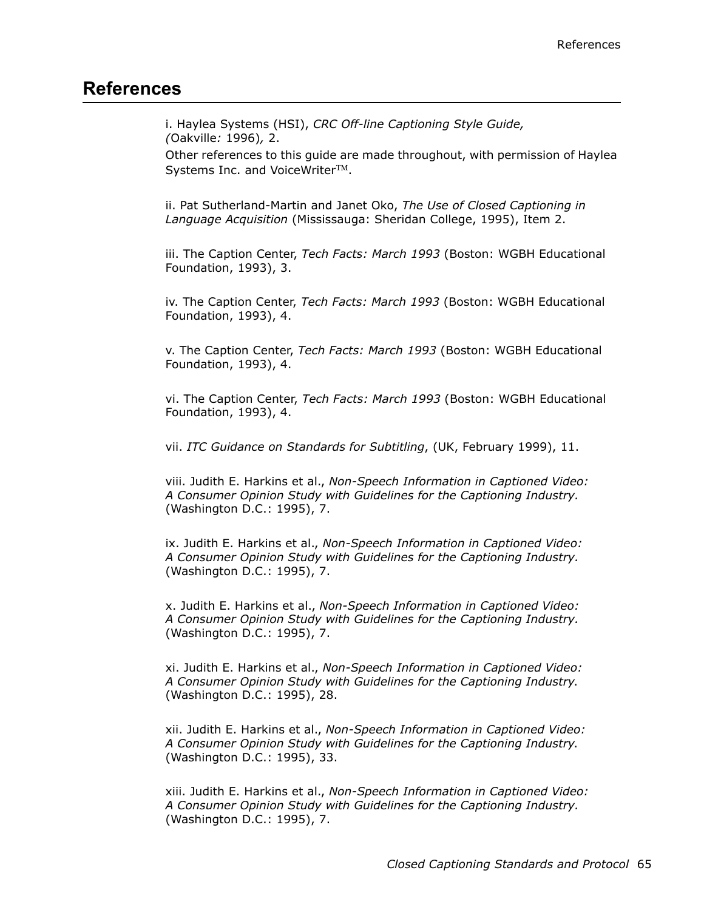# References

i. Haylea Systems (HSI), *CRC Off-line Captioning Style Guide,* *(*Oakville*:* 1996)*,* 2.

Other references to this guide are made throughout, with permission of Haylea Systems Inc. and VoiceWriter™.

ii. Pat Sutherland-Martin and Janet Oko, *The Use of Closed Captioning in Language Acquisition* (Mississauga: Sheridan College, 1995), Item 2.

iii. The Caption Center, *Tech Facts: March 1993* (Boston: WGBH Educational Foundation, 1993), 3.

iv. The Caption Center, *Tech Facts: March 1993* (Boston: WGBH Educational Foundation, 1993), 4.

v. The Caption Center, *Tech Facts: March 1993* (Boston: WGBH Educational Foundation, 1993), 4.

vi. The Caption Center, *Tech Facts: March 1993* (Boston: WGBH Educational Foundation, 1993), 4.

vii. *ITC Guidance on Standards for Subtitling*, (UK, February 1999), 11.

viii. Judith E. Harkins et al., *Non-Speech Information in Captioned Video: A Consumer Opinion Study with Guidelines for the Captioning Industry.* (Washington D.C.: 1995), 7.

ix. Judith E. Harkins et al., *Non-Speech Information in Captioned Video: A Consumer Opinion Study with Guidelines for the Captioning Industry.* (Washington D.C.: 1995), 7.

x. Judith E. Harkins et al., *Non-Speech Information in Captioned Video: A Consumer Opinion Study with Guidelines for the Captioning Industry.* (Washington D.C.: 1995), 7.

xi. Judith E. Harkins et al., *Non-Speech Information in Captioned Video: A Consumer Opinion Study with Guidelines for the Captioning Industry.* (Washington D.C.: 1995), 28.

xii. Judith E. Harkins et al., *Non-Speech Information in Captioned Video: A Consumer Opinion Study with Guidelines for the Captioning Industry.* (Washington D.C.: 1995), 33.

xiii. Judith E. Harkins et al., *Non-Speech Information in Captioned Video: A Consumer Opinion Study with Guidelines for the Captioning Industry.* (Washington D.C.: 1995), 7.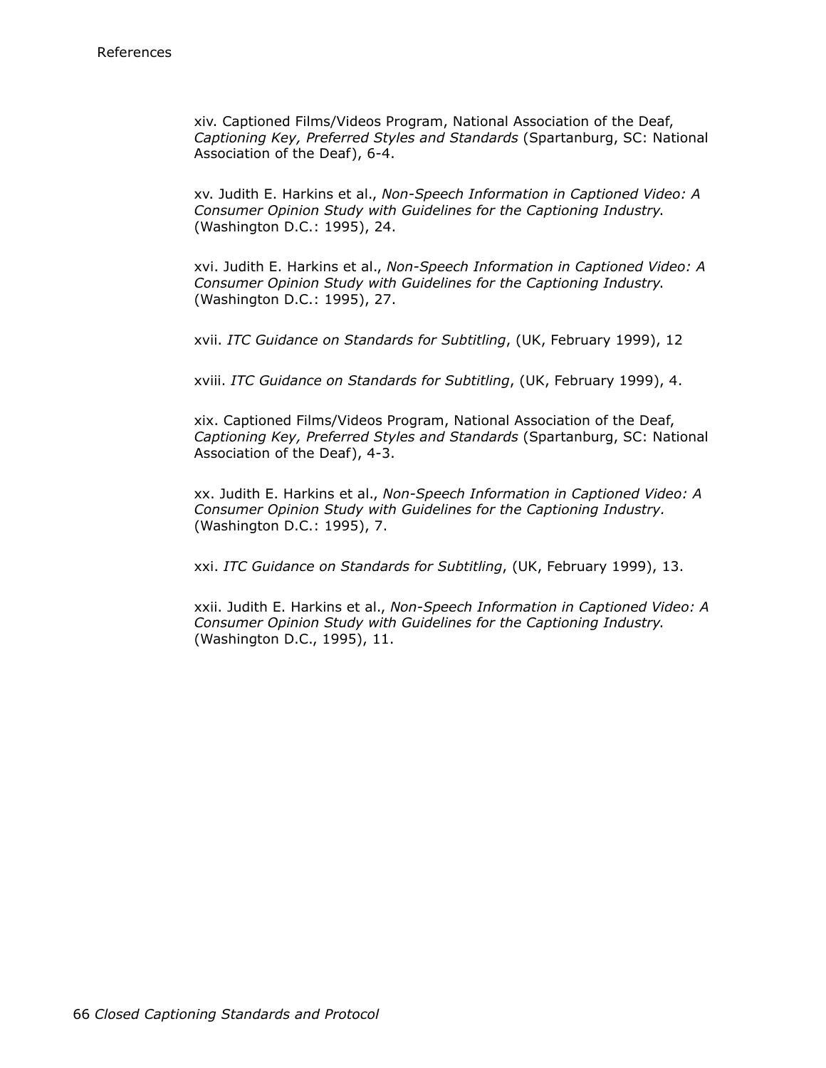xiv. Captioned Films/Videos Program, National Association of the Deaf, *Captioning Key, Preferred Styles and Standards* (Spartanburg, SC: National Association of the Deaf), 6-4.

xv. Judith E. Harkins et al., *Non-Speech Information in Captioned Video: A Consumer Opinion Study with Guidelines for the Captioning Industry*. (Washington D.C.: 1995), 24.

xvi. Judith E. Harkins et al., *Non-Speech Information in Captioned Video: A Consumer Opinion Study with Guidelines for the Captioning Industry*. (Washington D.C.: 1995), 27.

xvii. *ITC Guidance on Standards for Subtitling*, (UK, February 1999), 12

xviii. *ITC Guidance on Standards for Subtitling*, (UK, February 1999), 4.

xix. Captioned Films/Videos Program, National Association of the Deaf, *Captioning Key, Preferred Styles and Standards* (Spartanburg, SC: National Association of the Deaf), 4-3.

xx. Judith E. Harkins et al., *Non-Speech Information in Captioned Video: A Consumer Opinion Study with Guidelines for the Captioning Industry.* (Washington D.C.: 1995), 7.

xxi. *ITC Guidance on Standards for Subtitling*, (UK, February 1999), 13.

xxii. Judith E. Harkins et al., *Non-Speech Information in Captioned Video: A Consumer Opinion Study with Guidelines for the Captioning Industry*. (Washington D.C., 1995), 11.